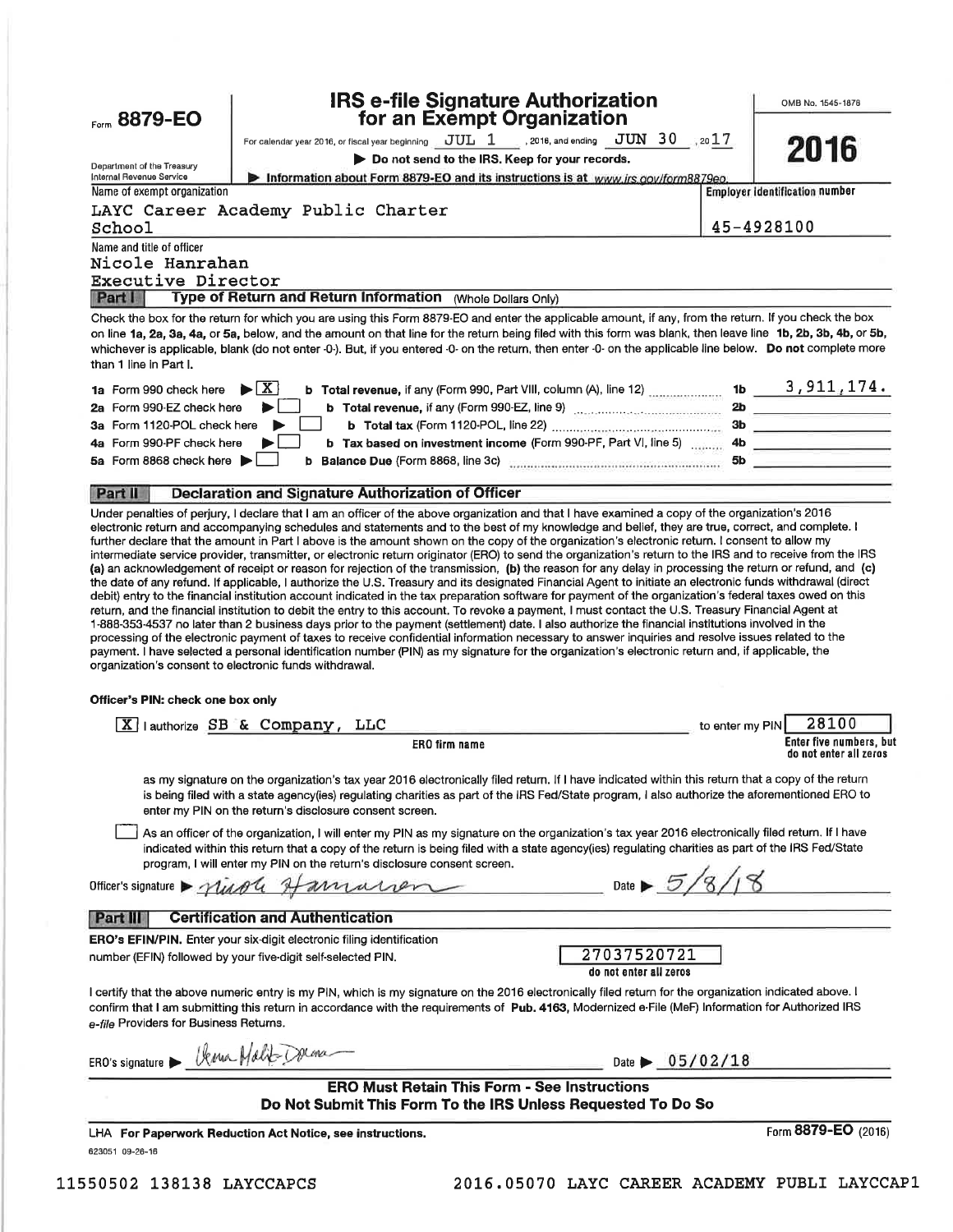# Form 8879-EO

## IRS e-file Signature Authorization for an Exempt Organization

OMB No. 1545-1878

**2016**

For calendar year 2016, or fiscal year beginning JUL 1, 2016, and ending JUN 30, 2017

Department of the Treasury
Internal Revenue Service

▶ Do not send to the IRS. Keep for your records.

▶ Information about Form 8879-EO and its instructions is at www.irs.gov/form8879eo.

| Name of exempt organization | Employer identification number |
|---|---|
| LAYC Career Academy Public Charter School | 45-4928100 |

Name and title of officer
Nicole Hanrahan
Executive Director

### Part I — Type of Return and Return Information (Whole Dollars Only)

Check the box for the return for which you are using this Form 8879-EO and enter the applicable amount, if any, from the return. If you check the box on line 1a, 2a, 3a, 4a, or 5a, below, and the amount on that line for the return being filed with this form was blank, then leave line 1b, 2b, 3b, 4b, or 5b, whichever is applicable, blank (do not enter -0-). But, if you entered -0- on the return, then enter -0- on the applicable line below. **Do not** complete more than 1 line in Part I.

| | | | |
|---|---|---|---|
| 1a Form 990 check here ▶ [X] | b **Total revenue,** if any (Form 990, Part VIII, column (A), line 12) | 1b | 3,911,174. |
| 2a Form 990-EZ check here ▶ [ ] | b **Total revenue,** if any (Form 990-EZ, line 9) | 2b | |
| 3a Form 1120-POL check here ▶ [ ] | b **Total tax** (Form 1120-POL, line 22) | 3b | |
| 4a Form 990-PF check here ▶ [ ] | b **Tax based on investment income** (Form 990-PF, Part VI, line 5) | 4b | |
| 5a Form 8868 check here ▶ [ ] | b **Balance Due** (Form 8868, line 3c) | 5b | |

### Part II — Declaration and Signature Authorization of Officer

Under penalties of perjury, I declare that I am an officer of the above organization and that I have examined a copy of the organization's 2016 electronic return and accompanying schedules and statements and to the best of my knowledge and belief, they are true, correct, and complete. I further declare that the amount in Part I above is the amount shown on the copy of the organization's electronic return. I consent to allow my intermediate service provider, transmitter, or electronic return originator (ERO) to send the organization's return to the IRS and to receive from the IRS (a) an acknowledgement of receipt or reason for rejection of the transmission, (b) the reason for any delay in processing the return or refund, and (c) the date of any refund. If applicable, I authorize the U.S. Treasury and its designated Financial Agent to initiate an electronic funds withdrawal (direct debit) entry to the financial institution account indicated in the tax preparation software for payment of the organization's federal taxes owed on this return, and the financial institution to debit the entry to this account. To revoke a payment, I must contact the U.S. Treasury Financial Agent at 1-888-353-4537 no later than 2 business days prior to the payment (settlement) date. I also authorize the financial institutions involved in the processing of the electronic payment of taxes to receive confidential information necessary to answer inquiries and resolve issues related to the payment. I have selected a personal identification number (PIN) as my signature for the organization's electronic return and, if applicable, the organization's consent to electronic funds withdrawal.

**Officer's PIN: check one box only**

[X] I authorize SB & Company, LLC (ERO firm name) to enter my PIN 28100 (Enter five numbers, but do not enter all zeros)

as my signature on the organization's tax year 2016 electronically filed return. If I have indicated within this return that a copy of the return is being filed with a state agency(ies) regulating charities as part of the IRS Fed/State program, I also authorize the aforementioned ERO to enter my PIN on the return's disclosure consent screen.

[ ] As an officer of the organization, I will enter my PIN as my signature on the organization's tax year 2016 electronically filed return. If I have indicated within this return that a copy of the return is being filed with a state agency(ies) regulating charities as part of the IRS Fed/State program, I will enter my PIN on the return's disclosure consent screen.

Officer's signature ▶ Nicole Hanrahan    Date ▶ 5/8/18

### Part III — Certification and Authentication

**ERO's EFIN/PIN.** Enter your six-digit electronic filing identification number (EFIN) followed by your five-digit self-selected PIN.

27037520721
do not enter all zeros

I certify that the above numeric entry is my PIN, which is my signature on the 2016 electronically filed return for the organization indicated above. I confirm that I am submitting this return in accordance with the requirements of **Pub. 4163**, Modernized e-File (MeF) Information for Authorized IRS *e-file* Providers for Business Returns.

ERO's signature ▶ [signature]    Date ▶ 05/02/18

**ERO Must Retain This Form - See Instructions**
**Do Not Submit This Form To the IRS Unless Requested To Do So**

LHA **For Paperwork Reduction Act Notice, see instructions.**

Form **8879-EO** (2016)

623051 09-26-16

11550502 138138 LAYCCAPCS    2016.05070 LAYC CAREER ACADEMY PUBLI LAYCCAP1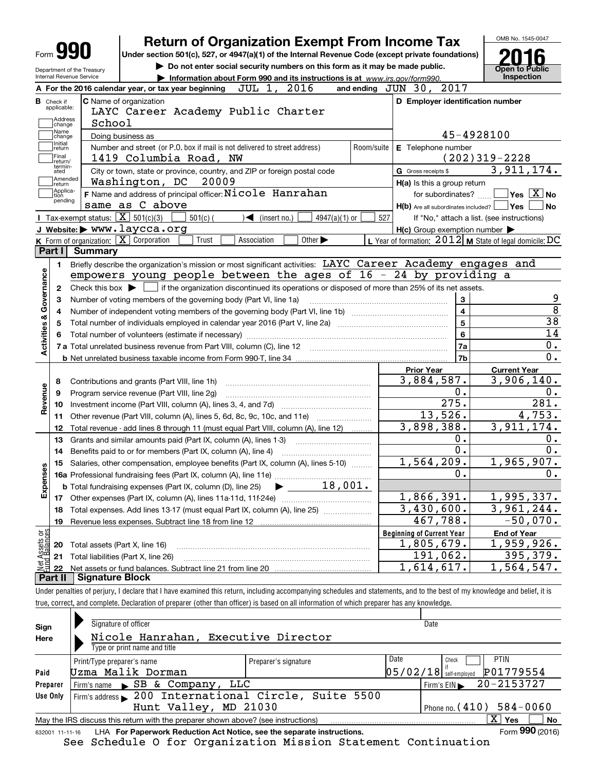Form **990**

# Return of Organization Exempt From Income Tax

**Under section 501(c), 527, or 4947(a)(1) of the Internal Revenue Code (except private foundations)**

▶ Do not enter social security numbers on this form as it may be made public.

▶ Information about Form 990 and its instructions is at www.irs.gov/form990.

Department of the Treasury
Internal Revenue Service

OMB No. 1545-0047

**2016**

**Open to Public Inspection**

**A** For the 2016 calendar year, or tax year beginning JUL 1, 2016 and ending JUN 30, 2017

**B** Check if applicable: Address change / Name change / Initial return / Final return/terminated / Amended return / Application pending

**C** Name of organization: LAYC Career Academy Public Charter School

Doing business as

Number and street (or P.O. box if mail is not delivered to street address): 1419 Columbia Road, NW | Room/suite

City or town, state or province, country, and ZIP or foreign postal code: Washington, DC 20009

**D** Employer identification number: 45-4928100

**E** Telephone number: (202)319-2228

**G** Gross receipts $ 3,911,174.

**F** Name and address of principal officer: Nicole Hanrahan, same as C above

**H(a)** Is this a group return for subordinates? ☐ Yes ☒ No

**H(b)** Are all subordinates included? ☐ Yes ☐ No — If "No," attach a list. (see instructions)

**H(c)** Group exemption number ▶

**I** Tax-exempt status: ☒ 501(c)(3) ☐ 501(c) ( ) ◀ (insert no.) ☐ 4947(a)(1) or ☐ 527

**J** Website: ▶ www.laycca.org

**K** Form of organization: ☒ Corporation ☐ Trust ☐ Association ☐ Other ▶

**L** Year of formation: 2012 **M** State of legal domicile: DC

## Part I Summary

**Activities & Governance**

1. Briefly describe the organization's mission or most significant activities: LAYC Career Academy engages and empowers young people between the ages of 16 - 24 by providing a
2. Check this box ▶ ☐ if the organization discontinued its operations or disposed of more than 25% of its net assets.

| | | | |
|---|---|---|---|
| 3 | Number of voting members of the governing body (Part VI, line 1a) | 3 | 9 |
| 4 | Number of independent voting members of the governing body (Part VI, line 1b) | 4 | 8 |
| 5 | Total number of individuals employed in calendar year 2016 (Part V, line 2a) | 5 | 38 |
| 6 | Total number of volunteers (estimate if necessary) | 6 | 14 |
| 7a | Total unrelated business revenue from Part VIII, column (C), line 12 | 7a | 0. |
| b | Net unrelated business taxable income from Form 990-T, line 34 | 7b | 0. |

| | | Prior Year | Current Year |
|---|---|---|---|
| **Revenue** | | | |
| 8 | Contributions and grants (Part VIII, line 1h) | 3,884,587. | 3,906,140. |
| 9 | Program service revenue (Part VIII, line 2g) | 0. | 0. |
| 10 | Investment income (Part VIII, column (A), lines 3, 4, and 7d) | 275. | 281. |
| 11 | Other revenue (Part VIII, column (A), lines 5, 6d, 8c, 9c, 10c, and 11e) | 13,526. | 4,753. |
| 12 | Total revenue - add lines 8 through 11 (must equal Part VIII, column (A), line 12) | 3,898,388. | 3,911,174. |
| **Expenses** | | | |
| 13 | Grants and similar amounts paid (Part IX, column (A), lines 1-3) | 0. | 0. |
| 14 | Benefits paid to or for members (Part IX, column (A), line 4) | 0. | 0. |
| 15 | Salaries, other compensation, employee benefits (Part IX, column (A), lines 5-10) | 1,564,209. | 1,965,907. |
| 16a | Professional fundraising fees (Part IX, column (A), line 11e) | 0. | 0. |
| b | Total fundraising expenses (Part IX, column (D), line 25) ▶ 18,001. | | |
| 17 | Other expenses (Part IX, column (A), lines 11a-11d, 11f-24e) | 1,866,391. | 1,995,337. |
| 18 | Total expenses. Add lines 13-17 (must equal Part IX, column (A), line 25) | 3,430,600. | 3,961,244. |
| 19 | Revenue less expenses. Subtract line 18 from line 12 | 467,788. | -50,070. |

| **Net Assets or Fund Balances** | | Beginning of Current Year | End of Year |
|---|---|---|---|
| 20 | Total assets (Part X, line 16) | 1,805,679. | 1,959,926. |
| 21 | Total liabilities (Part X, line 26) | 191,062. | 395,379. |
| 22 | Net assets or fund balances. Subtract line 21 from line 20 | 1,614,617. | 1,564,547. |

## Part II Signature Block

Under penalties of perjury, I declare that I have examined this return, including accompanying schedules and statements, and to the best of my knowledge and belief, it is true, correct, and complete. Declaration of preparer (other than officer) is based on all information of which preparer has any knowledge.

**Sign Here**

Signature of officer | Date

Nicole Hanrahan, Executive Director
Type or print name and title

**Paid Preparer Use Only**

| Print/Type preparer's name | Preparer's signature | Date | Check if self-employed | PTIN |
|---|---|---|---|---|
| Uzma Malik Dorman | | 05/02/18 | ☐ | P01779554 |

Firm's name ▶ SB & Company, LLC | Firm's EIN ▶ 20-2153727

Firm's address ▶ 200 International Circle, Suite 5500, Hunt Valley, MD 21030 | Phone no. (410) 584-0060

May the IRS discuss this return with the preparer shown above? (see instructions) ☒ Yes ☐ No

632001 11-11-16 LHA **For Paperwork Reduction Act Notice, see the separate instructions.** Form **990** (2016)

See Schedule O for Organization Mission Statement Continuation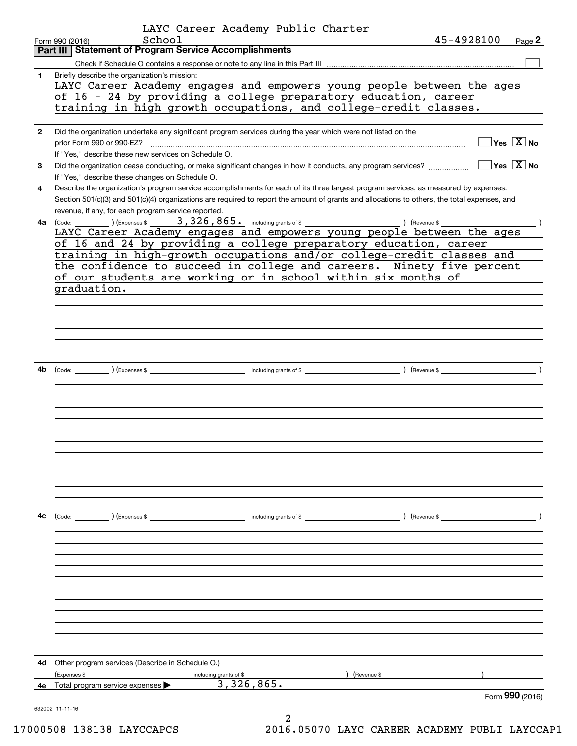LAYC Career Academy Public Charter School

Form 990 (2016) 45-4928100 Page **2**

## Part III Statement of Program Service Accomplishments

Check if Schedule O contains a response or note to any line in this Part III ☐

**1** Briefly describe the organization's mission:

LAYC Career Academy engages and empowers young people between the ages of 16 - 24 by providing a college preparatory education, career training in high growth occupations, and college-credit classes.

**2** Did the organization undertake any significant program services during the year which were not listed on the prior Form 990 or 990-EZ? ☐ Yes ☒ No

If "Yes," describe these new services on Schedule O.

**3** Did the organization cease conducting, or make significant changes in how it conducts, any program services? ☐ Yes ☒ No

If "Yes," describe these changes on Schedule O.

**4** Describe the organization's program service accomplishments for each of its three largest program services, as measured by expenses. Section 501(c)(3) and 501(c)(4) organizations are required to report the amount of grants and allocations to others, the total expenses, and revenue, if any, for each program service reported.

**4a** (Code: ) (Expenses $ 3,326,865. including grants of $ ) (Revenue $ )

LAYC Career Academy engages and empowers young people between the ages of 16 and 24 by providing a college preparatory education, career training in high-growth occupations and/or college-credit classes and the confidence to succeed in college and careers. Ninety five percent of our students are working or in school within six months of graduation.

**4b** (Code: ) (Expenses $ including grants of $ ) (Revenue $ )

**4c** (Code: ) (Expenses $ including grants of $ ) (Revenue $ )

**4d** Other program services (Describe in Schedule O.)

(Expenses $ including grants of $ ) (Revenue $ )

**4e** Total program service expenses ▶ 3,326,865.

Form **990** (2016)

632002 11-11-16

17000508 138138 LAYCCAPCS 2016.05070 LAYC CAREER ACADEMY PUBLI LAYCCAP1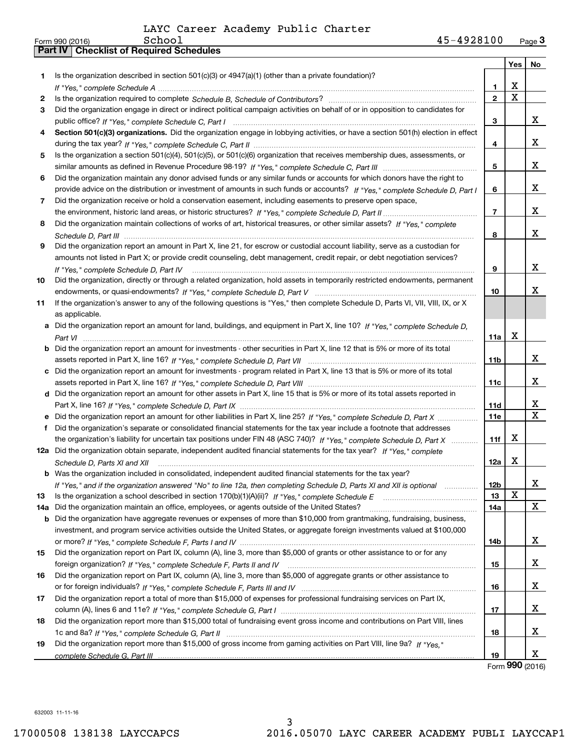LAYC Career Academy Public Charter School 45-4928100

Form 990 (2016)

## Part IV | Checklist of Required Schedules

| | | | Yes | No |
|---|---|---|---|---|
| 1 | Is the organization described in section 501(c)(3) or 4947(a)(1) (other than a private foundation)? *If "Yes," complete Schedule A* | 1 | X | |
| 2 | Is the organization required to complete *Schedule B, Schedule of Contributors*? | 2 | X | |
| 3 | Did the organization engage in direct or indirect political campaign activities on behalf of or in opposition to candidates for public office? *If "Yes," complete Schedule C, Part I* | 3 | | X |
| 4 | **Section 501(c)(3) organizations.** Did the organization engage in lobbying activities, or have a section 501(h) election in effect during the tax year? *If "Yes," complete Schedule C, Part II* | 4 | | X |
| 5 | Is the organization a section 501(c)(4), 501(c)(5), or 501(c)(6) organization that receives membership dues, assessments, or similar amounts as defined in Revenue Procedure 98-19? *If "Yes," complete Schedule C, Part III* | 5 | | X |
| 6 | Did the organization maintain any donor advised funds or any similar funds or accounts for which donors have the right to provide advice on the distribution or investment of amounts in such funds or accounts? *If "Yes," complete Schedule D, Part I* | 6 | | X |
| 7 | Did the organization receive or hold a conservation easement, including easements to preserve open space, the environment, historic land areas, or historic structures? *If "Yes," complete Schedule D, Part II* | 7 | | X |
| 8 | Did the organization maintain collections of works of art, historical treasures, or other similar assets? *If "Yes," complete Schedule D, Part III* | 8 | | X |
| 9 | Did the organization report an amount in Part X, line 21, for escrow or custodial account liability, serve as a custodian for amounts not listed in Part X; or provide credit counseling, debt management, credit repair, or debt negotiation services? *If "Yes," complete Schedule D, Part IV* | 9 | | X |
| 10 | Did the organization, directly or through a related organization, hold assets in temporarily restricted endowments, permanent endowments, or quasi-endowments? *If "Yes," complete Schedule D, Part V* | 10 | | X |
| 11 | If the organization's answer to any of the following questions is "Yes," then complete Schedule D, Parts VI, VII, VIII, IX, or X as applicable. | | | |
| a | Did the organization report an amount for land, buildings, and equipment in Part X, line 10? *If "Yes," complete Schedule D, Part VI* | 11a | X | |
| b | Did the organization report an amount for investments - other securities in Part X, line 12 that is 5% or more of its total assets reported in Part X, line 16? *If "Yes," complete Schedule D, Part VII* | 11b | | X |
| c | Did the organization report an amount for investments - program related in Part X, line 13 that is 5% or more of its total assets reported in Part X, line 16? *If "Yes," complete Schedule D, Part VIII* | 11c | | X |
| d | Did the organization report an amount for other assets in Part X, line 15 that is 5% or more of its total assets reported in Part X, line 16? *If "Yes," complete Schedule D, Part IX* | 11d | | X |
| e | Did the organization report an amount for other liabilities in Part X, line 25? *If "Yes," complete Schedule D, Part X* | 11e | | X |
| f | Did the organization's separate or consolidated financial statements for the tax year include a footnote that addresses the organization's liability for uncertain tax positions under FIN 48 (ASC 740)? *If "Yes," complete Schedule D, Part X* | 11f | X | |
| 12a | Did the organization obtain separate, independent audited financial statements for the tax year? *If "Yes," complete Schedule D, Parts XI and XII* | 12a | X | |
| b | Was the organization included in consolidated, independent audited financial statements for the tax year? *If "Yes," and if the organization answered "No" to line 12a, then completing Schedule D, Parts XI and XII is optional* | 12b | | X |
| 13 | Is the organization a school described in section 170(b)(1)(A)(ii)? *If "Yes," complete Schedule E* | 13 | X | |
| 14a | Did the organization maintain an office, employees, or agents outside of the United States? | 14a | | X |
| b | Did the organization have aggregate revenues or expenses of more than $10,000 from grantmaking, fundraising, business, investment, and program service activities outside the United States, or aggregate foreign investments valued at $100,000 or more? *If "Yes," complete Schedule F, Parts I and IV* | 14b | | X |
| 15 | Did the organization report on Part IX, column (A), line 3, more than $5,000 of grants or other assistance to or for any foreign organization? *If "Yes," complete Schedule F, Parts II and IV* | 15 | | X |
| 16 | Did the organization report on Part IX, column (A), line 3, more than $5,000 of aggregate grants or other assistance to or for foreign individuals? *If "Yes," complete Schedule F, Parts III and IV* | 16 | | X |
| 17 | Did the organization report a total of more than $15,000 of expenses for professional fundraising services on Part IX, column (A), lines 6 and 11e? *If "Yes," complete Schedule G, Part I* | 17 | | X |
| 18 | Did the organization report more than $15,000 total of fundraising event gross income and contributions on Part VIII, lines 1c and 8a? *If "Yes," complete Schedule G, Part II* | 18 | | X |
| 19 | Did the organization report more than $15,000 of gross income from gaming activities on Part VIII, line 9a? *If "Yes," complete Schedule G, Part III* | 19 | | X |

Form **990** (2016)

632003 11-11-16

17000508 138138 LAYCCAPCS 2016.05070 LAYC CAREER ACADEMY PUBLI LAYCCAP1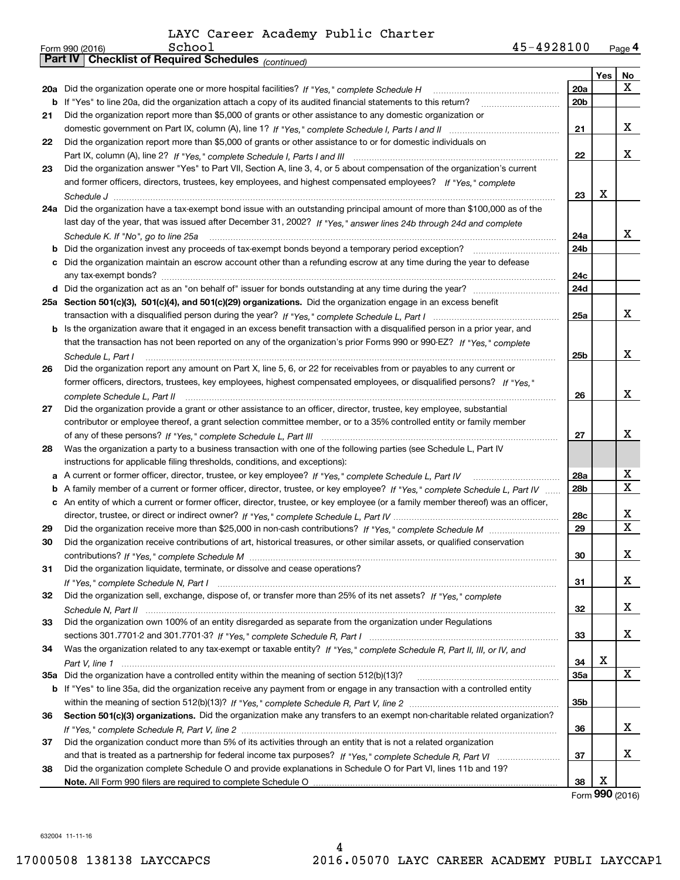LAYC Career Academy Public Charter School

Form 990 (2016) 45-4928100 Page **4**

**Part IV | Checklist of Required Schedules** *(continued)*

| | | | Yes | No |
|---|---|---|---|---|
| **20a** | Did the organization operate one or more hospital facilities? *If "Yes," complete Schedule H* | **20a** | | X |
| **b** | If "Yes" to line 20a, did the organization attach a copy of its audited financial statements to this return? | **20b** | | |
| **21** | Did the organization report more than $5,000 of grants or other assistance to any domestic organization or domestic government on Part IX, column (A), line 1? *If "Yes," complete Schedule I, Parts I and II* | **21** | | X |
| **22** | Did the organization report more than $5,000 of grants or other assistance to or for domestic individuals on Part IX, column (A), line 2? *If "Yes," complete Schedule I, Parts I and III* | **22** | | X |
| **23** | Did the organization answer "Yes" to Part VII, Section A, line 3, 4, or 5 about compensation of the organization's current and former officers, directors, trustees, key employees, and highest compensated employees? *If "Yes," complete Schedule J* | **23** | X | |
| **24a** | Did the organization have a tax-exempt bond issue with an outstanding principal amount of more than $100,000 as of the last day of the year, that was issued after December 31, 2002? *If "Yes," answer lines 24b through 24d and complete Schedule K. If "No", go to line 25a* | **24a** | | X |
| **b** | Did the organization invest any proceeds of tax-exempt bonds beyond a temporary period exception? | **24b** | | |
| **c** | Did the organization maintain an escrow account other than a refunding escrow at any time during the year to defease any tax-exempt bonds? | **24c** | | |
| **d** | Did the organization act as an "on behalf of" issuer for bonds outstanding at any time during the year? | **24d** | | |
| **25a** | **Section 501(c)(3), 501(c)(4), and 501(c)(29) organizations.** Did the organization engage in an excess benefit transaction with a disqualified person during the year? *If "Yes," complete Schedule L, Part I* | **25a** | | X |
| **b** | Is the organization aware that it engaged in an excess benefit transaction with a disqualified person in a prior year, and that the transaction has not been reported on any of the organization's prior Forms 990 or 990-EZ? *If "Yes," complete Schedule L, Part I* | **25b** | | X |
| **26** | Did the organization report any amount on Part X, line 5, 6, or 22 for receivables from or payables to any current or former officers, directors, trustees, key employees, highest compensated employees, or disqualified persons? *If "Yes," complete Schedule L, Part II* | **26** | | X |
| **27** | Did the organization provide a grant or other assistance to an officer, director, trustee, key employee, substantial contributor or employee thereof, a grant selection committee member, or to a 35% controlled entity or family member of any of these persons? *If "Yes," complete Schedule L, Part III* | **27** | | X |
| **28** | Was the organization a party to a business transaction with one of the following parties (see Schedule L, Part IV instructions for applicable filing thresholds, conditions, and exceptions): | | | |
| **a** | A current or former officer, director, trustee, or key employee? *If "Yes," complete Schedule L, Part IV* | **28a** | | X |
| **b** | A family member of a current or former officer, director, trustee, or key employee? *If "Yes," complete Schedule L, Part IV* | **28b** | | X |
| **c** | An entity of which a current or former officer, director, trustee, or key employee (or a family member thereof) was an officer, director, trustee, or direct or indirect owner? *If "Yes," complete Schedule L, Part IV* | **28c** | | X |
| **29** | Did the organization receive more than $25,000 in non-cash contributions? *If "Yes," complete Schedule M* | **29** | | X |
| **30** | Did the organization receive contributions of art, historical treasures, or other similar assets, or qualified conservation contributions? *If "Yes," complete Schedule M* | **30** | | X |
| **31** | Did the organization liquidate, terminate, or dissolve and cease operations? *If "Yes," complete Schedule N, Part I* | **31** | | X |
| **32** | Did the organization sell, exchange, dispose of, or transfer more than 25% of its net assets? *If "Yes," complete Schedule N, Part II* | **32** | | X |
| **33** | Did the organization own 100% of an entity disregarded as separate from the organization under Regulations sections 301.7701-2 and 301.7701-3? *If "Yes," complete Schedule R, Part I* | **33** | | X |
| **34** | Was the organization related to any tax-exempt or taxable entity? *If "Yes," complete Schedule R, Part II, III, or IV, and Part V, line 1* | **34** | X | |
| **35a** | Did the organization have a controlled entity within the meaning of section 512(b)(13)? | **35a** | | X |
| **b** | If "Yes" to line 35a, did the organization receive any payment from or engage in any transaction with a controlled entity within the meaning of section 512(b)(13)? *If "Yes," complete Schedule R, Part V, line 2* | **35b** | | |
| **36** | **Section 501(c)(3) organizations.** Did the organization make any transfers to an exempt non-charitable related organization? *If "Yes," complete Schedule R, Part V, line 2* | **36** | | X |
| **37** | Did the organization conduct more than 5% of its activities through an entity that is not a related organization and that is treated as a partnership for federal income tax purposes? *If "Yes," complete Schedule R, Part VI* | **37** | | X |
| **38** | Did the organization complete Schedule O and provide explanations in Schedule O for Part VI, lines 11b and 19? **Note.** All Form 990 filers are required to complete Schedule O | **38** | X | |

Form **990** (2016)

632004 11-11-16

17000508 138138 LAYCCAPCS 2016.05070 LAYC CAREER ACADEMY PUBLI LAYCCAP1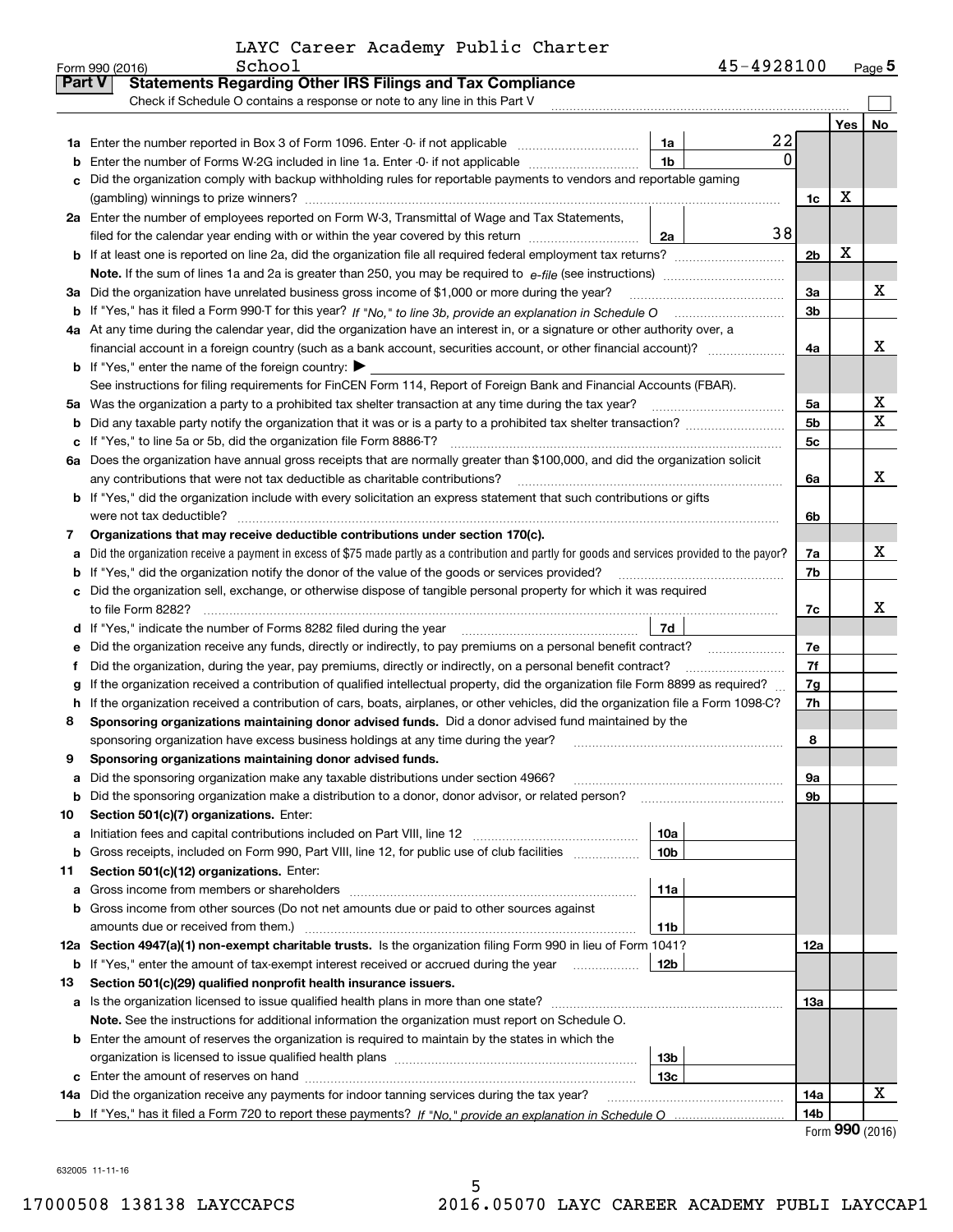LAYC Career Academy Public Charter School

Form 990 (2016) 45-4928100 Page 5

**Part V Statements Regarding Other IRS Filings and Tax Compliance**

Check if Schedule O contains a response or note to any line in this Part V

| | | | | | Yes | No |
|---|---|---|---|---|---|---|
| **1a** | Enter the number reported in Box 3 of Form 1096. Enter -0- if not applicable | 1a | 22 | | | |
| **b** | Enter the number of Forms W-2G included in line 1a. Enter -0- if not applicable | 1b | 0 | | | |
| **c** | Did the organization comply with backup withholding rules for reportable payments to vendors and reportable gaming (gambling) winnings to prize winners? | | | 1c | X | |
| **2a** | Enter the number of employees reported on Form W-3, Transmittal of Wage and Tax Statements, filed for the calendar year ending with or within the year covered by this return | 2a | 38 | | | |
| **b** | If at least one is reported on line 2a, did the organization file all required federal employment tax returns? | | | 2b | X | |
| | **Note.** If the sum of lines 1a and 2a is greater than 250, you may be required to e-file (see instructions) | | | | | |
| **3a** | Did the organization have unrelated business gross income of $1,000 or more during the year? | | | 3a | | X |
| **b** | If "Yes," has it filed a Form 990-T for this year? *If "No," to line 3b, provide an explanation in Schedule O* | | | 3b | | |
| **4a** | At any time during the calendar year, did the organization have an interest in, or a signature or other authority over, a financial account in a foreign country (such as a bank account, securities account, or other financial account)? | | | 4a | | X |
| **b** | If "Yes," enter the name of the foreign country: ▶ | | | | | |
| | See instructions for filing requirements for FinCEN Form 114, Report of Foreign Bank and Financial Accounts (FBAR). | | | | | |
| **5a** | Was the organization a party to a prohibited tax shelter transaction at any time during the tax year? | | | 5a | | X |
| **b** | Did any taxable party notify the organization that it was or is a party to a prohibited tax shelter transaction? | | | 5b | | X |
| **c** | If "Yes," to line 5a or 5b, did the organization file Form 8886-T? | | | 5c | | |
| **6a** | Does the organization have annual gross receipts that are normally greater than $100,000, and did the organization solicit any contributions that were not tax deductible as charitable contributions? | | | 6a | | X |
| **b** | If "Yes," did the organization include with every solicitation an express statement that such contributions or gifts were not tax deductible? | | | 6b | | |
| **7** | **Organizations that may receive deductible contributions under section 170(c).** | | | | | |
| **a** | Did the organization receive a payment in excess of $75 made partly as a contribution and partly for goods and services provided to the payor? | | | 7a | | X |
| **b** | If "Yes," did the organization notify the donor of the value of the goods or services provided? | | | 7b | | |
| **c** | Did the organization sell, exchange, or otherwise dispose of tangible personal property for which it was required to file Form 8282? | | | 7c | | X |
| **d** | If "Yes," indicate the number of Forms 8282 filed during the year | 7d | | | | |
| **e** | Did the organization receive any funds, directly or indirectly, to pay premiums on a personal benefit contract? | | | 7e | | |
| **f** | Did the organization, during the year, pay premiums, directly or indirectly, on a personal benefit contract? | | | 7f | | |
| **g** | If the organization received a contribution of qualified intellectual property, did the organization file Form 8899 as required? | | | 7g | | |
| **h** | If the organization received a contribution of cars, boats, airplanes, or other vehicles, did the organization file a Form 1098-C? | | | 7h | | |
| **8** | **Sponsoring organizations maintaining donor advised funds.** Did a donor advised fund maintained by the sponsoring organization have excess business holdings at any time during the year? | | | 8 | | |
| **9** | **Sponsoring organizations maintaining donor advised funds.** | | | | | |
| **a** | Did the sponsoring organization make any taxable distributions under section 4966? | | | 9a | | |
| **b** | Did the sponsoring organization make a distribution to a donor, donor advisor, or related person? | | | 9b | | |
| **10** | **Section 501(c)(7) organizations.** Enter: | | | | | |
| **a** | Initiation fees and capital contributions included on Part VIII, line 12 | 10a | | | | |
| **b** | Gross receipts, included on Form 990, Part VIII, line 12, for public use of club facilities | 10b | | | | |
| **11** | **Section 501(c)(12) organizations.** Enter: | | | | | |
| **a** | Gross income from members or shareholders | 11a | | | | |
| **b** | Gross income from other sources (Do not net amounts due or paid to other sources against amounts due or received from them.) | 11b | | | | |
| **12a** | **Section 4947(a)(1) non-exempt charitable trusts.** Is the organization filing Form 990 in lieu of Form 1041? | | | 12a | | |
| **b** | If "Yes," enter the amount of tax-exempt interest received or accrued during the year | 12b | | | | |
| **13** | **Section 501(c)(29) qualified nonprofit health insurance issuers.** | | | | | |
| **a** | Is the organization licensed to issue qualified health plans in more than one state? | | | 13a | | |
| | **Note.** See the instructions for additional information the organization must report on Schedule O. | | | | | |
| **b** | Enter the amount of reserves the organization is required to maintain by the states in which the organization is licensed to issue qualified health plans | 13b | | | | |
| **c** | Enter the amount of reserves on hand | 13c | | | | |
| **14a** | Did the organization receive any payments for indoor tanning services during the tax year? | | | 14a | | X |
| **b** | If "Yes," has it filed a Form 720 to report these payments? *If "No," provide an explanation in Schedule O* | | | 14b | | |

Form **990** (2016)

632005 11-11-16

17000508 138138 LAYCCAPCS 2016.05070 LAYC CAREER ACADEMY PUBLI LAYCCAP1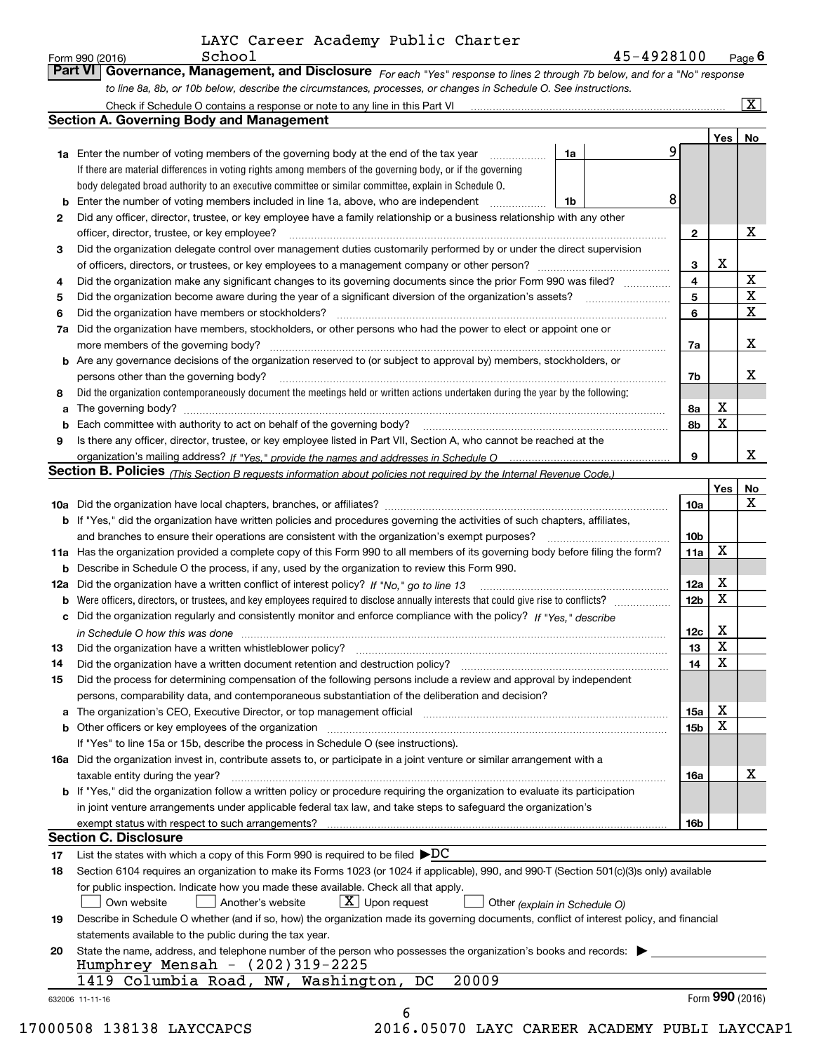LAYC Career Academy Public Charter School

Form 990 (2016) 45-4928100 Page 6

**Part VI Governance, Management, and Disclosure** *For each "Yes" response to lines 2 through 7b below, and for a "No" response to line 8a, 8b, or 10b below, describe the circumstances, processes, or changes in Schedule O. See instructions.*

Check if Schedule O contains a response or note to any line in this Part VI ... [X]

## Section A. Governing Body and Management

| | | | | Yes | No |
|---|---|---|---|---|---|
| 1a | Enter the number of voting members of the governing body at the end of the tax year ... If there are material differences in voting rights among members of the governing body, or if the governing body delegated broad authority to an executive committee or similar committee, explain in Schedule O. | 1a: 9 | | | |
| b | Enter the number of voting members included in line 1a, above, who are independent | 1b: 8 | | | |
| 2 | Did any officer, director, trustee, or key employee have a family relationship or a business relationship with any other officer, director, trustee, or key employee? | | 2 | | X |
| 3 | Did the organization delegate control over management duties customarily performed by or under the direct supervision of officers, directors, or trustees, or key employees to a management company or other person? | | 3 | X | |
| 4 | Did the organization make any significant changes to its governing documents since the prior Form 990 was filed? | | 4 | | X |
| 5 | Did the organization become aware during the year of a significant diversion of the organization's assets? | | 5 | | X |
| 6 | Did the organization have members or stockholders? | | 6 | | X |
| 7a | Did the organization have members, stockholders, or other persons who had the power to elect or appoint one or more members of the governing body? | | 7a | | X |
| b | Are any governance decisions of the organization reserved to (or subject to approval by) members, stockholders, or persons other than the governing body? | | 7b | | X |
| 8 | Did the organization contemporaneously document the meetings held or written actions undertaken during the year by the following: | | | | |
| a | The governing body? | | 8a | X | |
| b | Each committee with authority to act on behalf of the governing body? | | 8b | X | |
| 9 | Is there any officer, director, trustee, or key employee listed in Part VII, Section A, who cannot be reached at the organization's mailing address? *If "Yes," provide the names and addresses in Schedule O* | | 9 | | X |

## Section B. Policies *(This Section B requests information about policies not required by the Internal Revenue Code.)*

| | | | Yes | No |
|---|---|---|---|---|
| 10a | Did the organization have local chapters, branches, or affiliates? | 10a | | X |
| b | If "Yes," did the organization have written policies and procedures governing the activities of such chapters, affiliates, and branches to ensure their operations are consistent with the organization's exempt purposes? | 10b | | |
| 11a | Has the organization provided a complete copy of this Form 990 to all members of its governing body before filing the form? | 11a | X | |
| b | Describe in Schedule O the process, if any, used by the organization to review this Form 990. | | | |
| 12a | Did the organization have a written conflict of interest policy? *If "No," go to line 13* | 12a | X | |
| b | Were officers, directors, or trustees, and key employees required to disclose annually interests that could give rise to conflicts? | 12b | X | |
| c | Did the organization regularly and consistently monitor and enforce compliance with the policy? *If "Yes," describe in Schedule O how this was done* | 12c | X | |
| 13 | Did the organization have a written whistleblower policy? | 13 | X | |
| 14 | Did the organization have a written document retention and destruction policy? | 14 | X | |
| 15 | Did the process for determining compensation of the following persons include a review and approval by independent persons, comparability data, and contemporaneous substantiation of the deliberation and decision? | | | |
| a | The organization's CEO, Executive Director, or top management official | 15a | X | |
| b | Other officers or key employees of the organization | 15b | X | |
| | If "Yes" to line 15a or 15b, describe the process in Schedule O (see instructions). | | | |
| 16a | Did the organization invest in, contribute assets to, or participate in a joint venture or similar arrangement with a taxable entity during the year? | 16a | | X |
| b | If "Yes," did the organization follow a written policy or procedure requiring the organization to evaluate its participation in joint venture arrangements under applicable federal tax law, and take steps to safeguard the organization's exempt status with respect to such arrangements? | 16b | | |

## Section C. Disclosure

17 List the states with which a copy of this Form 990 is required to be filed ▶DC

18 Section 6104 requires an organization to make its Forms 1023 (or 1024 if applicable), 990, and 990-T (Section 501(c)(3)s only) available for public inspection. Indicate how you made these available. Check all that apply.

[ ] Own website [ ] Another's website [X] Upon request [ ] Other *(explain in Schedule O)*

19 Describe in Schedule O whether (and if so, how) the organization made its governing documents, conflict of interest policy, and financial statements available to the public during the tax year.

20 State the name, address, and telephone number of the person who possesses the organization's books and records: ▶

Humphrey Mensah - (202)319-2225
1419 Columbia Road, NW, Washington, DC 20009

632006 11-11-16 Form 990 (2016)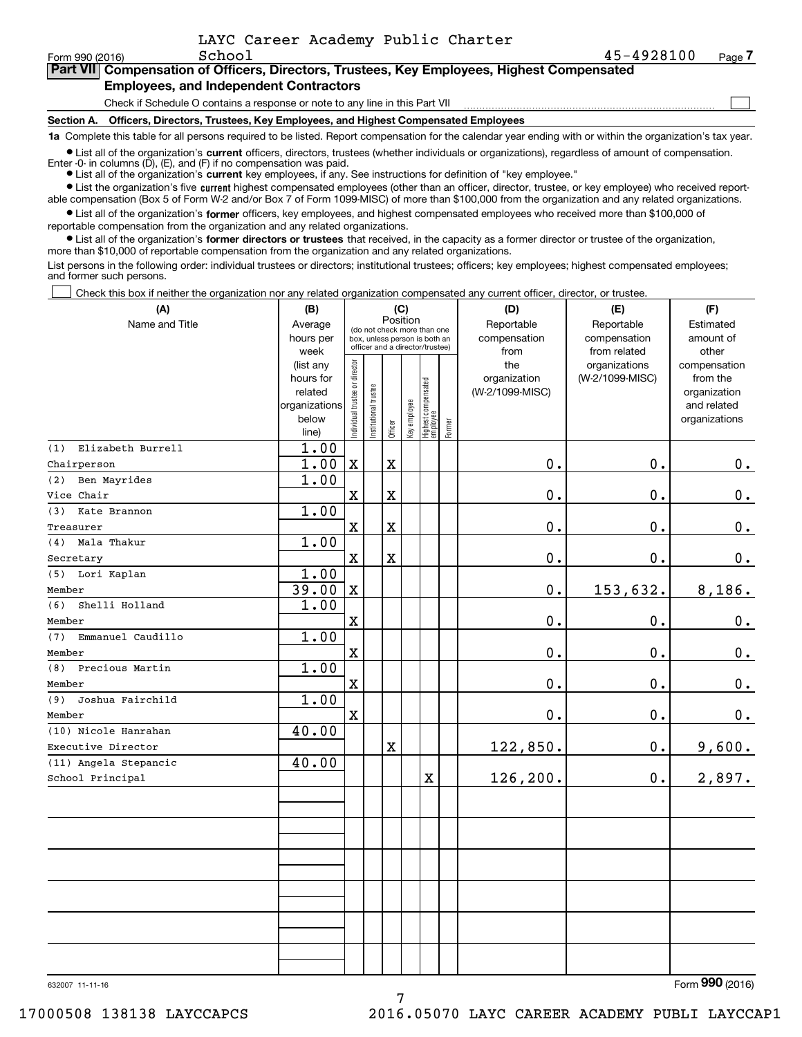LAYC Career Academy Public Charter School — 45-4928100

Form 990 (2016)

**Part VII Compensation of Officers, Directors, Trustees, Key Employees, Highest Compensated Employees, and Independent Contractors**

Check if Schedule O contains a response or note to any line in this Part VII ☐

**Section A. Officers, Directors, Trustees, Key Employees, and Highest Compensated Employees**

**1a** Complete this table for all persons required to be listed. Report compensation for the calendar year ending with or within the organization's tax year.

- List all of the organization's **current** officers, directors, trustees (whether individuals or organizations), regardless of amount of compensation. Enter -0- in columns (D), (E), and (F) if no compensation was paid.
- List all of the organization's **current** key employees, if any. See instructions for definition of "key employee."
- List the organization's five **current** highest compensated employees (other than an officer, director, trustee, or key employee) who received reportable compensation (Box 5 of Form W-2 and/or Box 7 of Form 1099-MISC) of more than $100,000 from the organization and any related organizations.
- List all of the organization's **former** officers, key employees, and highest compensated employees who received more than $100,000 of reportable compensation from the organization and any related organizations.
- List all of the organization's **former directors or trustees** that received, in the capacity as a former director or trustee of the organization, more than $10,000 of reportable compensation from the organization and any related organizations.

List persons in the following order: individual trustees or directors; institutional trustees; officers; key employees; highest compensated employees; and former such persons.

☐ Check this box if neither the organization nor any related organization compensated any current officer, director, or trustee.

| (A) Name and Title | (B) Average hours per week (list any hours for related organizations below line) | (C) Position: Individual trustee or director | Institutional trustee | Officer | Key employee | Highest compensated employee | Former | (D) Reportable compensation from the organization (W-2/1099-MISC) | (E) Reportable compensation from related organizations (W-2/1099-MISC) | (F) Estimated amount of other compensation from the organization and related organizations |
|---|---|---|---|---|---|---|---|---|---|---|
| (1) Elizabeth Burrell<br>Chairperson | 1.00<br>1.00 | X | | X | | | | 0. | 0. | 0. |
| (2) Ben Mayrides<br>Vice Chair | 1.00 | X | | X | | | | 0. | 0. | 0. |
| (3) Kate Brannon<br>Treasurer | 1.00 | X | | X | | | | 0. | 0. | 0. |
| (4) Mala Thakur<br>Secretary | 1.00 | X | | X | | | | 0. | 0. | 0. |
| (5) Lori Kaplan<br>Member | 1.00<br>39.00 | X | | | | | | 0. | 153,632. | 8,186. |
| (6) Shelli Holland<br>Member | 1.00 | X | | | | | | 0. | 0. | 0. |
| (7) Emmanuel Caudillo<br>Member | 1.00 | X | | | | | | 0. | 0. | 0. |
| (8) Precious Martin<br>Member | 1.00 | X | | | | | | 0. | 0. | 0. |
| (9) Joshua Fairchild<br>Member | 1.00 | X | | | | | | 0. | 0. | 0. |
| (10) Nicole Hanrahan<br>Executive Director | 40.00 | | | X | | | | 122,850. | 0. | 9,600. |
| (11) Angela Stepancic<br>School Principal | 40.00 | | | | | X | | 126,200. | 0. | 2,897. |

632007 11-11-16

Form **990** (2016)

17000508 138138 LAYCCAPCS 2016.05070 LAYC CAREER ACADEMY PUBLI LAYCCAP1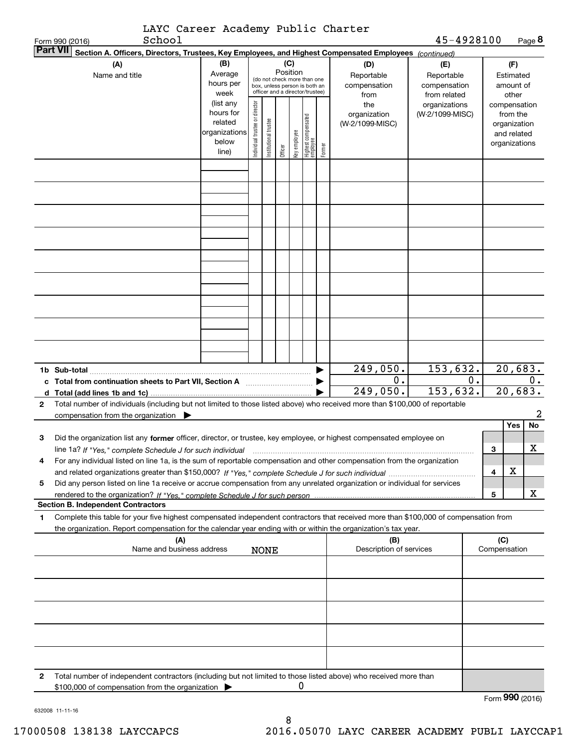LAYC Career Academy Public Charter School 45-4928100

Form 990 (2016) Page **8**

**Part VII** **Section A. Officers, Directors, Trustees, Key Employees, and Highest Compensated Employees** *(continued)*

| (A) Name and title | (B) Average hours per week (list any hours for related organizations below line) | (C) Position (do not check more than one box, unless person is both an officer and a director/trustee): Individual trustee or director | Institutional trustee | Officer | Key employee | Highest compensated employee | Former | (D) Reportable compensation from the organization (W-2/1099-MISC) | (E) Reportable compensation from related organizations (W-2/1099-MISC) | (F) Estimated amount of other compensation from the organization and related organizations |
|---|---|---|---|---|---|---|---|---|---|---|
| | | | | | | | | | | |
| | | | | | | | | | | |
| | | | | | | | | | | |
| | | | | | | | | | | |
| | | | | | | | | | | |
| | | | | | | | | | | |
| | | | | | | | | | | |
| | | | | | | | | | | |
| | | | | | | | | | | |

| | (D) | (E) | (F) |
|---|---|---|---|
| **1b Sub-total** | 249,050. | 153,632. | 20,683. |
| **c Total from continuation sheets to Part VII, Section A** | 0. | 0. | 0. |
| **d Total (add lines 1b and 1c)** | 249,050. | 153,632. | 20,683. |

**2** Total number of individuals (including but not limited to those listed above) who received more than $100,000 of reportable compensation from the organization ▶ 2

| | | Yes | No |
|---|---|---|---|
| **3** Did the organization list any **former** officer, director, or trustee, key employee, or highest compensated employee on line 1a? *If "Yes," complete Schedule J for such individual* | 3 | | X |
| **4** For any individual listed on line 1a, is the sum of reportable compensation and other compensation from the organization and related organizations greater than $150,000? *If "Yes," complete Schedule J for such individual* | 4 | X | |
| **5** Did any person listed on line 1a receive or accrue compensation from any unrelated organization or individual for services rendered to the organization? *If "Yes," complete Schedule J for such person* | 5 | | X |

**Section B. Independent Contractors**

**1** Complete this table for your five highest compensated independent contractors that received more than $100,000 of compensation from the organization. Report compensation for the calendar year ending with or within the organization's tax year.

| (A) Name and business address NONE | (B) Description of services | (C) Compensation |
|---|---|---|
| | | |
| | | |
| | | |
| | | |
| | | |

**2** Total number of independent contractors (including but not limited to those listed above) who received more than $100,000 of compensation from the organization ▶ 0

Form **990** (2016)

632008 11-11-16

17000508 138138 LAYCCAPCS 2016.05070 LAYC CAREER ACADEMY PUBLI LAYCCAP1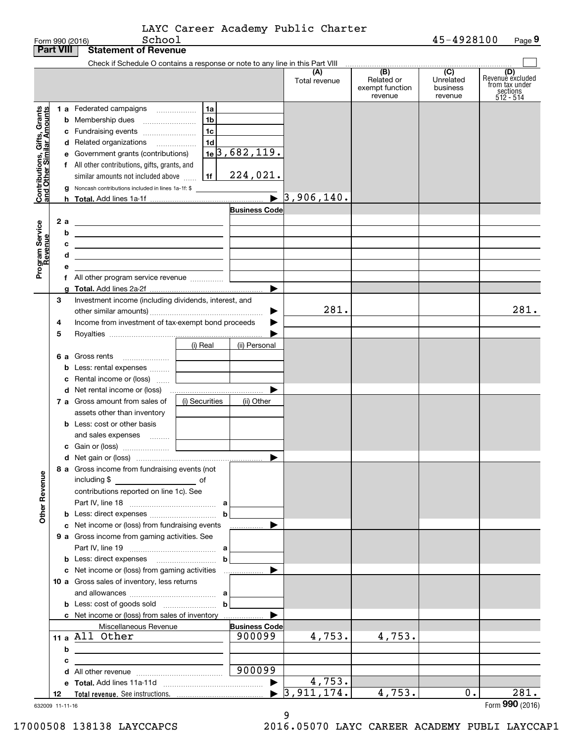LAYC Career Academy Public Charter School

45-4928100

Form 990 (2016)

## Part VIII Statement of Revenue

Check if Schedule O contains a response or note to any line in this Part VIII

| | | | (A) Total revenue | (B) Related or exempt function revenue | (C) Unrelated business revenue | (D) Revenue excluded from tax under sections 512 - 514 |
|---|---|---|---|---|---|---|
| **Contributions, Gifts, Grants and Other Similar Amounts** | | | | | | |
| 1 a Federated campaigns | 1a | | | | | |
| b Membership dues | 1b | | | | | |
| c Fundraising events | 1c | | | | | |
| d Related organizations | 1d | | | | | |
| e Government grants (contributions) | 1e | 3,682,119. | | | | |
| f All other contributions, gifts, grants, and similar amounts not included above | 1f | 224,021. | | | | |
| g Noncash contributions included in lines 1a-1f: $ | | | | | | |
| h **Total.** Add lines 1a-1f | | ▶ | 3,906,140. | | | |
| **Program Service Revenue** | | Business Code | | | | |
| 2 a | | | | | | |
| b | | | | | | |
| c | | | | | | |
| d | | | | | | |
| e | | | | | | |
| f All other program service revenue | | | | | | |
| g **Total.** Add lines 2a-2f | | ▶ | | | | |
| **Other Revenue** | | | | | | |
| 3 Investment income (including dividends, interest, and other similar amounts) | | ▶ | 281. | | | 281. |
| 4 Income from investment of tax-exempt bond proceeds | | ▶ | | | | |
| 5 Royalties | | ▶ | | | | |
| | (i) Real | (ii) Personal | | | | |
| 6 a Gross rents | | | | | | |
| b Less: rental expenses | | | | | | |
| c Rental income or (loss) | | | | | | |
| d Net rental income or (loss) | | ▶ | | | | |
| 7 a Gross amount from sales of assets other than inventory | (i) Securities | (ii) Other | | | | |
| b Less: cost or other basis and sales expenses | | | | | | |
| c Gain or (loss) | | | | | | |
| d Net gain or (loss) | | ▶ | | | | |
| 8 a Gross income from fundraising events (not including $ ____ of contributions reported on line 1c). See Part IV, line 18 | a | | | | | |
| b Less: direct expenses | b | | | | | |
| c Net income or (loss) from fundraising events | | ▶ | | | | |
| 9 a Gross income from gaming activities. See Part IV, line 19 | a | | | | | |
| b Less: direct expenses | b | | | | | |
| c Net income or (loss) from gaming activities | | ▶ | | | | |
| 10 a Gross sales of inventory, less returns and allowances | a | | | | | |
| b Less: cost of goods sold | b | | | | | |
| c Net income or (loss) from sales of inventory | | ▶ | | | | |
| Miscellaneous Revenue | | Business Code | | | | |
| 11 a All Other | | 900099 | 4,753. | 4,753. | | |
| b | | | | | | |
| c | | | | | | |
| d All other revenue | | 900099 | | | | |
| e **Total.** Add lines 11a-11d | | ▶ | 4,753. | | | |
| 12 **Total revenue.** See instructions. | | ▶ | 3,911,174. | 4,753. | 0. | 281. |

632009 11-11-16

Form **990** (2016)

17000508 138138 LAYCCAPCS 2016.05070 LAYC CAREER ACADEMY PUBLI LAYCCAP1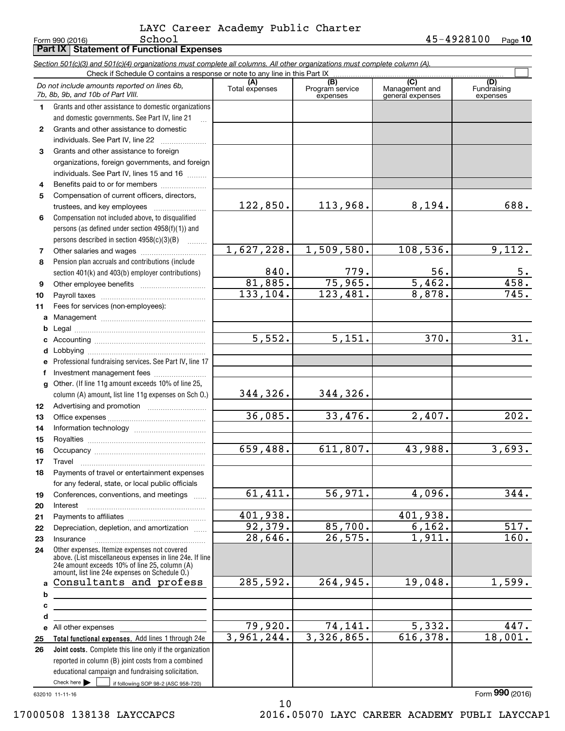LAYC Career Academy Public Charter School

Form 990 (2016) 45-4928100

## Part IX Statement of Functional Expenses

*Section 501(c)(3) and 501(c)(4) organizations must complete all columns. All other organizations must complete column (A).*

Check if Schedule O contains a response or note to any line in this Part IX

| *Do not include amounts reported on lines 6b, 7b, 8b, 9b, and 10b of Part VIII.* | (A) Total expenses | (B) Program service expenses | (C) Management and general expenses | (D) Fundraising expenses |
|---|---|---|---|---|
| 1 Grants and other assistance to domestic organizations and domestic governments. See Part IV, line 21 | | | | |
| 2 Grants and other assistance to domestic individuals. See Part IV, line 22 | | | | |
| 3 Grants and other assistance to foreign organizations, foreign governments, and foreign individuals. See Part IV, lines 15 and 16 | | | | |
| 4 Benefits paid to or for members | | | | |
| 5 Compensation of current officers, directors, trustees, and key employees | 122,850. | 113,968. | 8,194. | 688. |
| 6 Compensation not included above, to disqualified persons (as defined under section 4958(f)(1)) and persons described in section 4958(c)(3)(B) | | | | |
| 7 Other salaries and wages | 1,627,228. | 1,509,580. | 108,536. | 9,112. |
| 8 Pension plan accruals and contributions (include section 401(k) and 403(b) employer contributions) | 840. | 779. | 56. | 5. |
| 9 Other employee benefits | 81,885. | 75,965. | 5,462. | 458. |
| 10 Payroll taxes | 133,104. | 123,481. | 8,878. | 745. |
| 11 Fees for services (non-employees): | | | | |
| a Management | | | | |
| b Legal | | | | |
| c Accounting | 5,552. | 5,151. | 370. | 31. |
| d Lobbying | | | | |
| e Professional fundraising services. See Part IV, line 17 | | | | |
| f Investment management fees | | | | |
| g Other. (If line 11g amount exceeds 10% of line 25, column (A) amount, list line 11g expenses on Sch O.) | 344,326. | 344,326. | | |
| 12 Advertising and promotion | | | | |
| 13 Office expenses | 36,085. | 33,476. | 2,407. | 202. |
| 14 Information technology | | | | |
| 15 Royalties | | | | |
| 16 Occupancy | 659,488. | 611,807. | 43,988. | 3,693. |
| 17 Travel | | | | |
| 18 Payments of travel or entertainment expenses for any federal, state, or local public officials | | | | |
| 19 Conferences, conventions, and meetings | 61,411. | 56,971. | 4,096. | 344. |
| 20 Interest | | | | |
| 21 Payments to affiliates | 401,938. | | 401,938. | |
| 22 Depreciation, depletion, and amortization | 92,379. | 85,700. | 6,162. | 517. |
| 23 Insurance | 28,646. | 26,575. | 1,911. | 160. |
| 24 Other expenses. Itemize expenses not covered above. (List miscellaneous expenses in line 24e. If line 24e amount exceeds 10% of line 25, column (A) amount, list line 24e expenses on Schedule O.) | | | | |
| a Consultants and profess | 285,592. | 264,945. | 19,048. | 1,599. |
| b | | | | |
| c | | | | |
| d | | | | |
| e All other expenses | 79,920. | 74,141. | 5,332. | 447. |
| 25 **Total functional expenses.** Add lines 1 through 24e | 3,961,244. | 3,326,865. | 616,378. | 18,001. |
| 26 **Joint costs.** Complete this line only if the organization reported in column (B) joint costs from a combined educational campaign and fundraising solicitation. Check here ☐ if following SOP 98-2 (ASC 958-720) | | | | |

632010 11-11-16

Form **990** (2016)

17000508 138138 LAYCCAPCS 2016.05070 LAYC CAREER ACADEMY PUBLI LAYCCAP1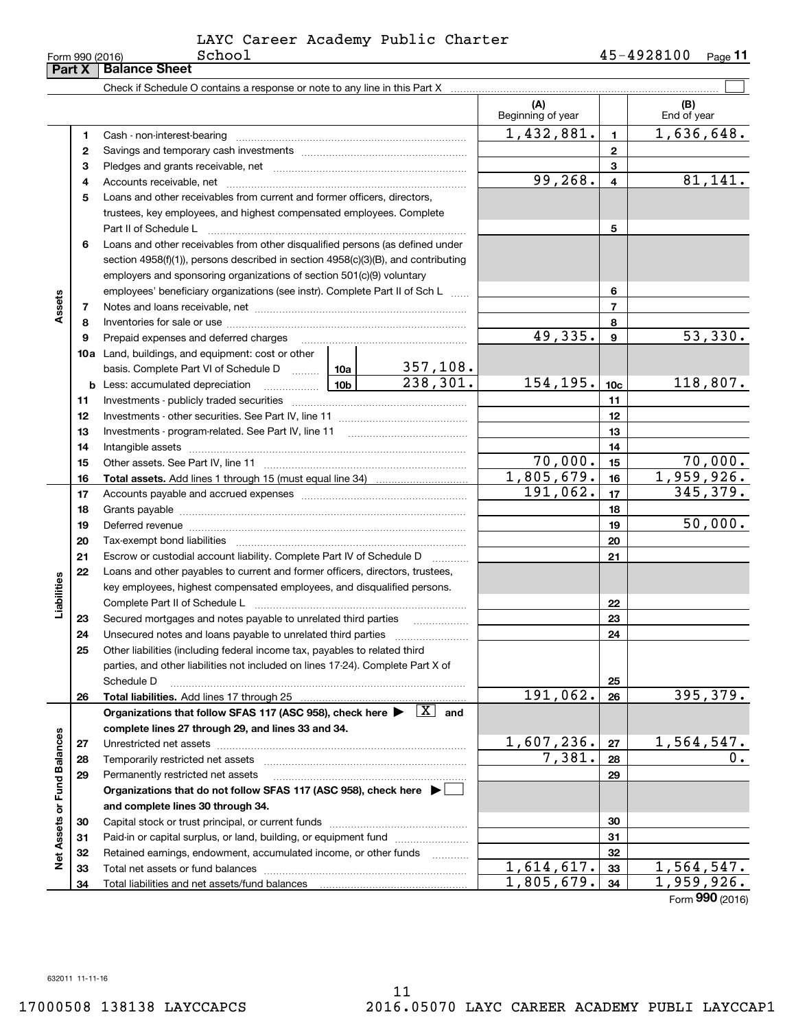LAYC Career Academy Public Charter School

Form 990 (2016) 45-4928100 Page 11

## Part X Balance Sheet

Check if Schedule O contains a response or note to any line in this Part X

| | | | (A) Beginning of year | | (B) End of year |
|---|---|---|---|---|---|
| **Assets** | 1 | Cash - non-interest-bearing | 1,432,881. | 1 | 1,636,648. |
| | 2 | Savings and temporary cash investments | | 2 | |
| | 3 | Pledges and grants receivable, net | | 3 | |
| | 4 | Accounts receivable, net | 99,268. | 4 | 81,141. |
| | 5 | Loans and other receivables from current and former officers, directors, trustees, key employees, and highest compensated employees. Complete Part II of Schedule L | | 5 | |
| | 6 | Loans and other receivables from other disqualified persons (as defined under section 4958(f)(1)), persons described in section 4958(c)(3)(B), and contributing employers and sponsoring organizations of section 501(c)(9) voluntary employees' beneficiary organizations (see instr). Complete Part II of Sch L | | 6 | |
| | 7 | Notes and loans receivable, net | | 7 | |
| | 8 | Inventories for sale or use | | 8 | |
| | 9 | Prepaid expenses and deferred charges | 49,335. | 9 | 53,330. |
| | 10a | Land, buildings, and equipment: cost or other basis. Complete Part VI of Schedule D — 10a: 357,108. | | | |
| | b | Less: accumulated depreciation — 10b: 238,301. | 154,195. | 10c | 118,807. |
| | 11 | Investments - publicly traded securities | | 11 | |
| | 12 | Investments - other securities. See Part IV, line 11 | | 12 | |
| | 13 | Investments - program-related. See Part IV, line 11 | | 13 | |
| | 14 | Intangible assets | | 14 | |
| | 15 | Other assets. See Part IV, line 11 | 70,000. | 15 | 70,000. |
| | 16 | **Total assets.** Add lines 1 through 15 (must equal line 34) | 1,805,679. | 16 | 1,959,926. |
| **Liabilities** | 17 | Accounts payable and accrued expenses | 191,062. | 17 | 345,379. |
| | 18 | Grants payable | | 18 | |
| | 19 | Deferred revenue | | 19 | 50,000. |
| | 20 | Tax-exempt bond liabilities | | 20 | |
| | 21 | Escrow or custodial account liability. Complete Part IV of Schedule D | | 21 | |
| | 22 | Loans and other payables to current and former officers, directors, trustees, key employees, highest compensated employees, and disqualified persons. Complete Part II of Schedule L | | 22 | |
| | 23 | Secured mortgages and notes payable to unrelated third parties | | 23 | |
| | 24 | Unsecured notes and loans payable to unrelated third parties | | 24 | |
| | 25 | Other liabilities (including federal income tax, payables to related third parties, and other liabilities not included on lines 17-24). Complete Part X of Schedule D | | 25 | |
| | 26 | **Total liabilities.** Add lines 17 through 25 | 191,062. | 26 | 395,379. |
| **Net Assets or Fund Balances** | | **Organizations that follow SFAS 117 (ASC 958), check here** [X] **and complete lines 27 through 29, and lines 33 and 34.** | | | |
| | 27 | Unrestricted net assets | 1,607,236. | 27 | 1,564,547. |
| | 28 | Temporarily restricted net assets | 7,381. | 28 | 0. |
| | 29 | Permanently restricted net assets | | 29 | |
| | | **Organizations that do not follow SFAS 117 (ASC 958), check here** [ ] **and complete lines 30 through 34.** | | | |
| | 30 | Capital stock or trust principal, or current funds | | 30 | |
| | 31 | Paid-in or capital surplus, or land, building, or equipment fund | | 31 | |
| | 32 | Retained earnings, endowment, accumulated income, or other funds | | 32 | |
| | 33 | Total net assets or fund balances | 1,614,617. | 33 | 1,564,547. |
| | 34 | Total liabilities and net assets/fund balances | 1,805,679. | 34 | 1,959,926. |

Form **990** (2016)

632011 11-11-16

17000508 138138 LAYCCAPCS 2016.05070 LAYC CAREER ACADEMY PUBLI LAYCCAP1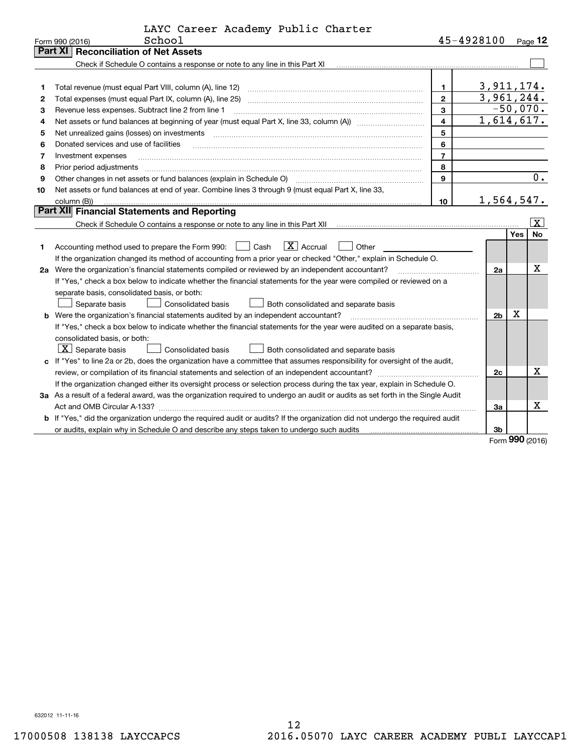LAYC Career Academy Public Charter School | 45-4928100

Form 990 (2016)

## Part XI Reconciliation of Net Assets

Check if Schedule O contains a response or note to any line in this Part XI ☐

| | | | |
|---|---|---|---|
| 1 | Total revenue (must equal Part VIII, column (A), line 12) | 1 | 3,911,174. |
| 2 | Total expenses (must equal Part IX, column (A), line 25) | 2 | 3,961,244. |
| 3 | Revenue less expenses. Subtract line 2 from line 1 | 3 | -50,070. |
| 4 | Net assets or fund balances at beginning of year (must equal Part X, line 33, column (A)) | 4 | 1,614,617. |
| 5 | Net unrealized gains (losses) on investments | 5 | |
| 6 | Donated services and use of facilities | 6 | |
| 7 | Investment expenses | 7 | |
| 8 | Prior period adjustments | 8 | |
| 9 | Other changes in net assets or fund balances (explain in Schedule O) | 9 | 0. |
| 10 | Net assets or fund balances at end of year. Combine lines 3 through 9 (must equal Part X, line 33, column (B)) | 10 | 1,564,547. |

## Part XII Financial Statements and Reporting

Check if Schedule O contains a response or note to any line in this Part XII ☒

| | | | Yes | No |
|---|---|---|---|---|
| 1 | Accounting method used to prepare the Form 990: ☐ Cash ☒ Accrual ☐ Other<br>If the organization changed its method of accounting from a prior year or checked "Other," explain in Schedule O. | | | |
| 2a | Were the organization's financial statements compiled or reviewed by an independent accountant?<br>If "Yes," check a box below to indicate whether the financial statements for the year were compiled or reviewed on a separate basis, consolidated basis, or both:<br>☐ Separate basis ☐ Consolidated basis ☐ Both consolidated and separate basis | 2a | | X |
| b | Were the organization's financial statements audited by an independent accountant?<br>If "Yes," check a box below to indicate whether the financial statements for the year were audited on a separate basis, consolidated basis, or both:<br>☒ Separate basis ☐ Consolidated basis ☐ Both consolidated and separate basis | 2b | X | |
| c | If "Yes" to line 2a or 2b, does the organization have a committee that assumes responsibility for oversight of the audit, review, or compilation of its financial statements and selection of an independent accountant?<br>If the organization changed either its oversight process or selection process during the tax year, explain in Schedule O. | 2c | | X |
| 3a | As a result of a federal award, was the organization required to undergo an audit or audits as set forth in the Single Audit Act and OMB Circular A-133? | 3a | | X |
| b | If "Yes," did the organization undergo the required audit or audits? If the organization did not undergo the required audit or audits, explain in Schedule O and describe any steps taken to undergo such audits | 3b | | |

Form 990 (2016)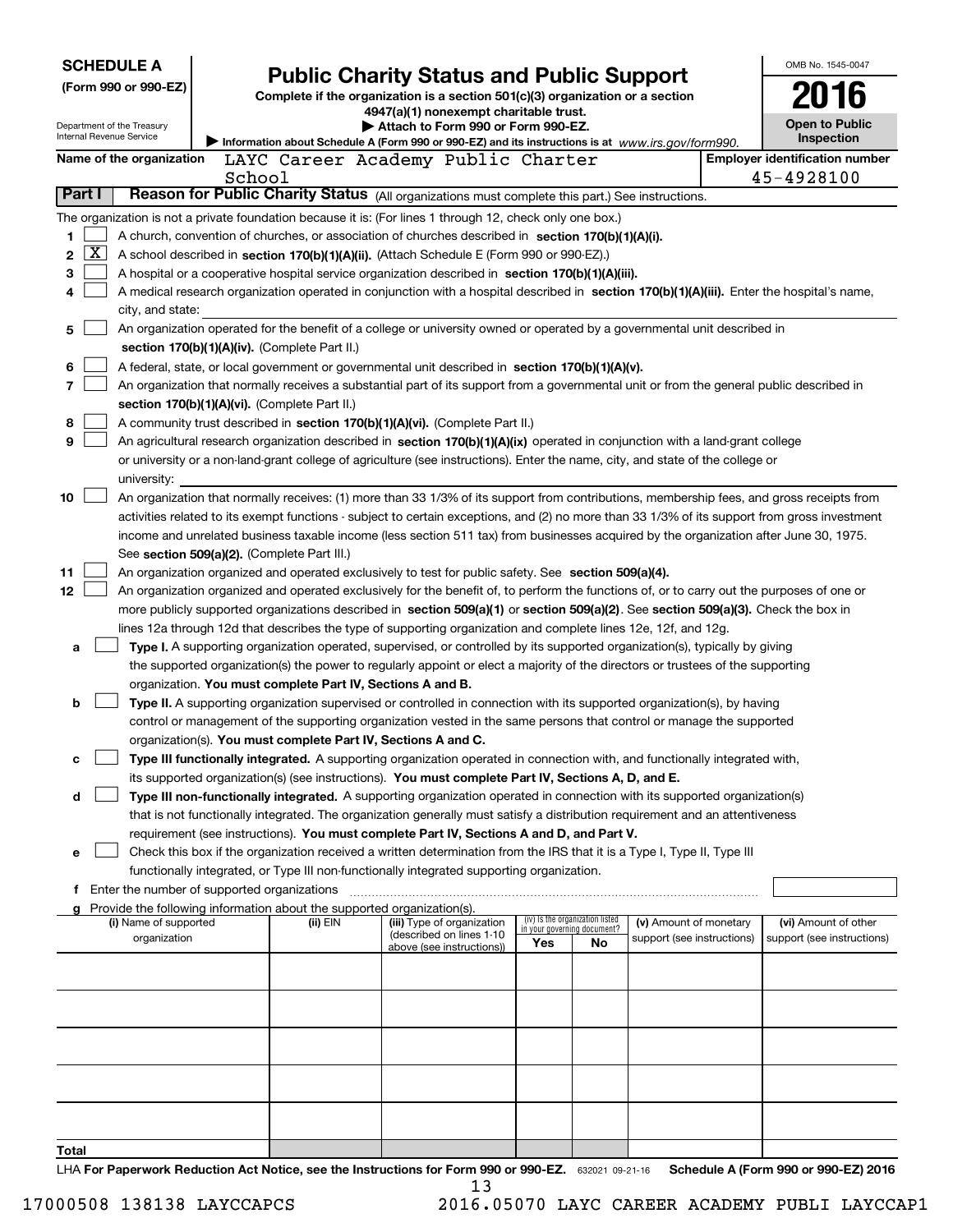**SCHEDULE A**
**(Form 990 or 990-EZ)**

Department of the Treasury
Internal Revenue Service

# Public Charity Status and Public Support

**Complete if the organization is a section 501(c)(3) organization or a section 4947(a)(1) nonexempt charitable trust.**
**▶ Attach to Form 990 or Form 990-EZ.**
**▶ Information about Schedule A (Form 990 or 990-EZ) and its instructions is at** *www.irs.gov/form990.*

OMB No. 1545-0047
**2016**
**Open to Public Inspection**

**Name of the organization** LAYC Career Academy Public Charter School
**Employer identification number** 45-4928100

**Part I** **Reason for Public Charity Status** (All organizations must complete this part.) See instructions.

The organization is not a private foundation because it is: (For lines 1 through 12, check only one box.)

1 ☐ A church, convention of churches, or association of churches described in **section 170(b)(1)(A)(i).**

2 ☒ A school described in **section 170(b)(1)(A)(ii).** (Attach Schedule E (Form 990 or 990-EZ).)

3 ☐ A hospital or a cooperative hospital service organization described in **section 170(b)(1)(A)(iii).**

4 ☐ A medical research organization operated in conjunction with a hospital described in **section 170(b)(1)(A)(iii).** Enter the hospital's name, city, and state:

5 ☐ An organization operated for the benefit of a college or university owned or operated by a governmental unit described in **section 170(b)(1)(A)(iv).** (Complete Part II.)

6 ☐ A federal, state, or local government or governmental unit described in **section 170(b)(1)(A)(v).**

7 ☐ An organization that normally receives a substantial part of its support from a governmental unit or from the general public described in **section 170(b)(1)(A)(vi).** (Complete Part II.)

8 ☐ A community trust described in **section 170(b)(1)(A)(vi).** (Complete Part II.)

9 ☐ An agricultural research organization described in **section 170(b)(1)(A)(ix)** operated in conjunction with a land-grant college or university or a non-land-grant college of agriculture (see instructions). Enter the name, city, and state of the college or university:

10 ☐ An organization that normally receives: (1) more than 33 1/3% of its support from contributions, membership fees, and gross receipts from activities related to its exempt functions - subject to certain exceptions, and (2) no more than 33 1/3% of its support from gross investment income and unrelated business taxable income (less section 511 tax) from businesses acquired by the organization after June 30, 1975. See **section 509(a)(2).** (Complete Part III.)

11 ☐ An organization organized and operated exclusively to test for public safety. See **section 509(a)(4).**

12 ☐ An organization organized and operated exclusively for the benefit of, to perform the functions of, or to carry out the purposes of one or more publicly supported organizations described in **section 509(a)(1)** or **section 509(a)(2).** See **section 509(a)(3).** Check the box in lines 12a through 12d that describes the type of supporting organization and complete lines 12e, 12f, and 12g.

a ☐ **Type I.** A supporting organization operated, supervised, or controlled by its supported organization(s), typically by giving the supported organization(s) the power to regularly appoint or elect a majority of the directors or trustees of the supporting organization. **You must complete Part IV, Sections A and B.**

b ☐ **Type II.** A supporting organization supervised or controlled in connection with its supported organization(s), by having control or management of the supporting organization vested in the same persons that control or manage the supported organization(s). **You must complete Part IV, Sections A and C.**

c ☐ **Type III functionally integrated.** A supporting organization operated in connection with, and functionally integrated with, its supported organization(s) (see instructions). **You must complete Part IV, Sections A, D, and E.**

d ☐ **Type III non-functionally integrated.** A supporting organization operated in connection with its supported organization(s) that is not functionally integrated. The organization generally must satisfy a distribution requirement and an attentiveness requirement (see instructions). **You must complete Part IV, Sections A and D, and Part V.**

e ☐ Check this box if the organization received a written determination from the IRS that it is a Type I, Type II, Type III functionally integrated, or Type III non-functionally integrated supporting organization.

f Enter the number of supported organizations

g Provide the following information about the supported organization(s).

| (i) Name of supported organization | (ii) EIN | (iii) Type of organization (described on lines 1-10 above (see instructions)) | (iv) Is the organization listed in your governing document? Yes | No | (v) Amount of monetary support (see instructions) | (vi) Amount of other support (see instructions) |
|---|---|---|---|---|---|---|
| | | | | | | |
| | | | | | | |
| | | | | | | |
| | | | | | | |
| | | | | | | |
| **Total** | | | | | | |

LHA **For Paperwork Reduction Act Notice, see the Instructions for Form 990 or 990-EZ.** 632021 09-21-16 **Schedule A (Form 990 or 990-EZ) 2016**

17000508 138138 LAYCCAPCS 2016.05070 LAYC CAREER ACADEMY PUBLI LAYCCAP1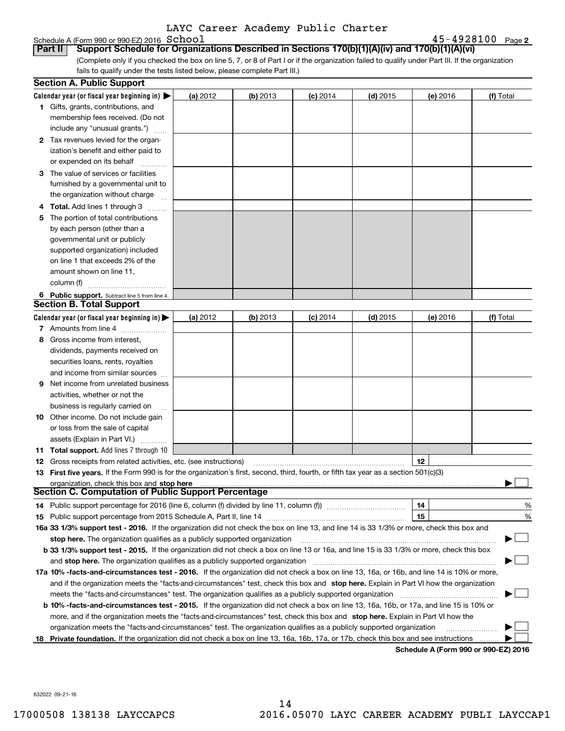LAYC Career Academy Public Charter

Schedule A (Form 990 or 990-EZ) 2016 School 45-4928100 Page 2

**Part II Support Schedule for Organizations Described in Sections 170(b)(1)(A)(iv) and 170(b)(1)(A)(vi)**

(Complete only if you checked the box on line 5, 7, or 8 of Part I or if the organization failed to qualify under Part III. If the organization fails to qualify under the tests listed below, please complete Part III.)

## Section A. Public Support

| Calendar year (or fiscal year beginning in) ▶ | (a) 2012 | (b) 2013 | (c) 2014 | (d) 2015 | (e) 2016 | (f) Total |
|---|---|---|---|---|---|---|
| **1** Gifts, grants, contributions, and membership fees received. (Do not include any "unusual grants.") | | | | | | |
| **2** Tax revenues levied for the organization's benefit and either paid to or expended on its behalf | | | | | | |
| **3** The value of services or facilities furnished by a governmental unit to the organization without charge | | | | | | |
| **4** **Total.** Add lines 1 through 3 | | | | | | |
| **5** The portion of total contributions by each person (other than a governmental unit or publicly supported organization) included on line 1 that exceeds 2% of the amount shown on line 11, column (f) | | | | | | |
| **6** **Public support.** Subtract line 5 from line 4. | | | | | | |

## Section B. Total Support

| Calendar year (or fiscal year beginning in) ▶ | (a) 2012 | (b) 2013 | (c) 2014 | (d) 2015 | (e) 2016 | (f) Total |
|---|---|---|---|---|---|---|
| **7** Amounts from line 4 | | | | | | |
| **8** Gross income from interest, dividends, payments received on securities loans, rents, royalties and income from similar sources | | | | | | |
| **9** Net income from unrelated business activities, whether or not the business is regularly carried on | | | | | | |
| **10** Other income. Do not include gain or loss from the sale of capital assets (Explain in Part VI.) | | | | | | |
| **11** **Total support.** Add lines 7 through 10 | | | | | | |

**12** Gross receipts from related activities, etc. (see instructions) **12**

**13** **First five years.** If the Form 990 is for the organization's first, second, third, fourth, or fifth tax year as a section 501(c)(3) organization, check this box and **stop here** ▶ ☐

## Section C. Computation of Public Support Percentage

**14** Public support percentage for 2016 (line 6, column (f) divided by line 11, column (f)) **14** %

**15** Public support percentage from 2015 Schedule A, Part II, line 14 **15** %

**16a 33 1/3% support test - 2016.** If the organization did not check the box on line 13, and line 14 is 33 1/3% or more, check this box and **stop here.** The organization qualifies as a publicly supported organization ▶ ☐

**b 33 1/3% support test - 2015.** If the organization did not check a box on line 13 or 16a, and line 15 is 33 1/3% or more, check this box and **stop here.** The organization qualifies as a publicly supported organization ▶ ☐

**17a 10% -facts-and-circumstances test - 2016.** If the organization did not check a box on line 13, 16a, or 16b, and line 14 is 10% or more, and if the organization meets the "facts-and-circumstances" test, check this box and **stop here.** Explain in Part VI how the organization meets the "facts-and-circumstances" test. The organization qualifies as a publicly supported organization ▶ ☐

**b 10% -facts-and-circumstances test - 2015.** If the organization did not check a box on line 13, 16a, 16b, or 17a, and line 15 is 10% or more, and if the organization meets the "facts-and-circumstances" test, check this box and **stop here.** Explain in Part VI how the organization meets the "facts-and-circumstances" test. The organization qualifies as a publicly supported organization ▶ ☐

**18** **Private foundation.** If the organization did not check a box on line 13, 16a, 16b, 17a, or 17b, check this box and see instructions ▶ ☐

**Schedule A (Form 990 or 990-EZ) 2016**

632022 09-21-16

17000508 138138 LAYCCAPCS 2016.05070 LAYC CAREER ACADEMY PUBLI LAYCCAP1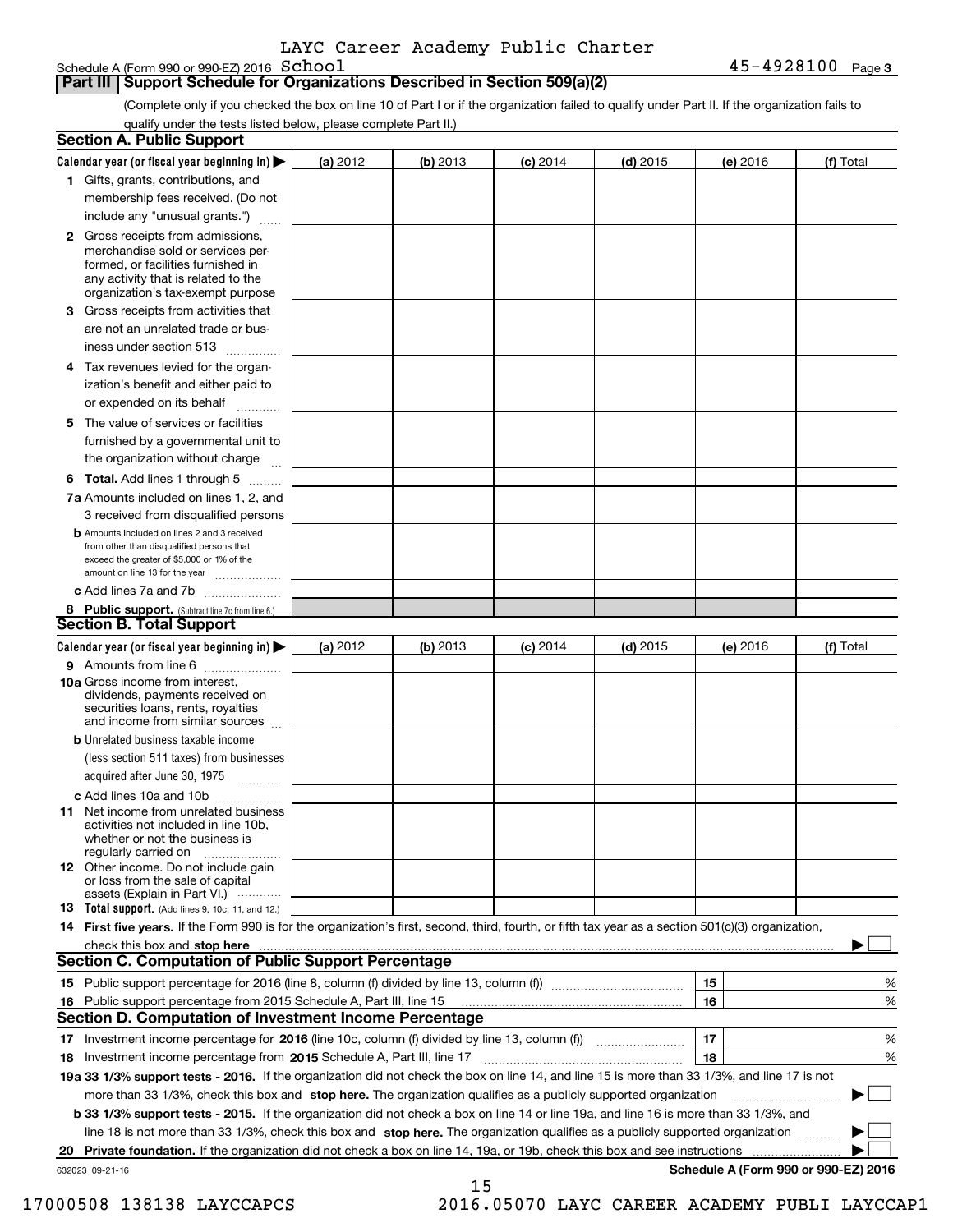LAYC Career Academy Public Charter School

Schedule A (Form 990 or 990-EZ) 2016 45-4928100 Page 3

## Part III Support Schedule for Organizations Described in Section 509(a)(2)

(Complete only if you checked the box on line 10 of Part I or if the organization failed to qualify under Part II. If the organization fails to qualify under the tests listed below, please complete Part II.)

### Section A. Public Support

| Calendar year (or fiscal year beginning in) ▶ | (a) 2012 | (b) 2013 | (c) 2014 | (d) 2015 | (e) 2016 | (f) Total |
|---|---|---|---|---|---|---|
| 1 Gifts, grants, contributions, and membership fees received. (Do not include any "unusual grants.") | | | | | | |
| 2 Gross receipts from admissions, merchandise sold or services performed, or facilities furnished in any activity that is related to the organization's tax-exempt purpose | | | | | | |
| 3 Gross receipts from activities that are not an unrelated trade or business under section 513 | | | | | | |
| 4 Tax revenues levied for the organization's benefit and either paid to or expended on its behalf | | | | | | |
| 5 The value of services or facilities furnished by a governmental unit to the organization without charge | | | | | | |
| 6 **Total.** Add lines 1 through 5 | | | | | | |
| 7a Amounts included on lines 1, 2, and 3 received from disqualified persons | | | | | | |
| b Amounts included on lines 2 and 3 received from other than disqualified persons that exceed the greater of $5,000 or 1% of the amount on line 13 for the year | | | | | | |
| c Add lines 7a and 7b | | | | | | |
| 8 **Public support.** (Subtract line 7c from line 6.) | | | | | | |

### Section B. Total Support

| Calendar year (or fiscal year beginning in) ▶ | (a) 2012 | (b) 2013 | (c) 2014 | (d) 2015 | (e) 2016 | (f) Total |
|---|---|---|---|---|---|---|
| 9 Amounts from line 6 | | | | | | |
| 10a Gross income from interest, dividends, payments received on securities loans, rents, royalties and income from similar sources | | | | | | |
| b Unrelated business taxable income (less section 511 taxes) from businesses acquired after June 30, 1975 | | | | | | |
| c Add lines 10a and 10b | | | | | | |
| 11 Net income from unrelated business activities not included in line 10b, whether or not the business is regularly carried on | | | | | | |
| 12 Other income. Do not include gain or loss from the sale of capital assets (Explain in Part VI.) | | | | | | |
| 13 **Total support.** (Add lines 9, 10c, 11, and 12.) | | | | | | |

14 **First five years.** If the Form 990 is for the organization's first, second, third, fourth, or fifth tax year as a section 501(c)(3) organization, check this box and **stop here** ▶ ☐

### Section C. Computation of Public Support Percentage

15 Public support percentage for 2016 (line 8, column (f) divided by line 13, column (f)) ..... 15 ____ %

16 Public support percentage from 2015 Schedule A, Part III, line 15 ..... 16 ____ %

### Section D. Computation of Investment Income Percentage

17 Investment income percentage for **2016** (line 10c, column (f) divided by line 13, column (f)) ..... 17 ____ %

18 Investment income percentage from **2015** Schedule A, Part III, line 17 ..... 18 ____ %

**19a 33 1/3% support tests - 2016.** If the organization did not check the box on line 14, and line 15 is more than 33 1/3%, and line 17 is not more than 33 1/3%, check this box and **stop here.** The organization qualifies as a publicly supported organization ▶ ☐

**b 33 1/3% support tests - 2015.** If the organization did not check a box on line 14 or line 19a, and line 16 is more than 33 1/3%, and line 18 is not more than 33 1/3%, check this box and **stop here.** The organization qualifies as a publicly supported organization ▶ ☐

**20 Private foundation.** If the organization did not check a box on line 14, 19a, or 19b, check this box and see instructions ▶ ☐

632023 09-21-16 **Schedule A (Form 990 or 990-EZ) 2016**

17000508 138138 LAYCCAPCS 2016.05070 LAYC CAREER ACADEMY PUBLI LAYCCAP1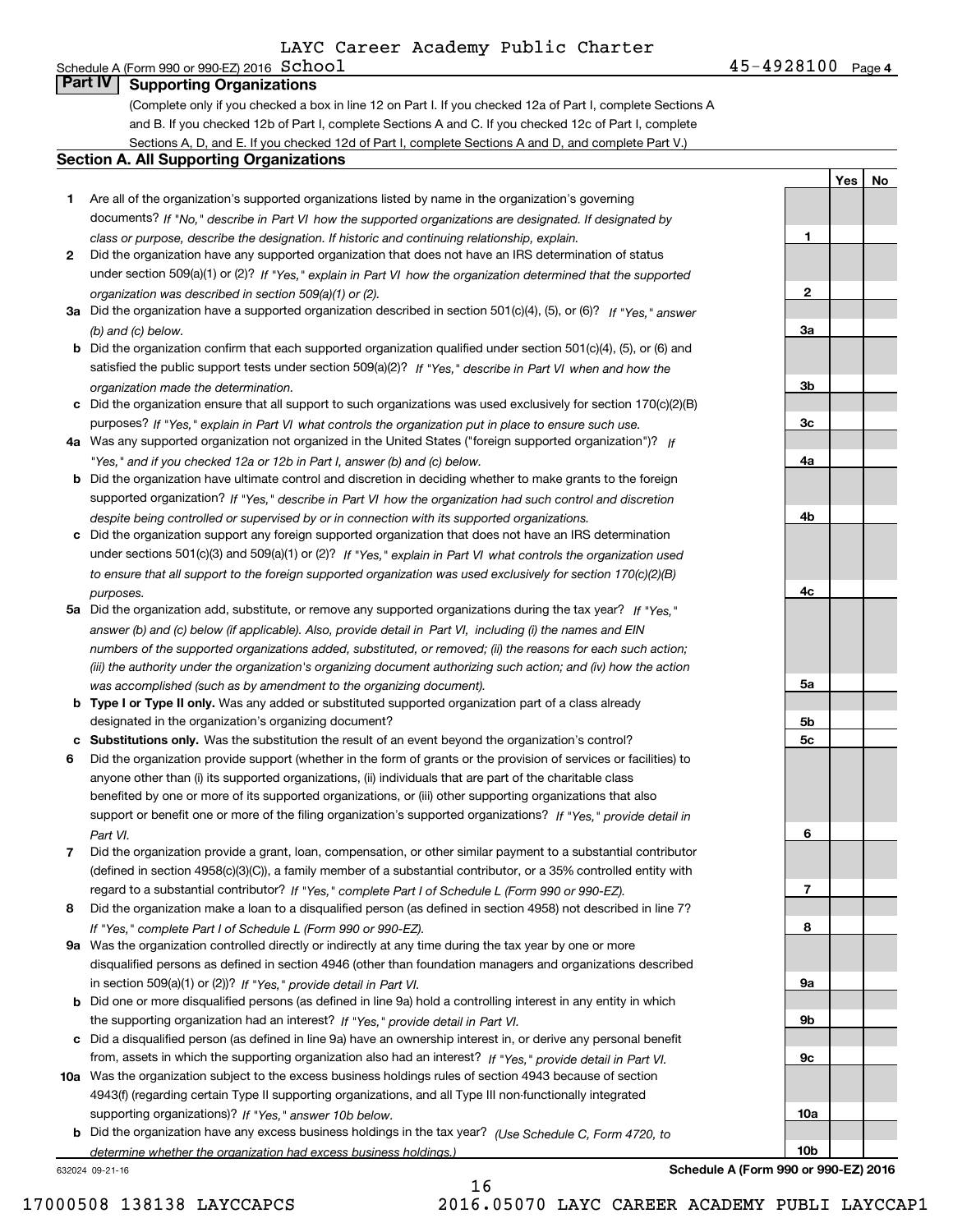LAYC Career Academy Public Charter

Schedule A (Form 990 or 990-EZ) 2016 School 45-4928100 Page 4

## Part IV Supporting Organizations

(Complete only if you checked a box in line 12 on Part I. If you checked 12a of Part I, complete Sections A and B. If you checked 12b of Part I, complete Sections A and C. If you checked 12c of Part I, complete Sections A, D, and E. If you checked 12d of Part I, complete Sections A and D, and complete Part V.)

### Section A. All Supporting Organizations

| | | | Yes | No |
|---|---|---|---|---|
| **1** | Are all of the organization's supported organizations listed by name in the organization's governing documents? *If "No," describe in Part VI how the supported organizations are designated. If designated by class or purpose, describe the designation. If historic and continuing relationship, explain.* | 1 | | |
| **2** | Did the organization have any supported organization that does not have an IRS determination of status under section 509(a)(1) or (2)? *If "Yes," explain in Part VI how the organization determined that the supported organization was described in section 509(a)(1) or (2).* | 2 | | |
| **3a** | Did the organization have a supported organization described in section 501(c)(4), (5), or (6)? *If "Yes," answer (b) and (c) below.* | 3a | | |
| **b** | Did the organization confirm that each supported organization qualified under section 501(c)(4), (5), or (6) and satisfied the public support tests under section 509(a)(2)? *If "Yes," describe in Part VI when and how the organization made the determination.* | 3b | | |
| **c** | Did the organization ensure that all support to such organizations was used exclusively for section 170(c)(2)(B) purposes? *If "Yes," explain in Part VI what controls the organization put in place to ensure such use.* | 3c | | |
| **4a** | Was any supported organization not organized in the United States ("foreign supported organization")? *If "Yes," and if you checked 12a or 12b in Part I, answer (b) and (c) below.* | 4a | | |
| **b** | Did the organization have ultimate control and discretion in deciding whether to make grants to the foreign supported organization? *If "Yes," describe in Part VI how the organization had such control and discretion despite being controlled or supervised by or in connection with its supported organizations.* | 4b | | |
| **c** | Did the organization support any foreign supported organization that does not have an IRS determination under sections 501(c)(3) and 509(a)(1) or (2)? *If "Yes," explain in Part VI what controls the organization used to ensure that all support to the foreign supported organization was used exclusively for section 170(c)(2)(B) purposes.* | 4c | | |
| **5a** | Did the organization add, substitute, or remove any supported organizations during the tax year? *If "Yes," answer (b) and (c) below (if applicable). Also, provide detail in Part VI, including (i) the names and EIN numbers of the supported organizations added, substituted, or removed; (ii) the reasons for each such action; (iii) the authority under the organization's organizing document authorizing such action; and (iv) how the action was accomplished (such as by amendment to the organizing document).* | 5a | | |
| **b** | **Type I or Type II only.** Was any added or substituted supported organization part of a class already designated in the organization's organizing document? | 5b | | |
| **c** | **Substitutions only.** Was the substitution the result of an event beyond the organization's control? | 5c | | |
| **6** | Did the organization provide support (whether in the form of grants or the provision of services or facilities) to anyone other than (i) its supported organizations, (ii) individuals that are part of the charitable class benefited by one or more of its supported organizations, or (iii) other supporting organizations that also support or benefit one or more of the filing organization's supported organizations? *If "Yes," provide detail in Part VI.* | 6 | | |
| **7** | Did the organization provide a grant, loan, compensation, or other similar payment to a substantial contributor (defined in section 4958(c)(3)(C)), a family member of a substantial contributor, or a 35% controlled entity with regard to a substantial contributor? *If "Yes," complete Part I of Schedule L (Form 990 or 990-EZ).* | 7 | | |
| **8** | Did the organization make a loan to a disqualified person (as defined in section 4958) not described in line 7? *If "Yes," complete Part I of Schedule L (Form 990 or 990-EZ).* | 8 | | |
| **9a** | Was the organization controlled directly or indirectly at any time during the tax year by one or more disqualified persons as defined in section 4946 (other than foundation managers and organizations described in section 509(a)(1) or (2))? *If "Yes," provide detail in Part VI.* | 9a | | |
| **b** | Did one or more disqualified persons (as defined in line 9a) hold a controlling interest in any entity in which the supporting organization had an interest? *If "Yes," provide detail in Part VI.* | 9b | | |
| **c** | Did a disqualified person (as defined in line 9a) have an ownership interest in, or derive any personal benefit from, assets in which the supporting organization also had an interest? *If "Yes," provide detail in Part VI.* | 9c | | |
| **10a** | Was the organization subject to the excess business holdings rules of section 4943 because of section 4943(f) (regarding certain Type II supporting organizations, and all Type III non-functionally integrated supporting organizations)? *If "Yes," answer 10b below.* | 10a | | |
| **b** | Did the organization have any excess business holdings in the tax year? *(Use Schedule C, Form 4720, to determine whether the organization had excess business holdings.)* | 10b | | |

632024 09-21-16

**Schedule A (Form 990 or 990-EZ) 2016**

17000508 138138 LAYCCAPCS 2016.05070 LAYC CAREER ACADEMY PUBLI LAYCCAP1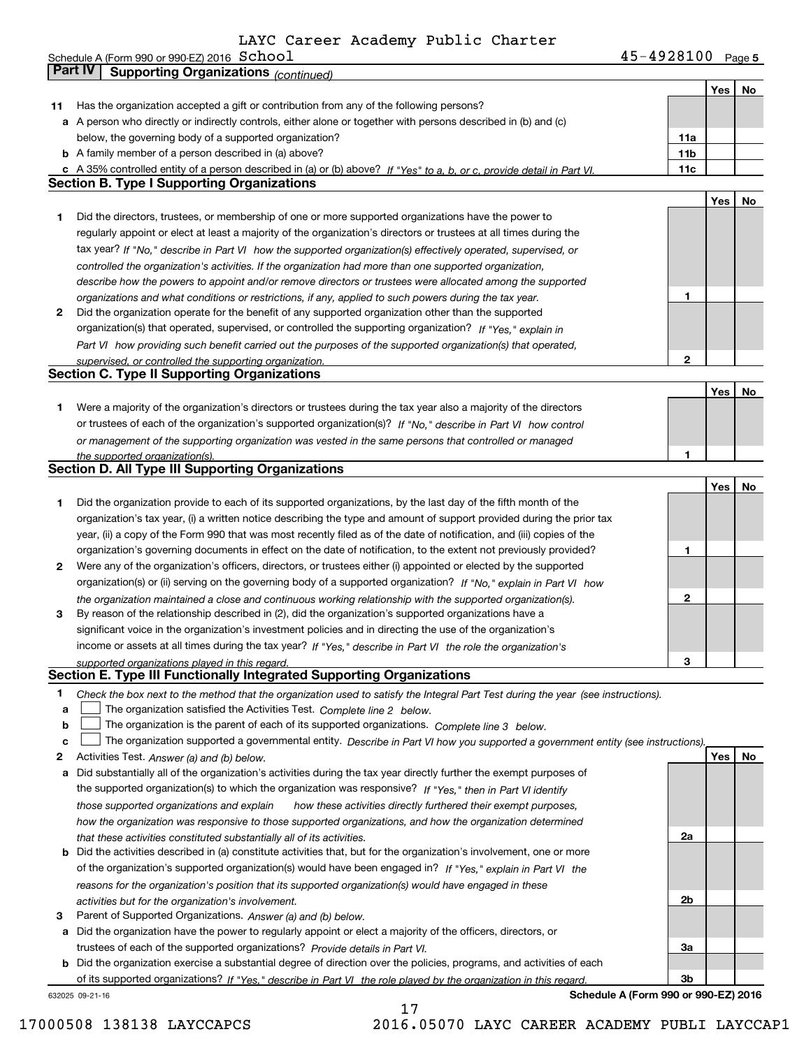LAYC Career Academy Public Charter

Schedule A (Form 990 or 990-EZ) 2016 School 45-4928100 Page 5

## Part IV Supporting Organizations *(continued)*

| | | | Yes | No |
|---|---|---|---|---|
| **11** | Has the organization accepted a gift or contribution from any of the following persons? | | | |
| **a** | A person who directly or indirectly controls, either alone or together with persons described in (b) and (c) below, the governing body of a supported organization? | **11a** | | |
| **b** | A family member of a person described in (a) above? | **11b** | | |
| **c** | A 35% controlled entity of a person described in (a) or (b) above? *If "Yes" to a, b, or c, provide detail in Part VI.* | **11c** | | |

### Section B. Type I Supporting Organizations

| | | | Yes | No |
|---|---|---|---|---|
| **1** | Did the directors, trustees, or membership of one or more supported organizations have the power to regularly appoint or elect at least a majority of the organization's directors or trustees at all times during the tax year? *If "No," describe in Part VI how the supported organization(s) effectively operated, supervised, or controlled the organization's activities. If the organization had more than one supported organization, describe how the powers to appoint and/or remove directors or trustees were allocated among the supported organizations and what conditions or restrictions, if any, applied to such powers during the tax year.* | **1** | | |
| **2** | Did the organization operate for the benefit of any supported organization other than the supported organization(s) that operated, supervised, or controlled the supporting organization? *If "Yes," explain in Part VI how providing such benefit carried out the purposes of the supported organization(s) that operated, supervised, or controlled the supporting organization.* | **2** | | |

### Section C. Type II Supporting Organizations

| | | | Yes | No |
|---|---|---|---|---|
| **1** | Were a majority of the organization's directors or trustees during the tax year also a majority of the directors or trustees of each of the organization's supported organization(s)? *If "No," describe in Part VI how control or management of the supporting organization was vested in the same persons that controlled or managed the supported organization(s).* | **1** | | |

### Section D. All Type III Supporting Organizations

| | | | Yes | No |
|---|---|---|---|---|
| **1** | Did the organization provide to each of its supported organizations, by the last day of the fifth month of the organization's tax year, (i) a written notice describing the type and amount of support provided during the prior tax year, (ii) a copy of the Form 990 that was most recently filed as of the date of notification, and (iii) copies of the organization's governing documents in effect on the date of notification, to the extent not previously provided? | **1** | | |
| **2** | Were any of the organization's officers, directors, or trustees either (i) appointed or elected by the supported organization(s) or (ii) serving on the governing body of a supported organization? *If "No," explain in Part VI how the organization maintained a close and continuous working relationship with the supported organization(s).* | **2** | | |
| **3** | By reason of the relationship described in (2), did the organization's supported organizations have a significant voice in the organization's investment policies and in directing the use of the organization's income or assets at all times during the tax year? *If "Yes," describe in Part VI the role the organization's supported organizations played in this regard.* | **3** | | |

### Section E. Type III Functionally Integrated Supporting Organizations

**1** *Check the box next to the method that the organization used to satisfy the Integral Part Test during the year (see instructions).*

- **a** ☐ The organization satisfied the Activities Test. *Complete line 2 below.*
- **b** ☐ The organization is the parent of each of its supported organizations. *Complete line 3 below.*
- **c** ☐ The organization supported a governmental entity. *Describe in Part VI how you supported a government entity (see instructions).*

| | | | Yes | No |
|---|---|---|---|---|
| **2** | Activities Test. *Answer (a) and (b) below.* | | | |
| **a** | Did substantially all of the organization's activities during the tax year directly further the exempt purposes of the supported organization(s) to which the organization was responsive? *If "Yes," then in Part VI identify those supported organizations and explain how these activities directly furthered their exempt purposes, how the organization was responsive to those supported organizations, and how the organization determined that these activities constituted substantially all of its activities.* | **2a** | | |
| **b** | Did the activities described in (a) constitute activities that, but for the organization's involvement, one or more of the organization's supported organization(s) would have been engaged in? *If "Yes," explain in Part VI the reasons for the organization's position that its supported organization(s) would have engaged in these activities but for the organization's involvement.* | **2b** | | |
| **3** | Parent of Supported Organizations. *Answer (a) and (b) below.* | | | |
| **a** | Did the organization have the power to regularly appoint or elect a majority of the officers, directors, or trustees of each of the supported organizations? *Provide details in Part VI.* | **3a** | | |
| **b** | Did the organization exercise a substantial degree of direction over the policies, programs, and activities of each of its supported organizations? *If "Yes," describe in Part VI the role played by the organization in this regard.* | **3b** | | |

632025 09-21-16 **Schedule A (Form 990 or 990-EZ) 2016**

17000508 138138 LAYCCAPCS 2016.05070 LAYC CAREER ACADEMY PUBLI LAYCCAP1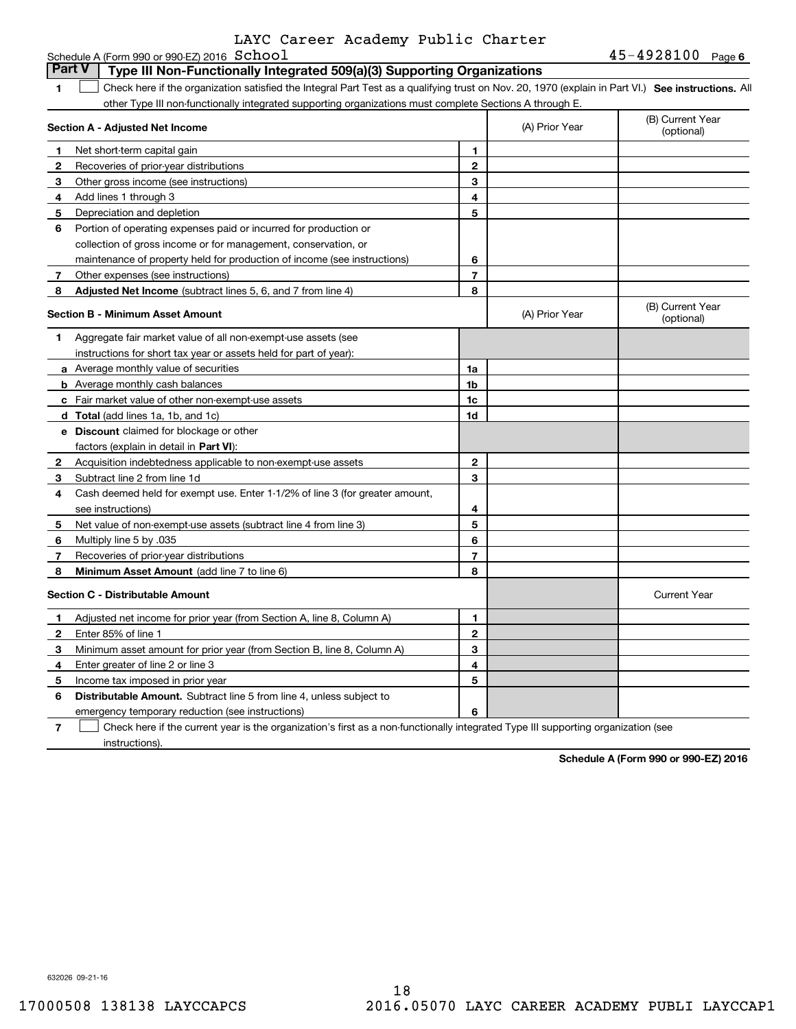LAYC Career Academy Public Charter School 45-4928100

Schedule A (Form 990 or 990-EZ) 2016

## Part V Type III Non-Functionally Integrated 509(a)(3) Supporting Organizations

1 ☐ Check here if the organization satisfied the Integral Part Test as a qualifying trust on Nov. 20, 1970 (explain in Part VI.) **See instructions.** All other Type III non-functionally integrated supporting organizations must complete Sections A through E.

| Section A - Adjusted Net Income | | (A) Prior Year | (B) Current Year (optional) |
|---|---|---|---|
| 1 Net short-term capital gain | 1 | | |
| 2 Recoveries of prior-year distributions | 2 | | |
| 3 Other gross income (see instructions) | 3 | | |
| 4 Add lines 1 through 3 | 4 | | |
| 5 Depreciation and depletion | 5 | | |
| 6 Portion of operating expenses paid or incurred for production or collection of gross income or for management, conservation, or maintenance of property held for production of income (see instructions) | 6 | | |
| 7 Other expenses (see instructions) | 7 | | |
| 8 **Adjusted Net Income** (subtract lines 5, 6, and 7 from line 4) | 8 | | |

| Section B - Minimum Asset Amount | | (A) Prior Year | (B) Current Year (optional) |
|---|---|---|---|
| 1 Aggregate fair market value of all non-exempt-use assets (see instructions for short tax year or assets held for part of year): | | | |
| a Average monthly value of securities | 1a | | |
| b Average monthly cash balances | 1b | | |
| c Fair market value of other non-exempt-use assets | 1c | | |
| d **Total** (add lines 1a, 1b, and 1c) | 1d | | |
| e **Discount** claimed for blockage or other factors (explain in detail in **Part VI**): | | | |
| 2 Acquisition indebtedness applicable to non-exempt-use assets | 2 | | |
| 3 Subtract line 2 from line 1d | 3 | | |
| 4 Cash deemed held for exempt use. Enter 1-1/2% of line 3 (for greater amount, see instructions) | 4 | | |
| 5 Net value of non-exempt-use assets (subtract line 4 from line 3) | 5 | | |
| 6 Multiply line 5 by .035 | 6 | | |
| 7 Recoveries of prior-year distributions | 7 | | |
| 8 **Minimum Asset Amount** (add line 7 to line 6) | 8 | | |

| Section C - Distributable Amount | | | Current Year |
|---|---|---|---|
| 1 Adjusted net income for prior year (from Section A, line 8, Column A) | 1 | | |
| 2 Enter 85% of line 1 | 2 | | |
| 3 Minimum asset amount for prior year (from Section B, line 8, Column A) | 3 | | |
| 4 Enter greater of line 2 or line 3 | 4 | | |
| 5 Income tax imposed in prior year | 5 | | |
| 6 **Distributable Amount.** Subtract line 5 from line 4, unless subject to emergency temporary reduction (see instructions) | 6 | | |

7 ☐ Check here if the current year is the organization's first as a non-functionally integrated Type III supporting organization (see instructions).

**Schedule A (Form 990 or 990-EZ) 2016**

632026 09-21-16

17000508 138138 LAYCCAPCS 2016.05070 LAYC CAREER ACADEMY PUBLI LAYCCAP1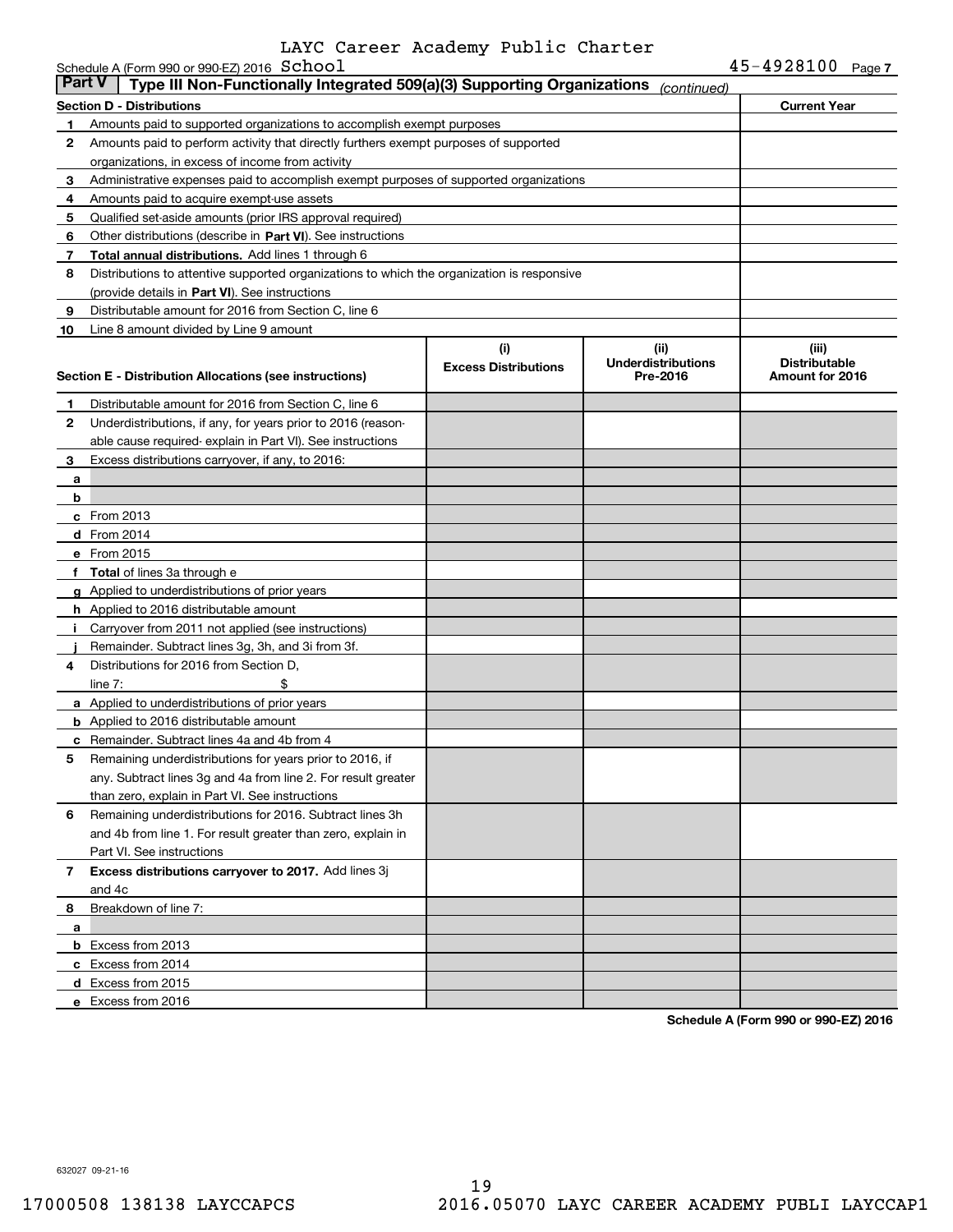LAYC Career Academy Public Charter

Schedule A (Form 990 or 990-EZ) 2016 School 45-4928100 Page 7

**Part V | Type III Non-Functionally Integrated 509(a)(3) Supporting Organizations** *(continued)*

| **Section D - Distributions** | | **Current Year** |
|---|---|---|
| 1 | Amounts paid to supported organizations to accomplish exempt purposes | |
| 2 | Amounts paid to perform activity that directly furthers exempt purposes of supported organizations, in excess of income from activity | |
| 3 | Administrative expenses paid to accomplish exempt purposes of supported organizations | |
| 4 | Amounts paid to acquire exempt-use assets | |
| 5 | Qualified set-aside amounts (prior IRS approval required) | |
| 6 | Other distributions (describe in **Part VI**). See instructions | |
| 7 | **Total annual distributions.** Add lines 1 through 6 | |
| 8 | Distributions to attentive supported organizations to which the organization is responsive (provide details in **Part VI**). See instructions | |
| 9 | Distributable amount for 2016 from Section C, line 6 | |
| 10 | Line 8 amount divided by Line 9 amount | |

| **Section E - Distribution Allocations (see instructions)** | | **(i) Excess Distributions** | **(ii) Underdistributions Pre-2016** | **(iii) Distributable Amount for 2016** |
|---|---|---|---|---|
| 1 | Distributable amount for 2016 from Section C, line 6 | | | |
| 2 | Underdistributions, if any, for years prior to 2016 (reasonable cause required- explain in Part VI). See instructions | | | |
| 3 | Excess distributions carryover, if any, to 2016: | | | |
| a | | | | |
| b | | | | |
| c | From 2013 | | | |
| d | From 2014 | | | |
| e | From 2015 | | | |
| f | **Total** of lines 3a through e | | | |
| g | Applied to underdistributions of prior years | | | |
| h | Applied to 2016 distributable amount | | | |
| i | Carryover from 2011 not applied (see instructions) | | | |
| j | Remainder. Subtract lines 3g, 3h, and 3i from 3f. | | | |
| 4 | Distributions for 2016 from Section D, line 7: $ | | | |
| a | Applied to underdistributions of prior years | | | |
| b | Applied to 2016 distributable amount | | | |
| c | Remainder. Subtract lines 4a and 4b from 4 | | | |
| 5 | Remaining underdistributions for years prior to 2016, if any. Subtract lines 3g and 4a from line 2. For result greater than zero, explain in Part VI. See instructions | | | |
| 6 | Remaining underdistributions for 2016. Subtract lines 3h and 4b from line 1. For result greater than zero, explain in Part VI. See instructions | | | |
| 7 | **Excess distributions carryover to 2017.** Add lines 3j and 4c | | | |
| 8 | Breakdown of line 7: | | | |
| a | | | | |
| b | Excess from 2013 | | | |
| c | Excess from 2014 | | | |
| d | Excess from 2015 | | | |
| e | Excess from 2016 | | | |

**Schedule A (Form 990 or 990-EZ) 2016**

632027 09-21-16

17000508 138138 LAYCCAPCS 2016.05070 LAYC CAREER ACADEMY PUBLI LAYCCAP1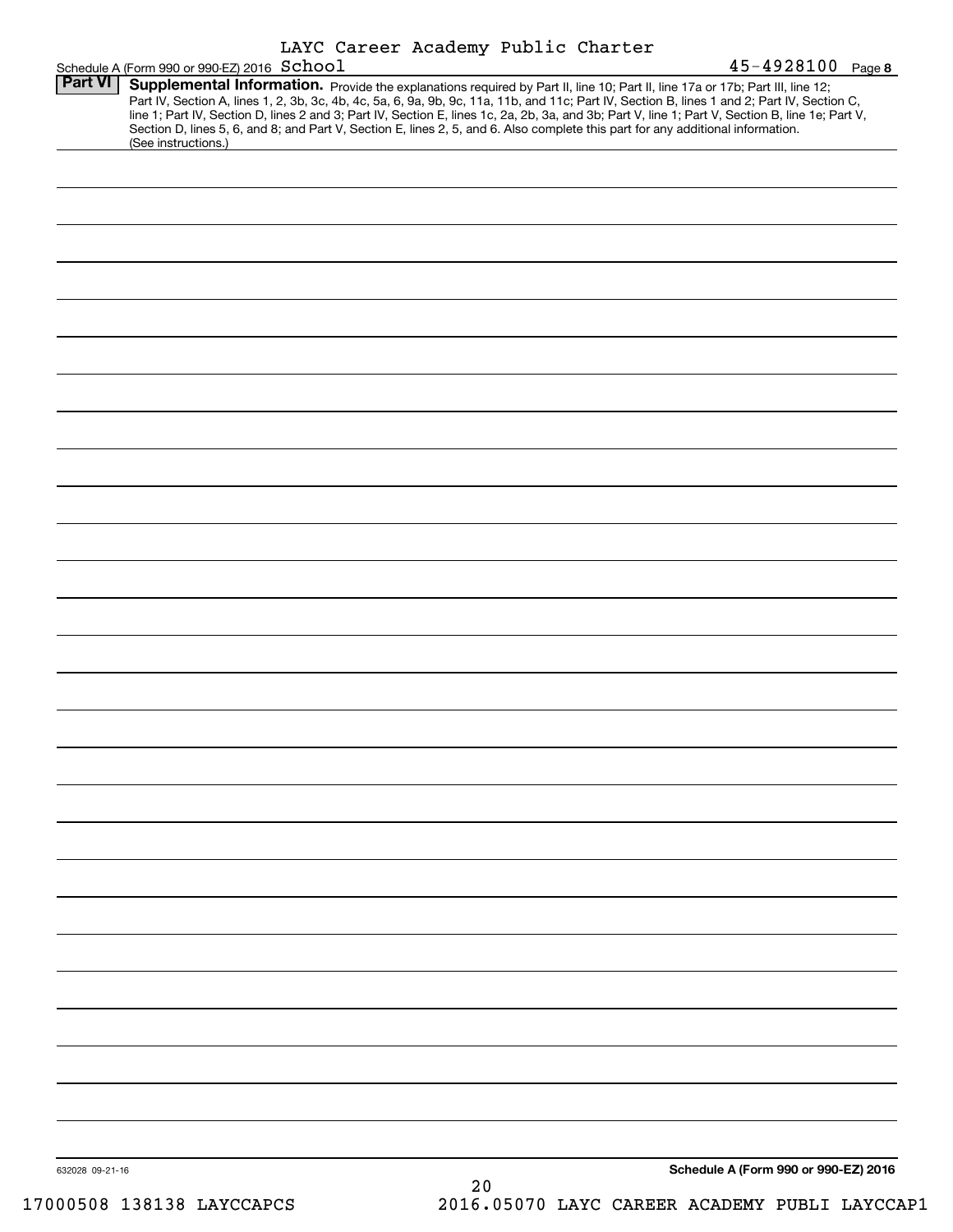LAYC Career Academy Public Charter School

Schedule A (Form 990 or 990-EZ) 2016 45-4928100 Page **8**

**Part VI** **Supplemental Information.** Provide the explanations required by Part II, line 10; Part II, line 17a or 17b; Part III, line 12; Part IV, Section A, lines 1, 2, 3b, 3c, 4b, 4c, 5a, 6, 9a, 9b, 9c, 11a, 11b, and 11c; Part IV, Section B, lines 1 and 2; Part IV, Section C, line 1; Part IV, Section D, lines 2 and 3; Part IV, Section E, lines 1c, 2a, 2b, 3a, and 3b; Part V, line 1; Part V, Section B, line 1e; Part V, Section D, lines 5, 6, and 8; and Part V, Section E, lines 2, 5, and 6. Also complete this part for any additional information. (See instructions.)

632028 09-21-16 **Schedule A (Form 990 or 990-EZ) 2016**

17000508 138138 LAYCCAPCS 2016.05070 LAYC CAREER ACADEMY PUBLI LAYCCAP1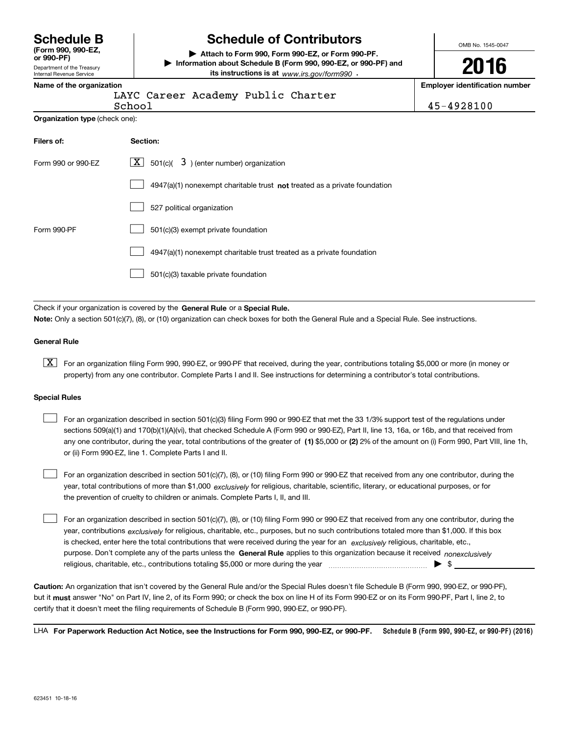# Schedule B

**(Form 990, 990-EZ, or 990-PF)**

Department of the Treasury
Internal Revenue Service

# Schedule of Contributors

▶ **Attach to Form 990, Form 990-EZ, or Form 990-PF.**

▶ **Information about Schedule B (Form 990, 990-EZ, or 990-PF) and its instructions is at** *www.irs.gov/form990* **.**

OMB No. 1545-0047

# 2016

**Name of the organization**

LAYC Career Academy Public Charter School

**Employer identification number**

45-4928100

**Organization type** (check one):

| **Filers of:** | **Section:** |
|---|---|
| Form 990 or 990-EZ | [X] 501(c)( 3 ) (enter number) organization |
| | [ ] 4947(a)(1) nonexempt charitable trust **not** treated as a private foundation |
| | [ ] 527 political organization |
| Form 990-PF | [ ] 501(c)(3) exempt private foundation |
| | [ ] 4947(a)(1) nonexempt charitable trust treated as a private foundation |
| | [ ] 501(c)(3) taxable private foundation |

Check if your organization is covered by the **General Rule** or a **Special Rule.**

**Note:** Only a section 501(c)(7), (8), or (10) organization can check boxes for both the General Rule and a Special Rule. See instructions.

**General Rule**

[X] For an organization filing Form 990, 990-EZ, or 990-PF that received, during the year, contributions totaling $5,000 or more (in money or property) from any one contributor. Complete Parts I and II. See instructions for determining a contributor's total contributions.

**Special Rules**

[ ] For an organization described in section 501(c)(3) filing Form 990 or 990-EZ that met the 33 1/3% support test of the regulations under sections 509(a)(1) and 170(b)(1)(A)(vi), that checked Schedule A (Form 990 or 990-EZ), Part II, line 13, 16a, or 16b, and that received from any one contributor, during the year, total contributions of the greater of **(1)** $5,000 or **(2)** 2% of the amount on (i) Form 990, Part VIII, line 1h, or (ii) Form 990-EZ, line 1. Complete Parts I and II.

[ ] For an organization described in section 501(c)(7), (8), or (10) filing Form 990 or 990-EZ that received from any one contributor, during the year, total contributions of more than $1,000 *exclusively* for religious, charitable, scientific, literary, or educational purposes, or for the prevention of cruelty to children or animals. Complete Parts I, II, and III.

[ ] For an organization described in section 501(c)(7), (8), or (10) filing Form 990 or 990-EZ that received from any one contributor, during the year, contributions *exclusively* for religious, charitable, etc., purposes, but no such contributions totaled more than $1,000. If this box is checked, enter here the total contributions that were received during the year for an *exclusively* religious, charitable, etc., purpose. Don't complete any of the parts unless the **General Rule** applies to this organization because it received *nonexclusively* religious, charitable, etc., contributions totaling $5,000 or more during the year ▶ $ ____________

**Caution:** An organization that isn't covered by the General Rule and/or the Special Rules doesn't file Schedule B (Form 990, 990-EZ, or 990-PF), but it **must** answer "No" on Part IV, line 2, of its Form 990; or check the box on line H of its Form 990-EZ or on its Form 990-PF, Part I, line 2, to certify that it doesn't meet the filing requirements of Schedule B (Form 990, 990-EZ, or 990-PF).

LHA **For Paperwork Reduction Act Notice, see the Instructions for Form 990, 990-EZ, or 990-PF.** **Schedule B (Form 990, 990-EZ, or 990-PF) (2016)**

623451 10-18-16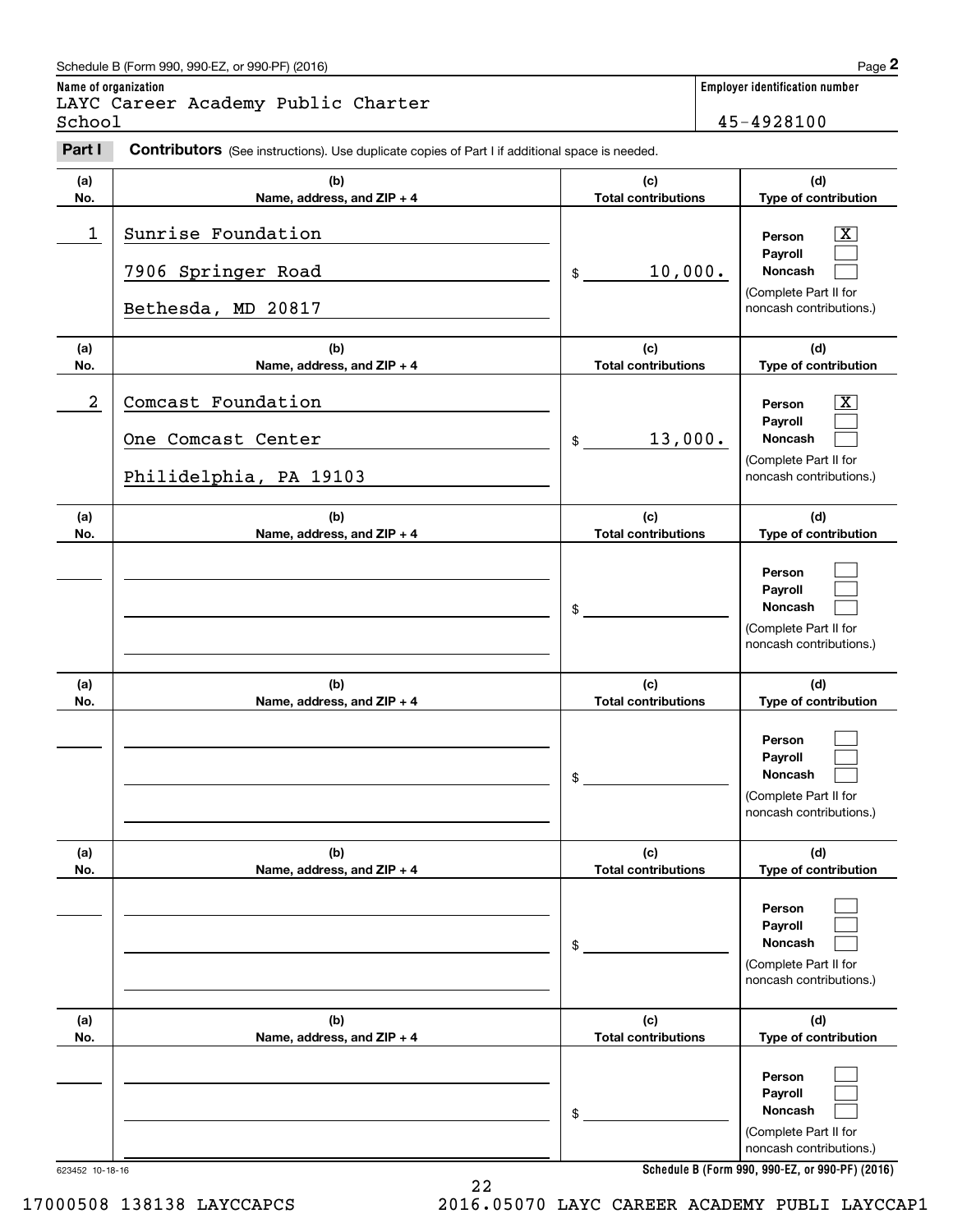Schedule B (Form 990, 990-EZ, or 990-PF) (2016)

**Name of organization**

LAYC Career Academy Public Charter School

**Employer identification number**

45-4928100

**Part I** **Contributors** (See instructions). Use duplicate copies of Part I if additional space is needed.

| (a) No. | (b) Name, address, and ZIP + 4 | (c) Total contributions | (d) Type of contribution |
|---|---|---|---|
| 1 | Sunrise Foundation<br>7906 Springer Road<br>Bethesda, MD 20817 | $ 10,000. | Person [X]<br>Payroll [ ]<br>Noncash [ ]<br>(Complete Part II for noncash contributions.) |
| 2 | Comcast Foundation<br>One Comcast Center<br>Philidelphia, PA 19103 | $ 13,000. | Person [X]<br>Payroll [ ]<br>Noncash [ ]<br>(Complete Part II for noncash contributions.) |
| | | $ | Person [ ]<br>Payroll [ ]<br>Noncash [ ]<br>(Complete Part II for noncash contributions.) |
| | | $ | Person [ ]<br>Payroll [ ]<br>Noncash [ ]<br>(Complete Part II for noncash contributions.) |
| | | $ | Person [ ]<br>Payroll [ ]<br>Noncash [ ]<br>(Complete Part II for noncash contributions.) |
| | | $ | Person [ ]<br>Payroll [ ]<br>Noncash [ ]<br>(Complete Part II for noncash contributions.) |

623452 10-18-16

**Schedule B (Form 990, 990-EZ, or 990-PF) (2016)**

17000508 138138 LAYCCAPCS 2016.05070 LAYC CAREER ACADEMY PUBLI LAYCCAP1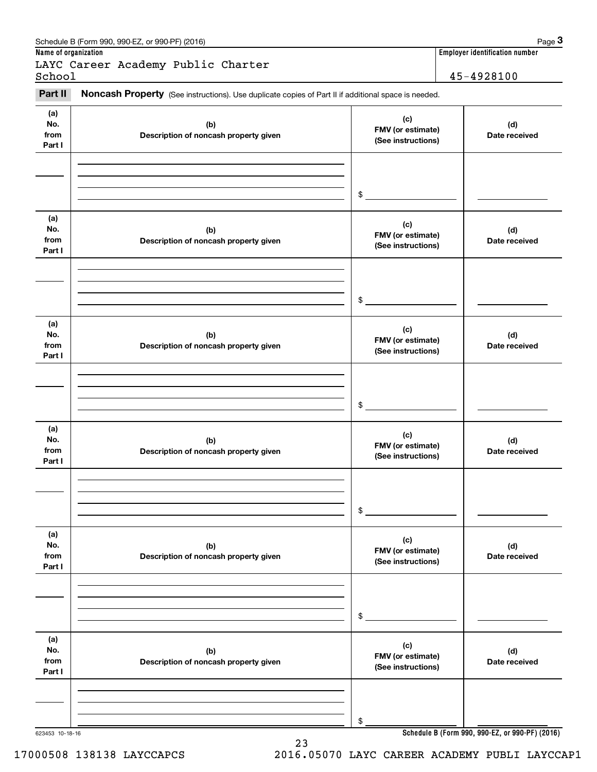**Name of organization**

LAYC Career Academy Public Charter School

**Employer identification number**

45-4928100

## Part II Noncash Property

(See instructions). Use duplicate copies of Part II if additional space is needed.

| (a) No. from Part I | (b) Description of noncash property given | (c) FMV (or estimate) (See instructions) | (d) Date received |
|---|---|---|---|
| | | $ | |

| (a) No. from Part I | (b) Description of noncash property given | (c) FMV (or estimate) (See instructions) | (d) Date received |
|---|---|---|---|
| | | $ | |

| (a) No. from Part I | (b) Description of noncash property given | (c) FMV (or estimate) (See instructions) | (d) Date received |
|---|---|---|---|
| | | $ | |

| (a) No. from Part I | (b) Description of noncash property given | (c) FMV (or estimate) (See instructions) | (d) Date received |
|---|---|---|---|
| | | $ | |

| (a) No. from Part I | (b) Description of noncash property given | (c) FMV (or estimate) (See instructions) | (d) Date received |
|---|---|---|---|
| | | $ | |

| (a) No. from Part I | (b) Description of noncash property given | (c) FMV (or estimate) (See instructions) | (d) Date received |
|---|---|---|---|
| | | $ | |

623453 10-18-16

**Schedule B (Form 990, 990-EZ, or 990-PF) (2016)**

17000508 138138 LAYCCAPCS 2016.05070 LAYC CAREER ACADEMY PUBLI LAYCCAP1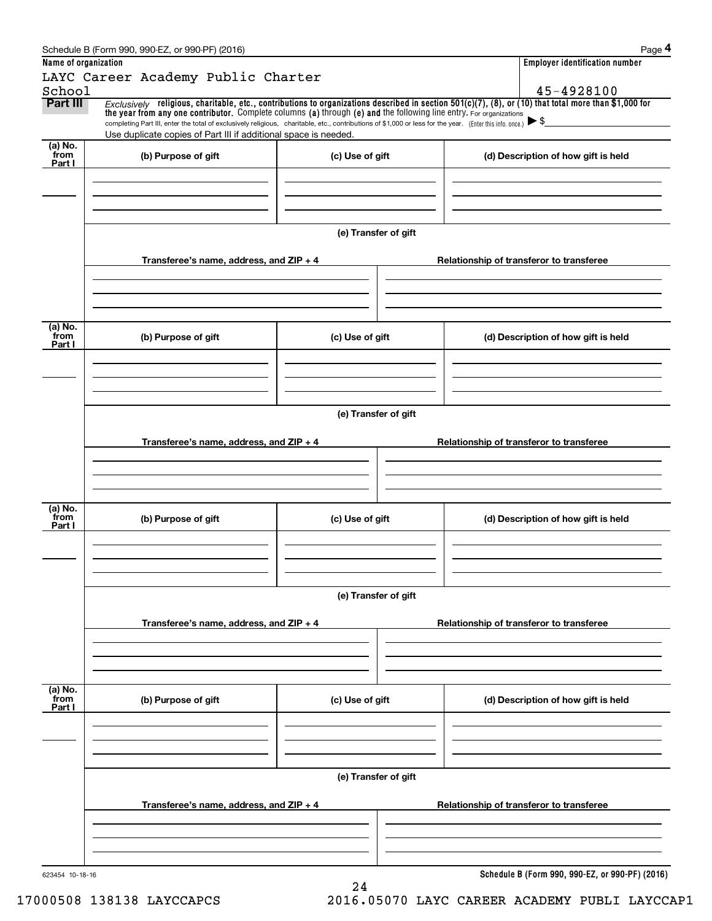Schedule B (Form 990, 990-EZ, or 990-PF) (2016)

**Name of organization**

LAYC Career Academy Public Charter School

**Employer identification number**

45-4928100

## Part III

*Exclusively* **religious, charitable, etc., contributions to organizations described in section 501(c)(7), (8), or (10) that total more than $1,000 for the year from any one contributor.** Complete columns **(a)** through **(e) and** the following line entry. For organizations completing Part III, enter the total of exclusively religious, charitable, etc., contributions of $1,000 or less for the year. (Enter this info. once.) ▶ $

Use duplicate copies of Part III if additional space is needed.

| (a) No. from Part I | (b) Purpose of gift | (c) Use of gift | (d) Description of how gift is held |
|---|---|---|---|
| | | | |

**(e) Transfer of gift**

| Transferee's name, address, and ZIP + 4 | Relationship of transferor to transferee |
|---|---|
| | |

| (a) No. from Part I | (b) Purpose of gift | (c) Use of gift | (d) Description of how gift is held |
|---|---|---|---|
| | | | |

**(e) Transfer of gift**

| Transferee's name, address, and ZIP + 4 | Relationship of transferor to transferee |
|---|---|
| | |

| (a) No. from Part I | (b) Purpose of gift | (c) Use of gift | (d) Description of how gift is held |
|---|---|---|---|
| | | | |

**(e) Transfer of gift**

| Transferee's name, address, and ZIP + 4 | Relationship of transferor to transferee |
|---|---|
| | |

| (a) No. from Part I | (b) Purpose of gift | (c) Use of gift | (d) Description of how gift is held |
|---|---|---|---|
| | | | |

**(e) Transfer of gift**

| Transferee's name, address, and ZIP + 4 | Relationship of transferor to transferee |
|---|---|
| | |

623454 10-18-16

**Schedule B (Form 990, 990-EZ, or 990-PF) (2016)**

17000508 138138 LAYCCAPCS 2016.05070 LAYC CAREER ACADEMY PUBLI LAYCCAP1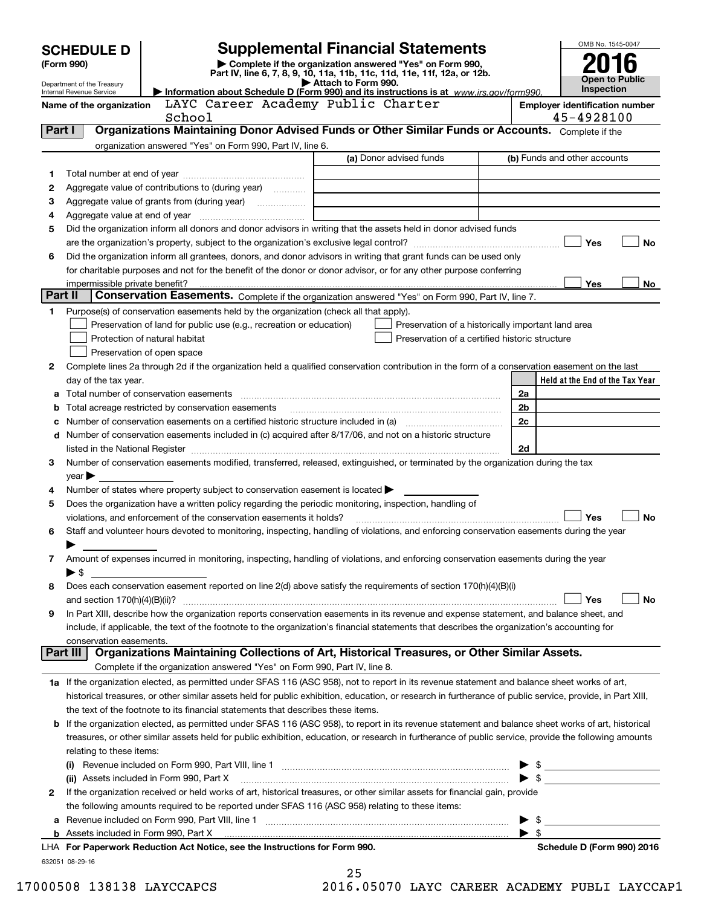# SCHEDULE D (Form 990)

Department of the Treasury
Internal Revenue Service

## Supplemental Financial Statements

▶ Complete if the organization answered "Yes" on Form 990, Part IV, line 6, 7, 8, 9, 10, 11a, 11b, 11c, 11d, 11e, 11f, 12a, or 12b.
▶ Attach to Form 990.
▶ Information about Schedule D (Form 990) and its instructions is at www.irs.gov/form990.

OMB No. 1545-0047
**2016**
**Open to Public Inspection**

Name of the organization: LAYC Career Academy Public Charter School

Employer identification number: 45-4928100

**Part I — Organizations Maintaining Donor Advised Funds or Other Similar Funds or Accounts.** Complete if the organization answered "Yes" on Form 990, Part IV, line 6.

| | | (a) Donor advised funds | (b) Funds and other accounts |
|---|---|---|---|
| 1 | Total number at end of year | | |
| 2 | Aggregate value of contributions to (during year) | | |
| 3 | Aggregate value of grants from (during year) | | |
| 4 | Aggregate value at end of year | | |

5 Did the organization inform all donors and donor advisors in writing that the assets held in donor advised funds are the organization's property, subject to the organization's exclusive legal control? ☐ Yes ☐ No

6 Did the organization inform all grantees, donors, and donor advisors in writing that grant funds can be used only for charitable purposes and not for the benefit of the donor or donor advisor, or for any other purpose conferring impermissible private benefit? ☐ Yes ☐ No

**Part II — Conservation Easements.** Complete if the organization answered "Yes" on Form 990, Part IV, line 7.

1 Purpose(s) of conservation easements held by the organization (check all that apply).
- ☐ Preservation of land for public use (e.g., recreation or education)
- ☐ Preservation of a historically important land area
- ☐ Protection of natural habitat
- ☐ Preservation of a certified historic structure
- ☐ Preservation of open space

2 Complete lines 2a through 2d if the organization held a qualified conservation contribution in the form of a conservation easement on the last day of the tax year.

| | | | Held at the End of the Tax Year |
|---|---|---|---|
| a | Total number of conservation easements | 2a | |
| b | Total acreage restricted by conservation easements | 2b | |
| c | Number of conservation easements on a certified historic structure included in (a) | 2c | |
| d | Number of conservation easements included in (c) acquired after 8/17/06, and not on a historic structure listed in the National Register | 2d | |

3 Number of conservation easements modified, transferred, released, extinguished, or terminated by the organization during the tax year ▶

4 Number of states where property subject to conservation easement is located ▶

5 Does the organization have a written policy regarding the periodic monitoring, inspection, handling of violations, and enforcement of the conservation easements it holds? ☐ Yes ☐ No

6 Staff and volunteer hours devoted to monitoring, inspecting, handling of violations, and enforcing conservation easements during the year ▶

7 Amount of expenses incurred in monitoring, inspecting, handling of violations, and enforcing conservation easements during the year ▶ $

8 Does each conservation easement reported on line 2(d) above satisfy the requirements of section 170(h)(4)(B)(i) and section 170(h)(4)(B)(ii)? ☐ Yes ☐ No

9 In Part XIII, describe how the organization reports conservation easements in its revenue and expense statement, and balance sheet, and include, if applicable, the text of the footnote to the organization's financial statements that describes the organization's accounting for conservation easements.

**Part III — Organizations Maintaining Collections of Art, Historical Treasures, or Other Similar Assets.** Complete if the organization answered "Yes" on Form 990, Part IV, line 8.

1a If the organization elected, as permitted under SFAS 116 (ASC 958), not to report in its revenue statement and balance sheet works of art, historical treasures, or other similar assets held for public exhibition, education, or research in furtherance of public service, provide, in Part XIII, the text of the footnote to its financial statements that describes these items.

b If the organization elected, as permitted under SFAS 116 (ASC 958), to report in its revenue statement and balance sheet works of art, historical treasures, or other similar assets held for public exhibition, education, or research in furtherance of public service, provide the following amounts relating to these items:

(i) Revenue included on Form 990, Part VIII, line 1 ▶ $

(ii) Assets included in Form 990, Part X ▶ $

2 If the organization received or held works of art, historical treasures, or other similar assets for financial gain, provide the following amounts required to be reported under SFAS 116 (ASC 958) relating to these items:

a Revenue included on Form 990, Part VIII, line 1 ▶ $

b Assets included in Form 990, Part X ▶ $

LHA **For Paperwork Reduction Act Notice, see the Instructions for Form 990.** **Schedule D (Form 990) 2016**

632051 08-29-16

17000508 138138 LAYCCAPCS 2016.05070 LAYC CAREER ACADEMY PUBLI LAYCCAP1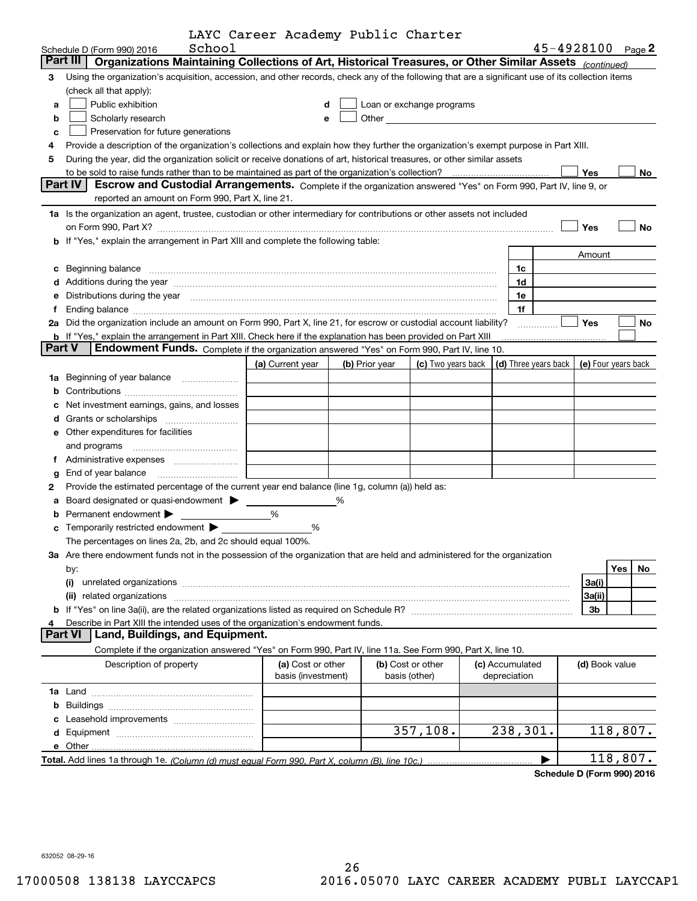Schedule D (Form 990) 2016 LAYC Career Academy Public Charter School 45-4928100 Page 2

## Part III Organizations Maintaining Collections of Art, Historical Treasures, or Other Similar Assets *(continued)*

**3** Using the organization's acquisition, accession, and other records, check any of the following that are a significant use of its collection items (check all that apply):

- **a** ☐ Public exhibition
- **b** ☐ Scholarly research
- **c** ☐ Preservation for future generations
- **d** ☐ Loan or exchange programs
- **e** ☐ Other

**4** Provide a description of the organization's collections and explain how they further the organization's exempt purpose in Part XIII.

**5** During the year, did the organization solicit or receive donations of art, historical treasures, or other similar assets to be sold to raise funds rather than to be maintained as part of the organization's collection? ☐ Yes ☐ No

## Part IV Escrow and Custodial Arrangements.

Complete if the organization answered "Yes" on Form 990, Part IV, line 9, or reported an amount on Form 990, Part X, line 21.

**1a** Is the organization an agent, trustee, custodian or other intermediary for contributions or other assets not included on Form 990, Part X? ☐ Yes ☐ No

**b** If "Yes," explain the arrangement in Part XIII and complete the following table:

| | | Amount |
|---|---|---|
| **c** Beginning balance | 1c | |
| **d** Additions during the year | 1d | |
| **e** Distributions during the year | 1e | |
| **f** Ending balance | 1f | |

**2a** Did the organization include an amount on Form 990, Part X, line 21, for escrow or custodial account liability? ☐ Yes ☐ No

**b** If "Yes," explain the arrangement in Part XIII. Check here if the explanation has been provided on Part XIII ☐

## Part V Endowment Funds.

Complete if the organization answered "Yes" on Form 990, Part IV, line 10.

| | (a) Current year | (b) Prior year | (c) Two years back | (d) Three years back | (e) Four years back |
|---|---|---|---|---|---|
| **1a** Beginning of year balance | | | | | |
| **b** Contributions | | | | | |
| **c** Net investment earnings, gains, and losses | | | | | |
| **d** Grants or scholarships | | | | | |
| **e** Other expenditures for facilities and programs | | | | | |
| **f** Administrative expenses | | | | | |
| **g** End of year balance | | | | | |

**2** Provide the estimated percentage of the current year end balance (line 1g, column (a)) held as:

- **a** Board designated or quasi-endowment ▶ _____ %
- **b** Permanent endowment ▶ _____ %
- **c** Temporarily restricted endowment ▶ _____ %

The percentages on lines 2a, 2b, and 2c should equal 100%.

**3a** Are there endowment funds not in the possession of the organization that are held and administered for the organization by:

| | | Yes | No |
|---|---|---|---|
| **(i)** unrelated organizations | 3a(i) | | |
| **(ii)** related organizations | 3a(ii) | | |
| **b** If "Yes" on line 3a(ii), are the related organizations listed as required on Schedule R? | 3b | | |

**4** Describe in Part XIII the intended uses of the organization's endowment funds.

## Part VI Land, Buildings, and Equipment.

Complete if the organization answered "Yes" on Form 990, Part IV, line 11a. See Form 990, Part X, line 10.

| Description of property | (a) Cost or other basis (investment) | (b) Cost or other basis (other) | (c) Accumulated depreciation | (d) Book value |
|---|---|---|---|---|
| **1a** Land | | | | |
| **b** Buildings | | | | |
| **c** Leasehold improvements | | | | |
| **d** Equipment | | 357,108. | 238,301. | 118,807. |
| **e** Other | | | | |
| **Total.** Add lines 1a through 1e. *(Column (d) must equal Form 990, Part X, column (B), line 10c.)* | | | ▶ | 118,807. |

**Schedule D (Form 990) 2016**

632052 08-29-16

17000508 138138 LAYCCAPCS 2016.05070 LAYC CAREER ACADEMY PUBLI LAYCCAP1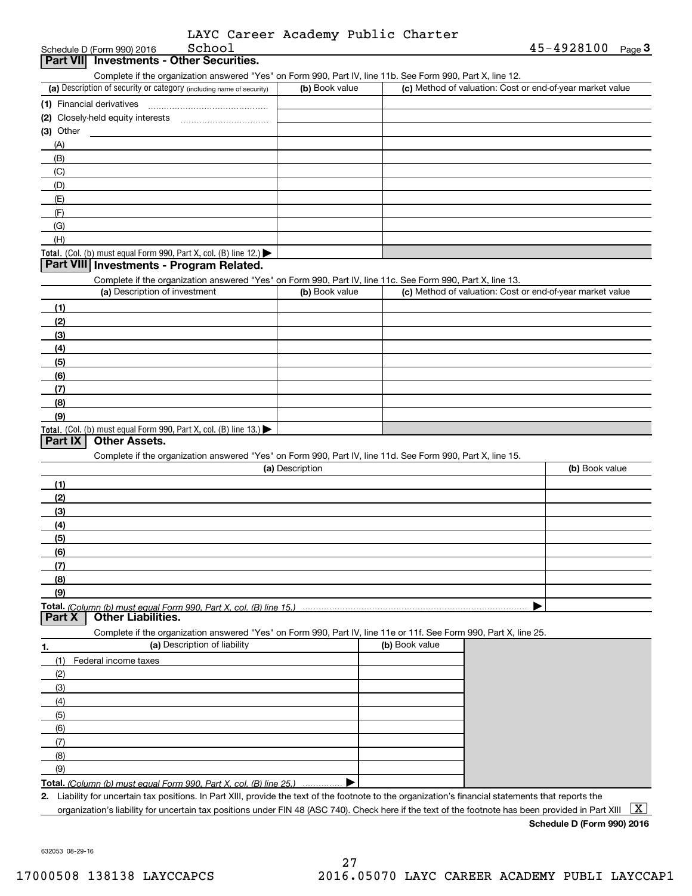Schedule D (Form 990) 2016 LAYC Career Academy Public Charter School 45-4928100 Page **3**

## Part VII Investments - Other Securities.

Complete if the organization answered "Yes" on Form 990, Part IV, line 11b. See Form 990, Part X, line 12.

| (a) Description of security or category (including name of security) | (b) Book value | (c) Method of valuation: Cost or end-of-year market value |
|---|---|---|
| (1) Financial derivatives | | |
| (2) Closely-held equity interests | | |
| (3) Other | | |
| (A) | | |
| (B) | | |
| (C) | | |
| (D) | | |
| (E) | | |
| (F) | | |
| (G) | | |
| (H) | | |
| **Total.** (Col. (b) must equal Form 990, Part X, col. (B) line 12.) ▶ | | |

## Part VIII Investments - Program Related.

Complete if the organization answered "Yes" on Form 990, Part IV, line 11c. See Form 990, Part X, line 13.

| (a) Description of investment | (b) Book value | (c) Method of valuation: Cost or end-of-year market value |
|---|---|---|
| (1) | | |
| (2) | | |
| (3) | | |
| (4) | | |
| (5) | | |
| (6) | | |
| (7) | | |
| (8) | | |
| (9) | | |
| **Total.** (Col. (b) must equal Form 990, Part X, col. (B) line 13.) ▶ | | |

## Part IX Other Assets.

Complete if the organization answered "Yes" on Form 990, Part IV, line 11d. See Form 990, Part X, line 15.

| (a) Description | (b) Book value |
|---|---|
| (1) | |
| (2) | |
| (3) | |
| (4) | |
| (5) | |
| (6) | |
| (7) | |
| (8) | |
| (9) | |
| **Total.** *(Column (b) must equal Form 990, Part X, col. (B) line 15.)* ▶ | |

## Part X Other Liabilities.

Complete if the organization answered "Yes" on Form 990, Part IV, line 11e or 11f. See Form 990, Part X, line 25.

| 1. (a) Description of liability | (b) Book value |
|---|---|
| (1) Federal income taxes | |
| (2) | |
| (3) | |
| (4) | |
| (5) | |
| (6) | |
| (7) | |
| (8) | |
| (9) | |
| **Total.** *(Column (b) must equal Form 990, Part X, col. (B) line 25.)* ▶ | |

**2.** Liability for uncertain tax positions. In Part XIII, provide the text of the footnote to the organization's financial statements that reports the organization's liability for uncertain tax positions under FIN 48 (ASC 740). Check here if the text of the footnote has been provided in Part XIII [X]

**Schedule D (Form 990) 2016**

632053 08-29-16

17000508 138138 LAYCCAPCS 2016.05070 LAYC CAREER ACADEMY PUBLI LAYCCAP1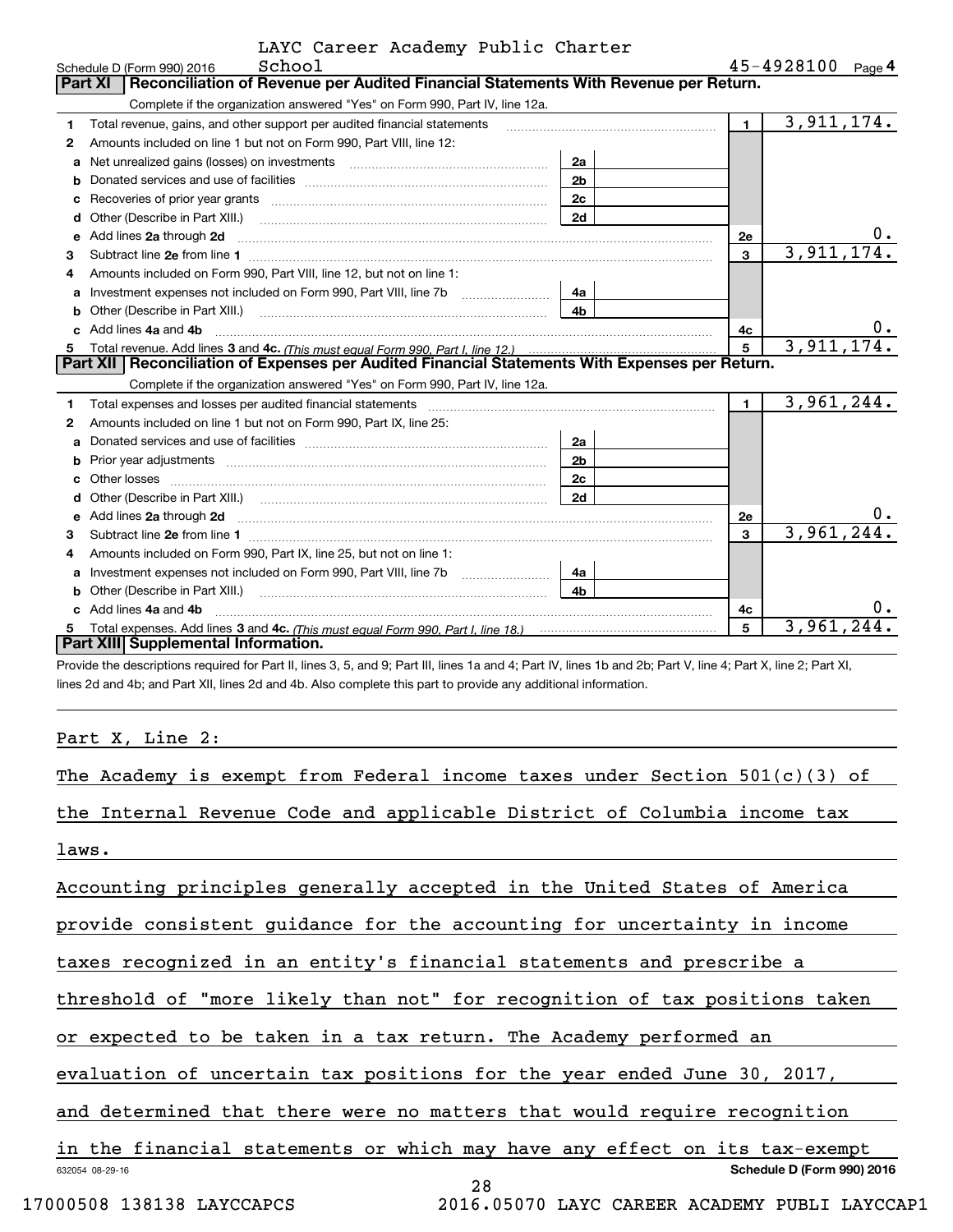LAYC Career Academy Public Charter School — 45-4928100

## Part XI Reconciliation of Revenue per Audited Financial Statements With Revenue per Return.

Complete if the organization answered "Yes" on Form 990, Part IV, line 12a.

| | | | | | |
|---|---|---|---|---|---|
| 1 | Total revenue, gains, and other support per audited financial statements | | | 1 | 3,911,174. |
| 2 | Amounts included on line 1 but not on Form 990, Part VIII, line 12: | | | | |
| a | Net unrealized gains (losses) on investments | 2a | | | |
| b | Donated services and use of facilities | 2b | | | |
| c | Recoveries of prior year grants | 2c | | | |
| d | Other (Describe in Part XIII.) | 2d | | | |
| e | Add lines 2a through 2d | | | 2e | 0. |
| 3 | Subtract line 2e from line 1 | | | 3 | 3,911,174. |
| 4 | Amounts included on Form 990, Part VIII, line 12, but not on line 1: | | | | |
| a | Investment expenses not included on Form 990, Part VIII, line 7b | 4a | | | |
| b | Other (Describe in Part XIII.) | 4b | | | |
| c | Add lines 4a and 4b | | | 4c | 0. |
| 5 | Total revenue. Add lines 3 and 4c. *(This must equal Form 990, Part I, line 12.)* | | | 5 | 3,911,174. |

## Part XII Reconciliation of Expenses per Audited Financial Statements With Expenses per Return.

Complete if the organization answered "Yes" on Form 990, Part IV, line 12a.

| | | | | | |
|---|---|---|---|---|---|
| 1 | Total expenses and losses per audited financial statements | | | 1 | 3,961,244. |
| 2 | Amounts included on line 1 but not on Form 990, Part IX, line 25: | | | | |
| a | Donated services and use of facilities | 2a | | | |
| b | Prior year adjustments | 2b | | | |
| c | Other losses | 2c | | | |
| d | Other (Describe in Part XIII.) | 2d | | | |
| e | Add lines 2a through 2d | | | 2e | 0. |
| 3 | Subtract line 2e from line 1 | | | 3 | 3,961,244. |
| 4 | Amounts included on Form 990, Part IX, line 25, but not on line 1: | | | | |
| a | Investment expenses not included on Form 990, Part VIII, line 7b | 4a | | | |
| b | Other (Describe in Part XIII.) | 4b | | | |
| c | Add lines 4a and 4b | | | 4c | 0. |
| 5 | Total expenses. Add lines 3 and 4c. *(This must equal Form 990, Part I, line 18.)* | | | 5 | 3,961,244. |

## Part XIII Supplemental Information.

Provide the descriptions required for Part II, lines 3, 5, and 9; Part III, lines 1a and 4; Part IV, lines 1b and 2b; Part V, line 4; Part X, line 2; Part XI, lines 2d and 4b; and Part XII, lines 2d and 4b. Also complete this part to provide any additional information.

Part X, Line 2:

The Academy is exempt from Federal income taxes under Section 501(c)(3) of the Internal Revenue Code and applicable District of Columbia income tax laws.

Accounting principles generally accepted in the United States of America provide consistent guidance for the accounting for uncertainty in income taxes recognized in an entity's financial statements and prescribe a threshold of "more likely than not" for recognition of tax positions taken or expected to be taken in a tax return. The Academy performed an evaluation of uncertain tax positions for the year ended June 30, 2017, and determined that there were no matters that would require recognition in the financial statements or which may have any effect on its tax-exempt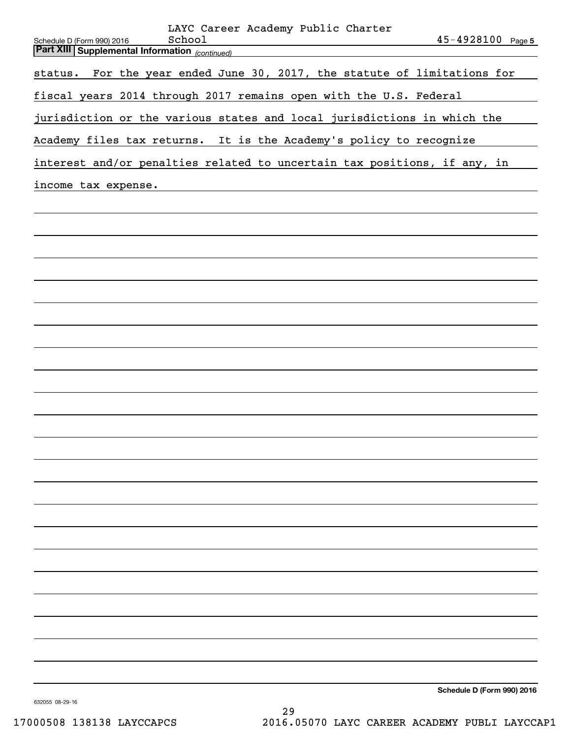**Part XIII Supplemental Information** *(continued)*

status. For the year ended June 30, 2017, the statute of limitations for fiscal years 2014 through 2017 remains open with the U.S. Federal jurisdiction or the various states and local jurisdictions in which the Academy files tax returns. It is the Academy's policy to recognize interest and/or penalties related to uncertain tax positions, if any, in income tax expense.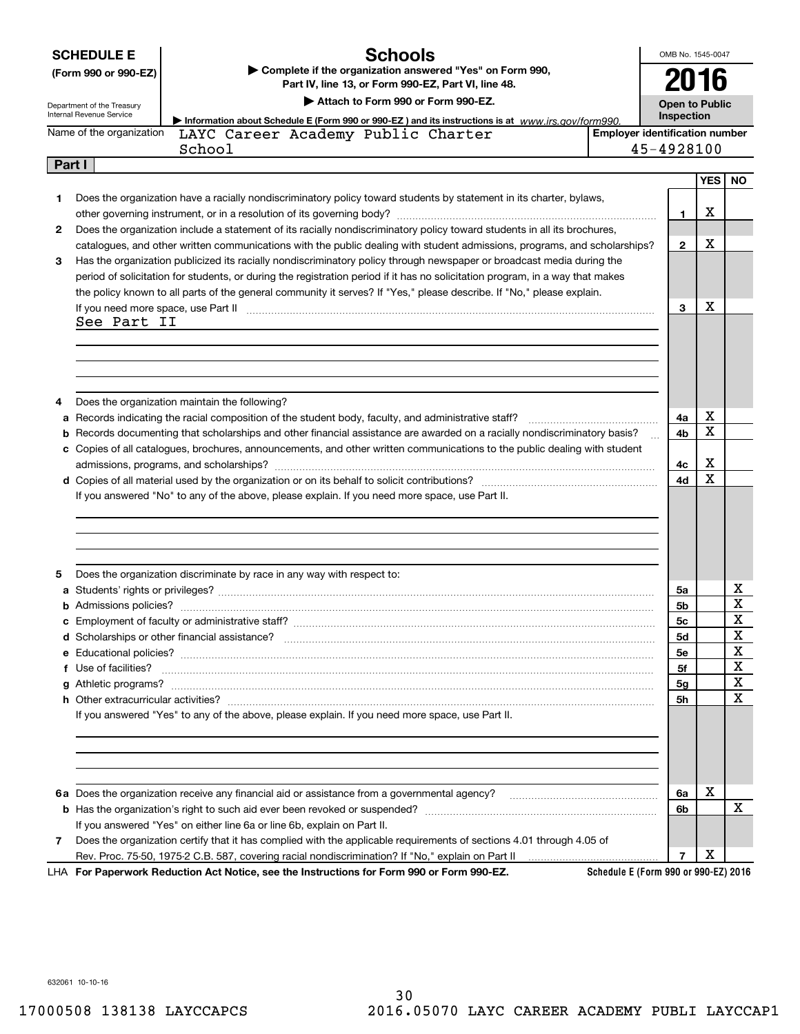**SCHEDULE E** (Form 990 or 990-EZ)

Department of the Treasury
Internal Revenue Service

# Schools

▶ Complete if the organization answered "Yes" on Form 990, Part IV, line 13, or Form 990-EZ, Part VI, line 48.

▶ Attach to Form 990 or Form 990-EZ.

▶ Information about Schedule E (Form 990 or 990-EZ) and its instructions is at www.irs.gov/form990.

OMB No. 1545-0047

**2016**

**Open to Public Inspection**

Name of the organization: LAYC Career Academy Public Charter School

Employer identification number: 45-4928100

## Part I

| | | Line | YES | NO |
|---|---|---|---|---|
| 1 | Does the organization have a racially nondiscriminatory policy toward students by statement in its charter, bylaws, other governing instrument, or in a resolution of its governing body? | 1 | X | |
| 2 | Does the organization include a statement of its racially nondiscriminatory policy toward students in all its brochures, catalogues, and other written communications with the public dealing with student admissions, programs, and scholarships? | 2 | X | |
| 3 | Has the organization publicized its racially nondiscriminatory policy through newspaper or broadcast media during the period of solicitation for students, or during the registration period if it has no solicitation program, in a way that makes the policy known to all parts of the general community it serves? If "Yes," please describe. If "No," please explain. If you need more space, use Part II | 3 | X | |

See Part II

| | | Line | YES | NO |
|---|---|---|---|---|
| 4 | Does the organization maintain the following? | | | |
| a | Records indicating the racial composition of the student body, faculty, and administrative staff? | 4a | X | |
| b | Records documenting that scholarships and other financial assistance are awarded on a racially nondiscriminatory basis? | 4b | X | |
| c | Copies of all catalogues, brochures, announcements, and other written communications to the public dealing with student admissions, programs, and scholarships? | 4c | X | |
| d | Copies of all material used by the organization or on its behalf to solicit contributions? | 4d | X | |

If you answered "No" to any of the above, please explain. If you need more space, use Part II.

| | | Line | YES | NO |
|---|---|---|---|---|
| 5 | Does the organization discriminate by race in any way with respect to: | | | |
| a | Students' rights or privileges? | 5a | | X |
| b | Admissions policies? | 5b | | X |
| c | Employment of faculty or administrative staff? | 5c | | X |
| d | Scholarships or other financial assistance? | 5d | | X |
| e | Educational policies? | 5e | | X |
| f | Use of facilities? | 5f | | X |
| g | Athletic programs? | 5g | | X |
| h | Other extracurricular activities? | 5h | | X |

If you answered "Yes" to any of the above, please explain. If you need more space, use Part II.

| | | Line | YES | NO |
|---|---|---|---|---|
| 6a | Does the organization receive any financial aid or assistance from a governmental agency? | 6a | X | |
| b | Has the organization's right to such aid ever been revoked or suspended? | 6b | | X |
| | If you answered "Yes" on either line 6a or line 6b, explain on Part II. | | | |
| 7 | Does the organization certify that it has complied with the applicable requirements of sections 4.01 through 4.05 of Rev. Proc. 75-50, 1975-2 C.B. 587, covering racial nondiscrimination? If "No," explain on Part II | 7 | X | |

LHA **For Paperwork Reduction Act Notice, see the Instructions for Form 990 or Form 990-EZ.** **Schedule E (Form 990 or 990-EZ) 2016**

632061 10-10-16

17000508 138138 LAYCCAPCS 2016.05070 LAYC CAREER ACADEMY PUBLI LAYCCAP1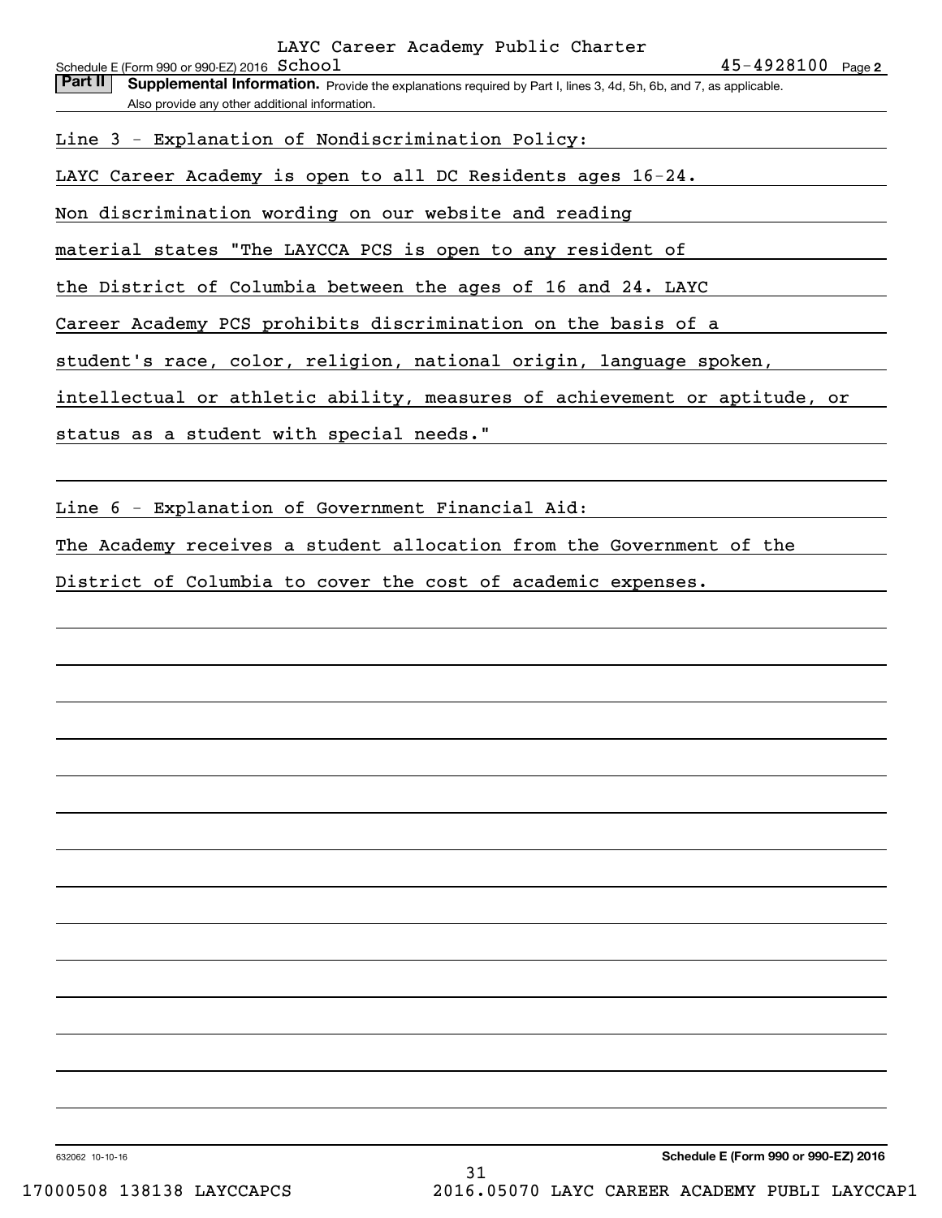LAYC Career Academy Public Charter School 45-4928100

**Part II** **Supplemental Information.** Provide the explanations required by Part I, lines 3, 4d, 5h, 6b, and 7, as applicable. Also provide any other additional information.

Line 3 - Explanation of Nondiscrimination Policy:

LAYC Career Academy is open to all DC Residents ages 16-24. Non discrimination wording on our website and reading material states "The LAYCCA PCS is open to any resident of the District of Columbia between the ages of 16 and 24. LAYC Career Academy PCS prohibits discrimination on the basis of a student's race, color, religion, national origin, language spoken, intellectual or athletic ability, measures of achievement or aptitude, or status as a student with special needs."

Line 6 - Explanation of Government Financial Aid:

The Academy receives a student allocation from the Government of the District of Columbia to cover the cost of academic expenses.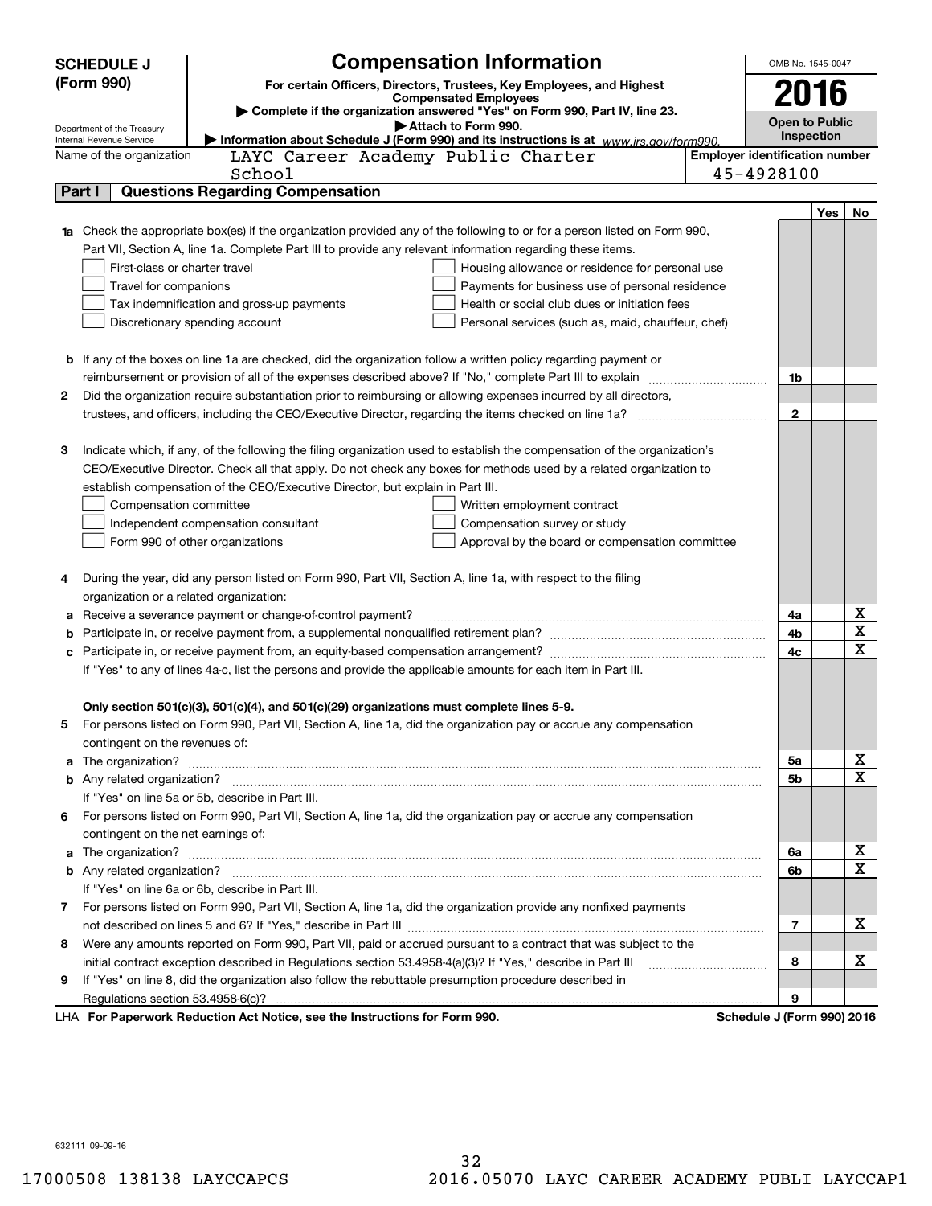# SCHEDULE J (Form 990)

## Compensation Information

**For certain Officers, Directors, Trustees, Key Employees, and Highest Compensated Employees**

▶ Complete if the organization answered "Yes" on Form 990, Part IV, line 23.

▶ Attach to Form 990.

▶ Information about Schedule J (Form 990) and its instructions is at *www.irs.gov/form990.*

Department of the Treasury
Internal Revenue Service

OMB No. 1545-0047

**2016**

**Open to Public Inspection**

| Name of the organization | Employer identification number |
|---|---|
| LAYC Career Academy Public Charter School | 45-4928100 |

### Part I — Questions Regarding Compensation

| | | | Yes | No |
|---|---|---|---|---|
| **1a** | Check the appropriate box(es) if the organization provided any of the following to or for a person listed on Form 990, Part VII, Section A, line 1a. Complete Part III to provide any relevant information regarding these items.<br>☐ First-class or charter travel ☐ Housing allowance or residence for personal use<br>☐ Travel for companions ☐ Payments for business use of personal residence<br>☐ Tax indemnification and gross-up payments ☐ Health or social club dues or initiation fees<br>☐ Discretionary spending account ☐ Personal services (such as, maid, chauffeur, chef) | | | |
| **b** | If any of the boxes on line 1a are checked, did the organization follow a written policy regarding payment or reimbursement or provision of all of the expenses described above? If "No," complete Part III to explain | 1b | | |
| **2** | Did the organization require substantiation prior to reimbursing or allowing expenses incurred by all directors, trustees, and officers, including the CEO/Executive Director, regarding the items checked on line 1a? | 2 | | |
| **3** | Indicate which, if any, of the following the filing organization used to establish the compensation of the organization's CEO/Executive Director. Check all that apply. Do not check any boxes for methods used by a related organization to establish compensation of the CEO/Executive Director, but explain in Part III.<br>☐ Compensation committee ☐ Written employment contract<br>☐ Independent compensation consultant ☐ Compensation survey or study<br>☐ Form 990 of other organizations ☐ Approval by the board or compensation committee | | | |
| **4** | During the year, did any person listed on Form 990, Part VII, Section A, line 1a, with respect to the filing organization or a related organization: | | | |
| **a** | Receive a severance payment or change-of-control payment? | 4a | | X |
| **b** | Participate in, or receive payment from, a supplemental nonqualified retirement plan? | 4b | | X |
| **c** | Participate in, or receive payment from, an equity-based compensation arrangement? | 4c | | X |
| | If "Yes" to any of lines 4a-c, list the persons and provide the applicable amounts for each item in Part III. | | | |
| | **Only section 501(c)(3), 501(c)(4), and 501(c)(29) organizations must complete lines 5-9.** | | | |
| **5** | For persons listed on Form 990, Part VII, Section A, line 1a, did the organization pay or accrue any compensation contingent on the revenues of: | | | |
| **a** | The organization? | 5a | | X |
| **b** | Any related organization? | 5b | | X |
| | If "Yes" on line 5a or 5b, describe in Part III. | | | |
| **6** | For persons listed on Form 990, Part VII, Section A, line 1a, did the organization pay or accrue any compensation contingent on the net earnings of: | | | |
| **a** | The organization? | 6a | | X |
| **b** | Any related organization? | 6b | | X |
| | If "Yes" on line 6a or 6b, describe in Part III. | | | |
| **7** | For persons listed on Form 990, Part VII, Section A, line 1a, did the organization provide any nonfixed payments not described on lines 5 and 6? If "Yes," describe in Part III | 7 | | X |
| **8** | Were any amounts reported on Form 990, Part VII, paid or accrued pursuant to a contract that was subject to the initial contract exception described in Regulations section 53.4958-4(a)(3)? If "Yes," describe in Part III | 8 | | X |
| **9** | If "Yes" on line 8, did the organization also follow the rebuttable presumption procedure described in Regulations section 53.4958-6(c)? | 9 | | |

LHA **For Paperwork Reduction Act Notice, see the Instructions for Form 990.** **Schedule J (Form 990) 2016**

632111 09-09-16

17000508 138138 LAYCCAPCS 2016.05070 LAYC CAREER ACADEMY PUBLI LAYCCAP1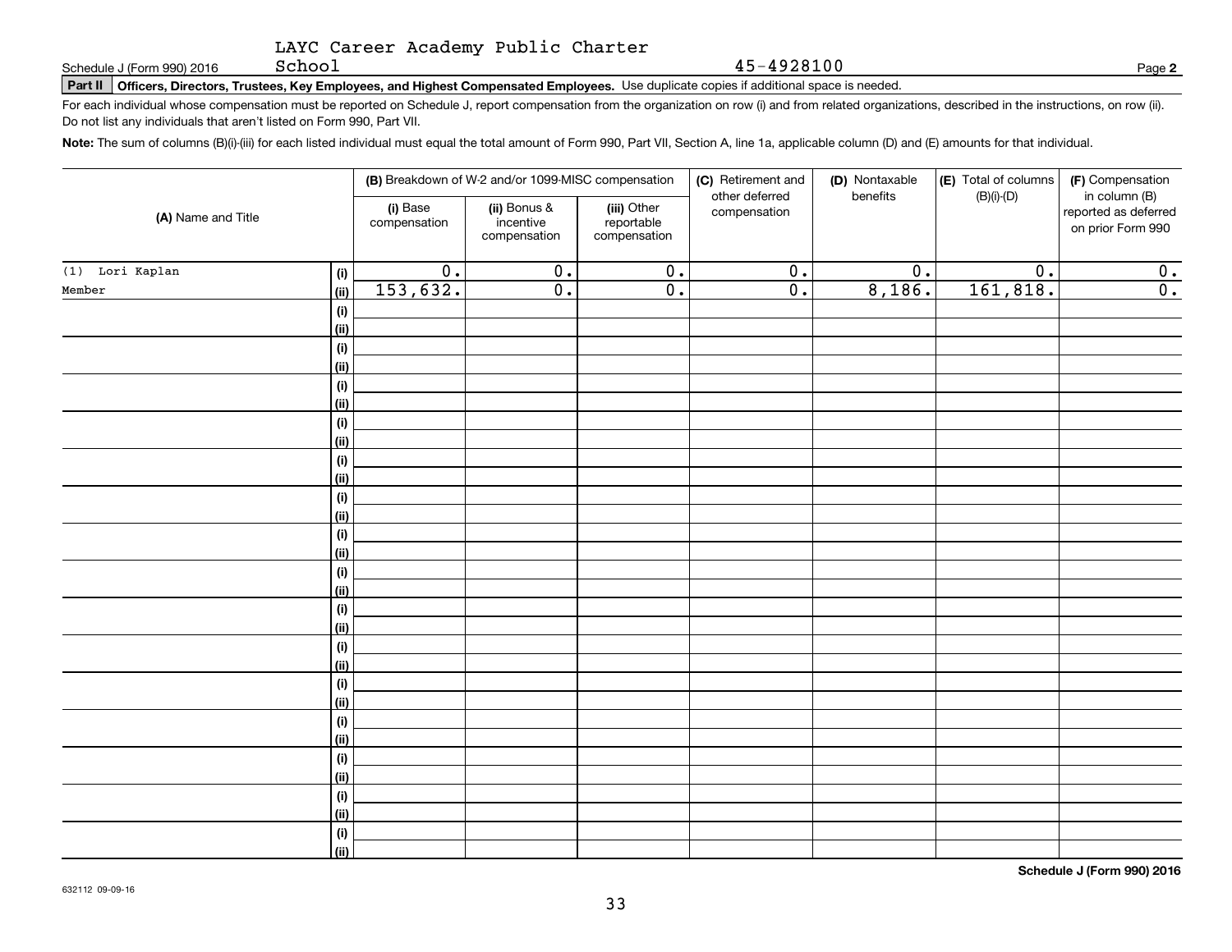LAYC Career Academy Public Charter School

Schedule J (Form 990) 2016 45-4928100

**Part II Officers, Directors, Trustees, Key Employees, and Highest Compensated Employees.** Use duplicate copies if additional space is needed.

For each individual whose compensation must be reported on Schedule J, report compensation from the organization on row (i) and from related organizations, described in the instructions, on row (ii). Do not list any individuals that aren't listed on Form 990, Part VII.

**Note:** The sum of columns (B)(i)-(iii) for each listed individual must equal the total amount of Form 990, Part VII, Section A, line 1a, applicable column (D) and (E) amounts for that individual.

| (A) Name and Title | | (B) Breakdown of W-2 and/or 1099-MISC compensation | | | (C) Retirement and other deferred compensation | (D) Nontaxable benefits | (E) Total of columns (B)(i)-(D) | (F) Compensation in column (B) reported as deferred on prior Form 990 |
|---|---|---|---|---|---|---|---|---|
| | | (i) Base compensation | (ii) Bonus & incentive compensation | (iii) Other reportable compensation | | | | |
| (1) Lori Kaplan | (i) | 0. | 0. | 0. | 0. | 0. | 0. | 0. |
| Member | (ii) | 153,632. | 0. | 0. | 0. | 8,186. | 161,818. | 0. |
| | (i) | | | | | | | |
| | (ii) | | | | | | | |
| | (i) | | | | | | | |
| | (ii) | | | | | | | |
| | (i) | | | | | | | |
| | (ii) | | | | | | | |
| | (i) | | | | | | | |
| | (ii) | | | | | | | |
| | (i) | | | | | | | |
| | (ii) | | | | | | | |
| | (i) | | | | | | | |
| | (ii) | | | | | | | |
| | (i) | | | | | | | |
| | (ii) | | | | | | | |
| | (i) | | | | | | | |
| | (ii) | | | | | | | |
| | (i) | | | | | | | |
| | (ii) | | | | | | | |
| | (i) | | | | | | | |
| | (ii) | | | | | | | |
| | (i) | | | | | | | |
| | (ii) | | | | | | | |
| | (i) | | | | | | | |
| | (ii) | | | | | | | |
| | (i) | | | | | | | |
| | (ii) | | | | | | | |
| | (i) | | | | | | | |
| | (ii) | | | | | | | |
| | (i) | | | | | | | |
| | (ii) | | | | | | | |

**Schedule J (Form 990) 2016**

632112 09-09-16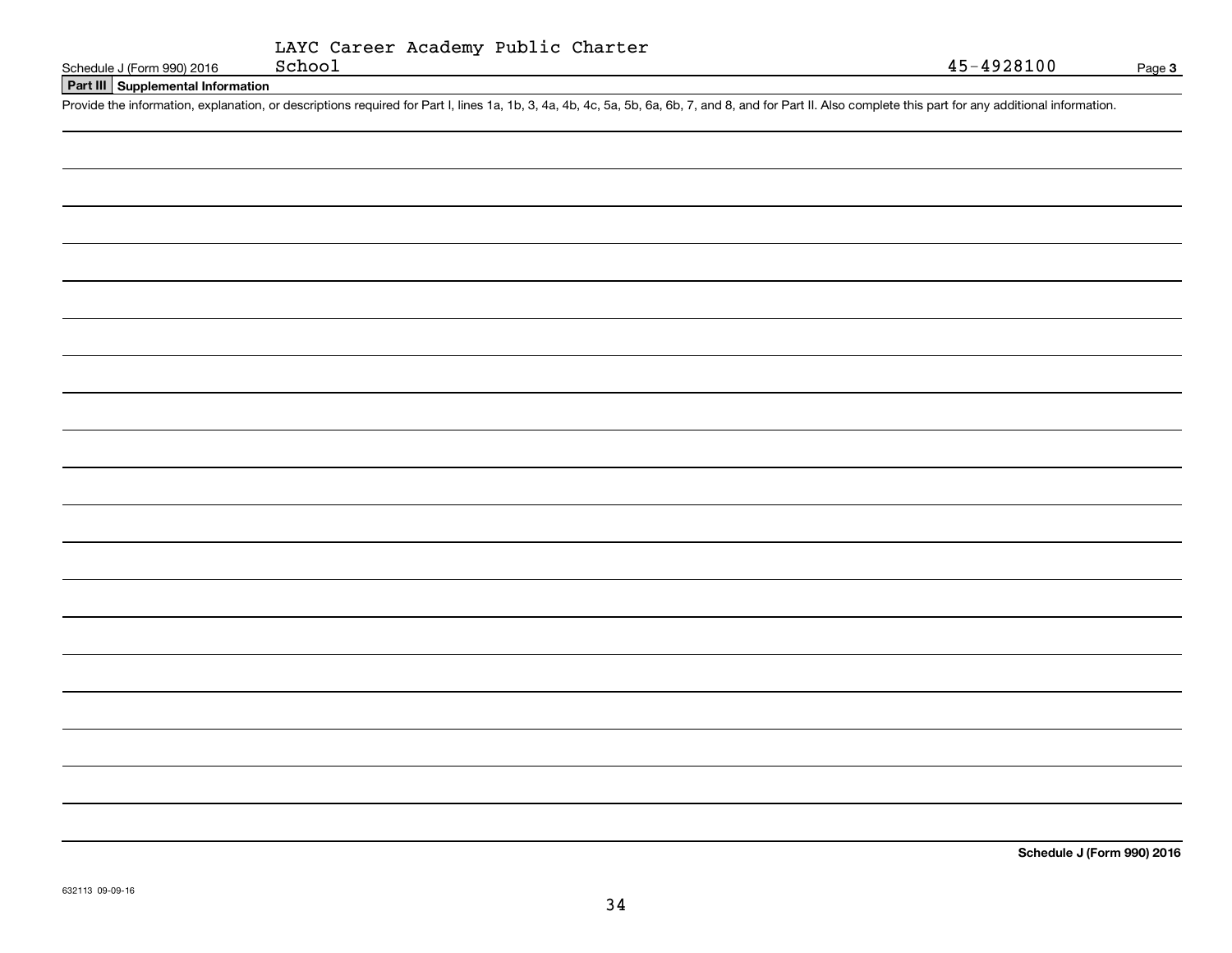LAYC Career Academy Public Charter School — 45-4928100

## Part III Supplemental Information

Provide the information, explanation, or descriptions required for Part I, lines 1a, 1b, 3, 4a, 4b, 4c, 5a, 5b, 6a, 6b, 7, and 8, and for Part II. Also complete this part for any additional information.

632113 09-09-16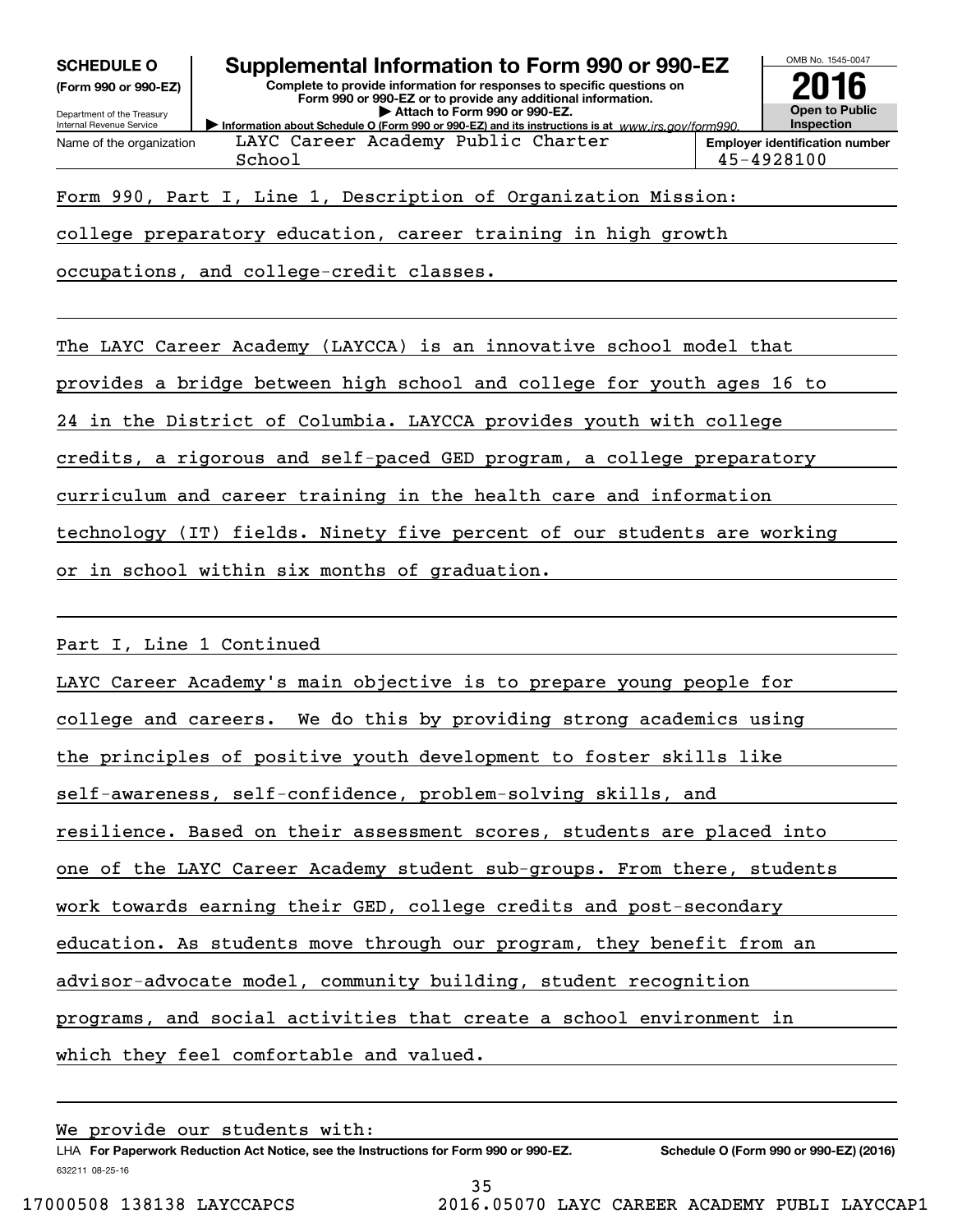**SCHEDULE O (Form 990 or 990-EZ)**

Department of the Treasury
Internal Revenue Service

# Supplemental Information to Form 990 or 990-EZ

**Complete to provide information for responses to specific questions on Form 990 or 990-EZ or to provide any additional information.**
**▶ Attach to Form 990 or 990-EZ.**
**▶ Information about Schedule O (Form 990 or 990-EZ) and its instructions is at** *www.irs.gov/form990.*

OMB No. 1545-0047

**2016**

**Open to Public Inspection**

| Name of the organization | Employer identification number |
|---|---|
| LAYC Career Academy Public Charter School | 45-4928100 |

Form 990, Part I, Line 1, Description of Organization Mission:

college preparatory education, career training in high growth occupations, and college-credit classes.

The LAYC Career Academy (LAYCCA) is an innovative school model that provides a bridge between high school and college for youth ages 16 to 24 in the District of Columbia. LAYCCA provides youth with college credits, a rigorous and self-paced GED program, a college preparatory curriculum and career training in the health care and information technology (IT) fields. Ninety five percent of our students are working or in school within six months of graduation.

Part I, Line 1 Continued

LAYC Career Academy's main objective is to prepare young people for college and careers. We do this by providing strong academics using the principles of positive youth development to foster skills like self-awareness, self-confidence, problem-solving skills, and resilience. Based on their assessment scores, students are placed into one of the LAYC Career Academy student sub-groups. From there, students work towards earning their GED, college credits and post-secondary education. As students move through our program, they benefit from an advisor-advocate model, community building, student recognition programs, and social activities that create a school environment in which they feel comfortable and valued.

We provide our students with:

LHA **For Paperwork Reduction Act Notice, see the Instructions for Form 990 or 990-EZ.** **Schedule O (Form 990 or 990-EZ) (2016)**

632211 08-25-16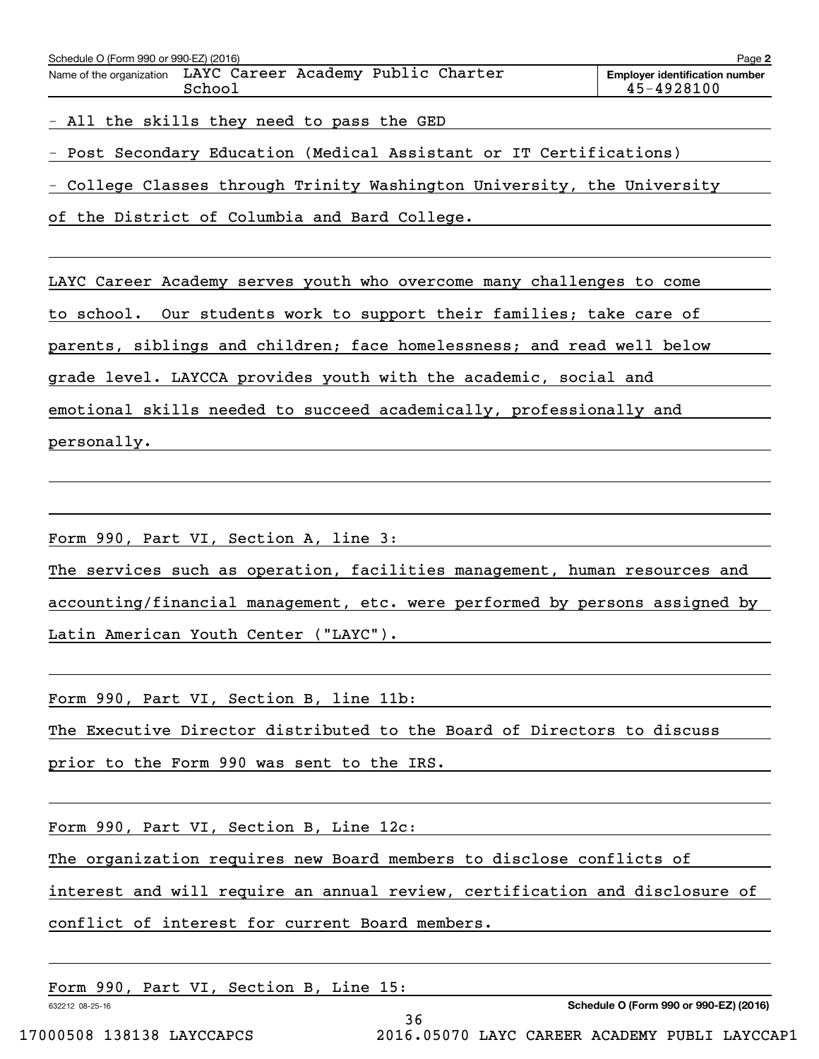Schedule O (Form 990 or 990-EZ) (2016) Page **2**

Name of the organization LAYC Career Academy Public Charter School

**Employer identification number** 45-4928100

- All the skills they need to pass the GED
- Post Secondary Education (Medical Assistant or IT Certifications)
- College Classes through Trinity Washington University, the University of the District of Columbia and Bard College.

LAYC Career Academy serves youth who overcome many challenges to come to school. Our students work to support their families; take care of parents, siblings and children; face homelessness; and read well below grade level. LAYCCA provides youth with the academic, social and emotional skills needed to succeed academically, professionally and personally.

Form 990, Part VI, Section A, line 3:

The services such as operation, facilities management, human resources and accounting/financial management, etc. were performed by persons assigned by Latin American Youth Center ("LAYC").

Form 990, Part VI, Section B, line 11b:

The Executive Director distributed to the Board of Directors to discuss prior to the Form 990 was sent to the IRS.

Form 990, Part VI, Section B, Line 12c:

The organization requires new Board members to disclose conflicts of interest and will require an annual review, certification and disclosure of conflict of interest for current Board members.

Form 990, Part VI, Section B, Line 15:

632212 08-25-16

**Schedule O (Form 990 or 990-EZ) (2016)**

17000508 138138 LAYCCAPCS 2016.05070 LAYC CAREER ACADEMY PUBLI LAYCCAP1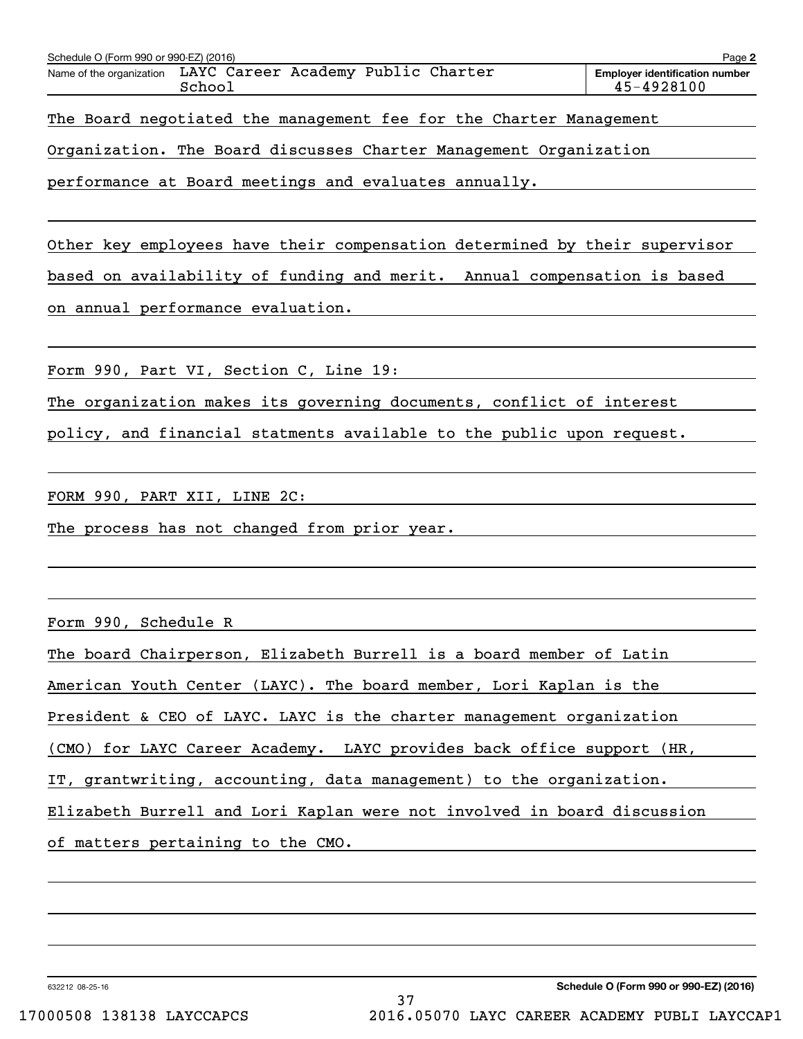Schedule O (Form 990 or 990-EZ) (2016)

Name of the organization: LAYC Career Academy Public Charter School

Employer identification number: 45-4928100

The Board negotiated the management fee for the Charter Management Organization. The Board discusses Charter Management Organization performance at Board meetings and evaluates annually.

Other key employees have their compensation determined by their supervisor based on availability of funding and merit. Annual compensation is based on annual performance evaluation.

Form 990, Part VI, Section C, Line 19:

The organization makes its governing documents, conflict of interest policy, and financial statments available to the public upon request.

FORM 990, PART XII, LINE 2C:

The process has not changed from prior year.

Form 990, Schedule R

The board Chairperson, Elizabeth Burrell is a board member of Latin American Youth Center (LAYC). The board member, Lori Kaplan is the President & CEO of LAYC. LAYC is the charter management organization (CMO) for LAYC Career Academy. LAYC provides back office support (HR, IT, grantwriting, accounting, data management) to the organization. Elizabeth Burrell and Lori Kaplan were not involved in board discussion of matters pertaining to the CMO.

632212 08-25-16

Schedule O (Form 990 or 990-EZ) (2016)

17000508 138138 LAYCCAPCS 2016.05070 LAYC CAREER ACADEMY PUBLI LAYCCAP1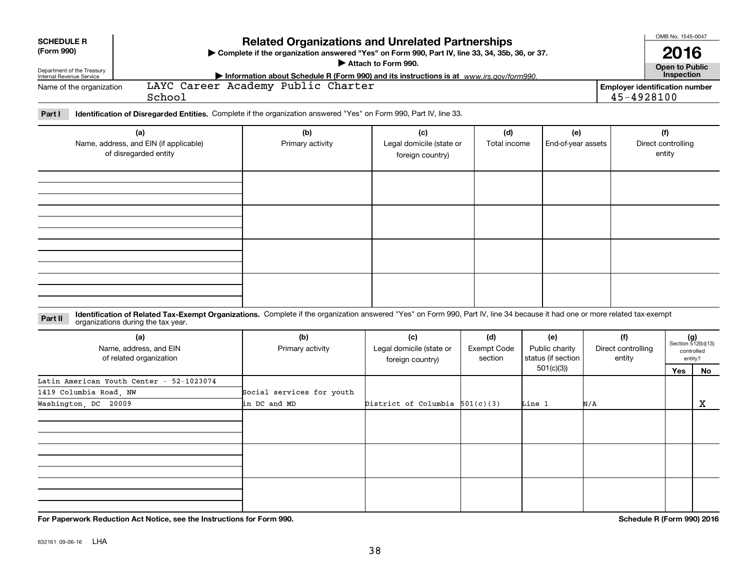**SCHEDULE R (Form 990)**

Department of the Treasury
Internal Revenue Service

# Related Organizations and Unrelated Partnerships

▶ Complete if the organization answered "Yes" on Form 990, Part IV, line 33, 34, 35b, 36, or 37.

▶ Attach to Form 990.

▶ Information about Schedule R (Form 990) and its instructions is at *www.irs.gov/form990.*

OMB No. 1545-0047

**2016**

**Open to Public Inspection**

Name of the organization: LAYC Career Academy Public Charter School

**Employer identification number** 45-4928100

**Part I** **Identification of Disregarded Entities.** Complete if the organization answered "Yes" on Form 990, Part IV, line 33.

| (a) Name, address, and EIN (if applicable) of disregarded entity | (b) Primary activity | (c) Legal domicile (state or foreign country) | (d) Total income | (e) End-of-year assets | (f) Direct controlling entity |
|---|---|---|---|---|---|
| | | | | | |
| | | | | | |
| | | | | | |
| | | | | | |

**Part II** **Identification of Related Tax-Exempt Organizations.** Complete if the organization answered "Yes" on Form 990, Part IV, line 34 because it had one or more related tax-exempt organizations during the tax year.

| (a) Name, address, and EIN of related organization | (b) Primary activity | (c) Legal domicile (state or foreign country) | (d) Exempt Code section | (e) Public charity status (if section 501(c)(3)) | (f) Direct controlling entity | (g) Section 512(b)(13) controlled entity? Yes | No |
|---|---|---|---|---|---|---|---|
| Latin American Youth Center - 52-1023074<br>1419 Columbia Road, NW<br>Washington, DC 20009 | Social services for youth in DC and MD | District of Columbia | 501(c)(3) | Line 1 | N/A | | X |
| | | | | | | | |
| | | | | | | | |
| | | | | | | | |

**For Paperwork Reduction Act Notice, see the Instructions for Form 990.** **Schedule R (Form 990) 2016**

632161 09-06-16 LHA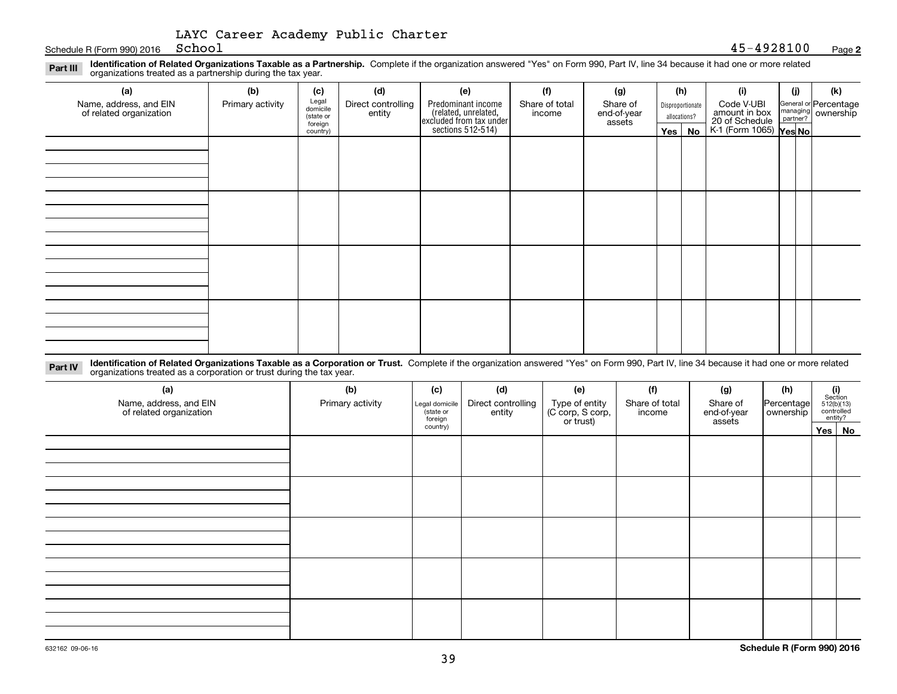Schedule R (Form 990) 2016 LAYC Career Academy Public Charter School 45-4928100 Page 2

**Part III** **Identification of Related Organizations Taxable as a Partnership.** Complete if the organization answered "Yes" on Form 990, Part IV, line 34 because it had one or more related organizations treated as a partnership during the tax year.

| (a) Name, address, and EIN of related organization | (b) Primary activity | (c) Legal domicile (state or foreign country) | (d) Direct controlling entity | (e) Predominant income (related, unrelated, excluded from tax under sections 512-514) | (f) Share of total income | (g) Share of end-of-year assets | (h) Disproportionate allocations? Yes | No | (i) Code V-UBI amount in box 20 of Schedule K-1 (Form 1065) | (j) General or managing partner? Yes | No | (k) Percentage ownership |
|---|---|---|---|---|---|---|---|---|---|---|---|---|
| | | | | | | | | | | | | |
| | | | | | | | | | | | | |
| | | | | | | | | | | | | |
| | | | | | | | | | | | | |

**Part IV** **Identification of Related Organizations Taxable as a Corporation or Trust.** Complete if the organization answered "Yes" on Form 990, Part IV, line 34 because it had one or more related organizations treated as a corporation or trust during the tax year.

| (a) Name, address, and EIN of related organization | (b) Primary activity | (c) Legal domicile (state or foreign country) | (d) Direct controlling entity | (e) Type of entity (C corp, S corp, or trust) | (f) Share of total income | (g) Share of end-of-year assets | (h) Percentage ownership | (i) Section 512(b)(13) controlled entity? Yes | No |
|---|---|---|---|---|---|---|---|---|---|
| | | | | | | | | | |
| | | | | | | | | | |
| | | | | | | | | | |
| | | | | | | | | | |
| | | | | | | | | | |

632162 09-06-16 **Schedule R (Form 990) 2016**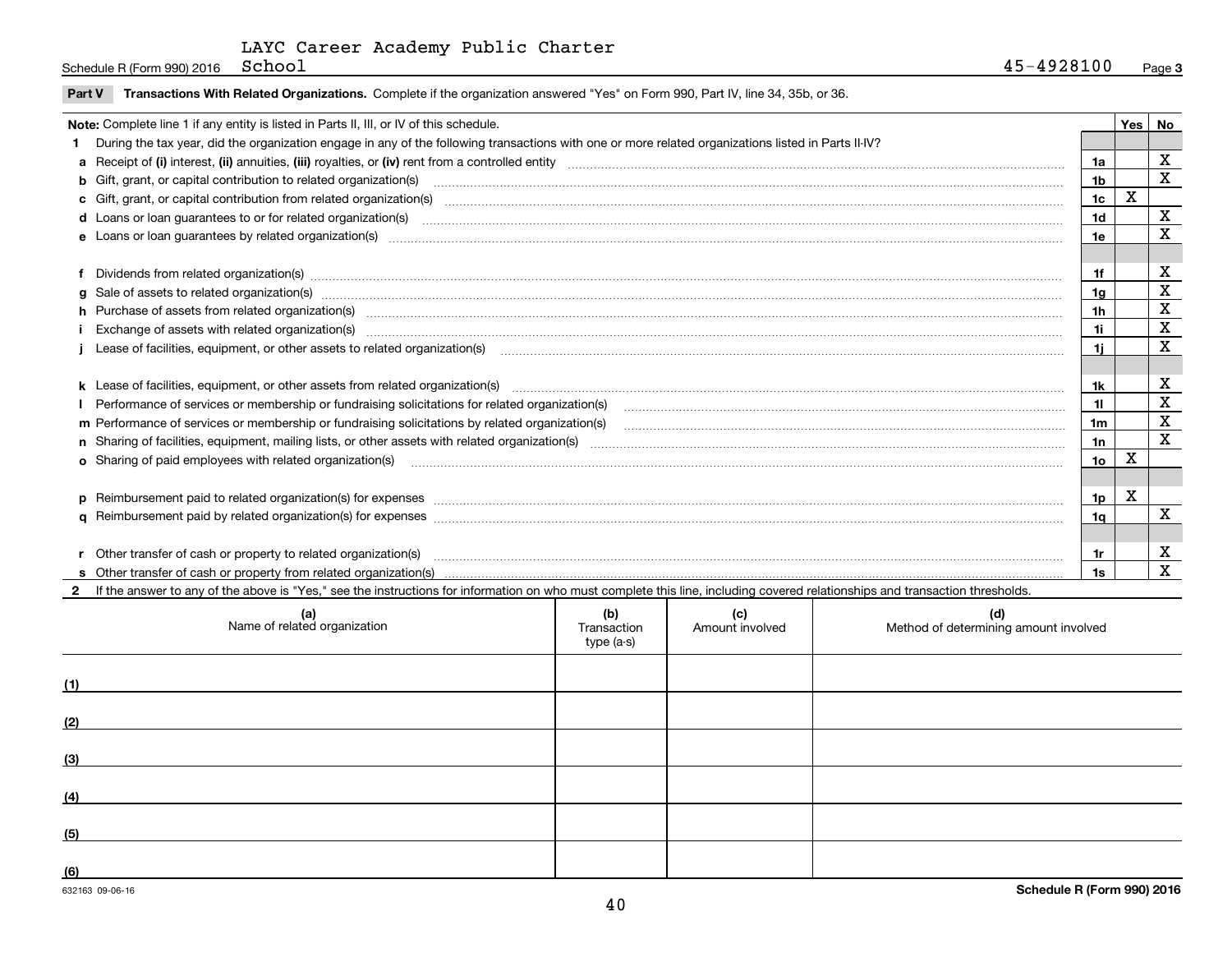Schedule R (Form 990) 2016 LAYC Career Academy Public Charter School 45-4928100 Page **3**

**Part V** **Transactions With Related Organizations.** Complete if the organization answered "Yes" on Form 990, Part IV, line 34, 35b, or 36.

| **Note:** Complete line 1 if any entity is listed in Parts II, III, or IV of this schedule. | | Yes | No |
|---|---|---|---|
| **1** During the tax year, did the organization engage in any of the following transactions with one or more related organizations listed in Parts II-IV? | | | |
| **a** Receipt of **(i)** interest, **(ii)** annuities, **(iii)** royalties, or **(iv)** rent from a controlled entity | **1a** | | X |
| **b** Gift, grant, or capital contribution to related organization(s) | **1b** | | X |
| **c** Gift, grant, or capital contribution from related organization(s) | **1c** | X | |
| **d** Loans or loan guarantees to or for related organization(s) | **1d** | | X |
| **e** Loans or loan guarantees by related organization(s) | **1e** | | X |
| **f** Dividends from related organization(s) | **1f** | | X |
| **g** Sale of assets to related organization(s) | **1g** | | X |
| **h** Purchase of assets from related organization(s) | **1h** | | X |
| **i** Exchange of assets with related organization(s) | **1i** | | X |
| **j** Lease of facilities, equipment, or other assets to related organization(s) | **1j** | | X |
| **k** Lease of facilities, equipment, or other assets from related organization(s) | **1k** | | X |
| **l** Performance of services or membership or fundraising solicitations for related organization(s) | **1l** | | X |
| **m** Performance of services or membership or fundraising solicitations by related organization(s) | **1m** | | X |
| **n** Sharing of facilities, equipment, mailing lists, or other assets with related organization(s) | **1n** | | X |
| **o** Sharing of paid employees with related organization(s) | **1o** | X | |
| **p** Reimbursement paid to related organization(s) for expenses | **1p** | X | |
| **q** Reimbursement paid by related organization(s) for expenses | **1q** | | X |
| **r** Other transfer of cash or property to related organization(s) | **1r** | | X |
| **s** Other transfer of cash or property from related organization(s) | **1s** | | X |

**2** If the answer to any of the above is "Yes," see the instructions for information on who must complete this line, including covered relationships and transaction thresholds.

| (a) Name of related organization | (b) Transaction type (a-s) | (c) Amount involved | (d) Method of determining amount involved |
|---|---|---|---|
| (1) | | | |
| (2) | | | |
| (3) | | | |
| (4) | | | |
| (5) | | | |
| (6) | | | |

632163 09-06-16 **Schedule R (Form 990) 2016**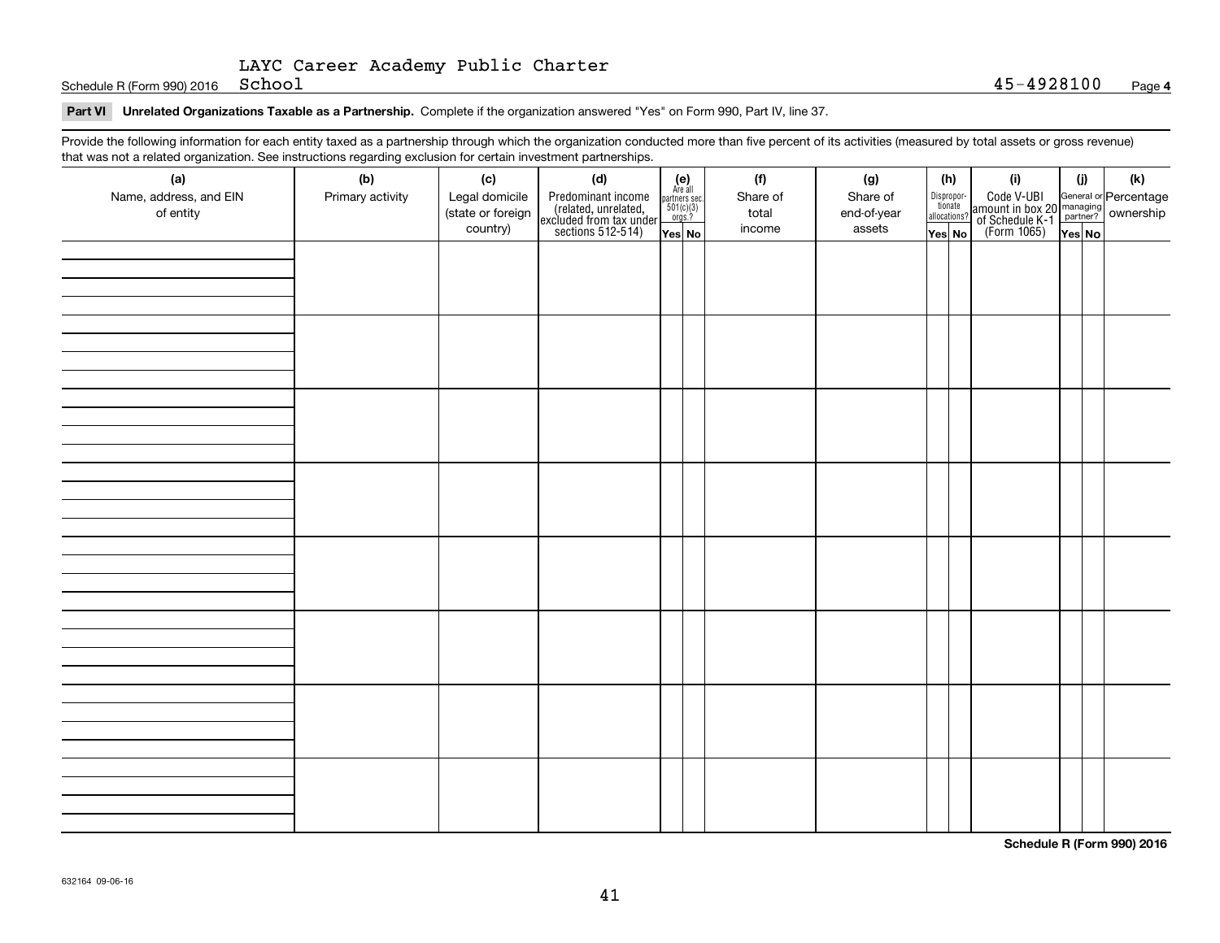Schedule R (Form 990) 2016 LAYC Career Academy Public Charter School 45-4928100 Page **4**

**Part VI Unrelated Organizations Taxable as a Partnership.** Complete if the organization answered "Yes" on Form 990, Part IV, line 37.

Provide the following information for each entity taxed as a partnership through which the organization conducted more than five percent of its activities (measured by total assets or gross revenue) that was not a related organization. See instructions regarding exclusion for certain investment partnerships.

| (a) Name, address, and EIN of entity | (b) Primary activity | (c) Legal domicile (state or foreign country) | (d) Predominant income (related, unrelated, excluded from tax under sections 512-514) | (e) Are all partners sec. 501(c)(3) orgs.? | | (f) Share of total income | (g) Share of end-of-year assets | (h) Disproportionate allocations? | | (i) Code V-UBI amount in box 20 of Schedule K-1 (Form 1065) | (j) General or managing partner? | | (k) Percentage ownership |
|---|---|---|---|---|---|---|---|---|---|---|---|---|---|
| | | | | Yes | No | | | Yes | No | | Yes | No | |
| | | | | | | | | | | | | | |
| | | | | | | | | | | | | | |
| | | | | | | | | | | | | | |
| | | | | | | | | | | | | | |
| | | | | | | | | | | | | | |
| | | | | | | | | | | | | | |
| | | | | | | | | | | | | | |
| | | | | | | | | | | | | | |

**Schedule R (Form 990) 2016**

632164 09-06-16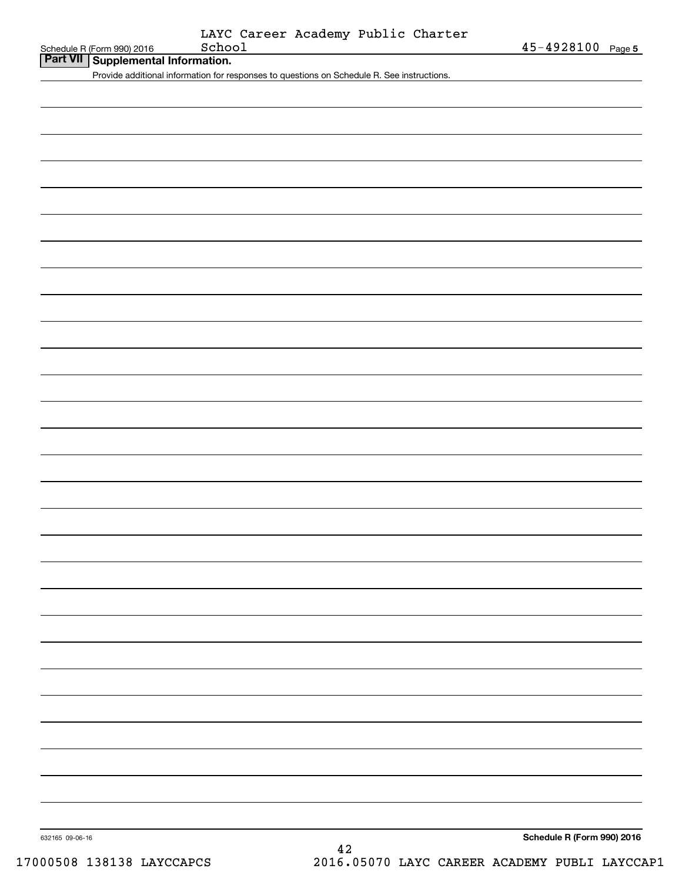Schedule R (Form 990) 2016 LAYC Career Academy Public Charter School 45-4928100 Page **5**

## Part VII Supplemental Information.

Provide additional information for responses to questions on Schedule R. See instructions.

632165 09-06-16 **Schedule R (Form 990) 2016**

17000508 138138 LAYCCAPCS 2016.05070 LAYC CAREER ACADEMY PUBLI LAYCCAP1